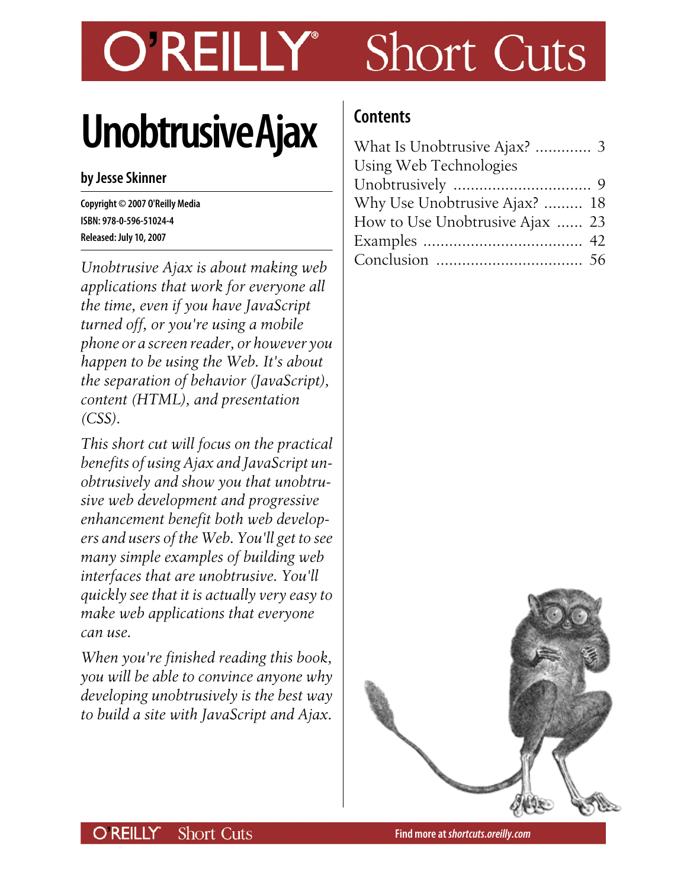# Unobtrusive Ajax

**by Jesse Skinner**

**Copyright © 2007 O'Reilly Media**
**ISBN: 978-0-596-51024-4**
**Released: July 10, 2007**

*Unobtrusive Ajax is about making web applications that work for everyone all the time, even if you have JavaScript turned off, or you're using a mobile phone or a screen reader, or however you happen to be using the Web. It's about the separation of behavior (JavaScript), content (HTML), and presentation (CSS).*

*This short cut will focus on the practical benefits of using Ajax and JavaScript unobtrusively and show you that unobtrusive web development and progressive enhancement benefit both web developers and users of the Web. You'll get to see many simple examples of building web interfaces that are unobtrusive. You'll quickly see that it is actually very easy to make web applications that everyone can use.*

*When you're finished reading this book, you will be able to convince anyone why developing unobtrusively is the best way to build a site with JavaScript and Ajax.*

## Contents

What Is Unobtrusive Ajax? ............. 3
Using Web Technologies Unobtrusively ................................ 9
Why Use Unobtrusive Ajax? ......... 18
How to Use Unobtrusive Ajax ...... 23
Examples ..................................... 42
Conclusion .................................. 56

**Find more at *shortcuts.oreilly.com***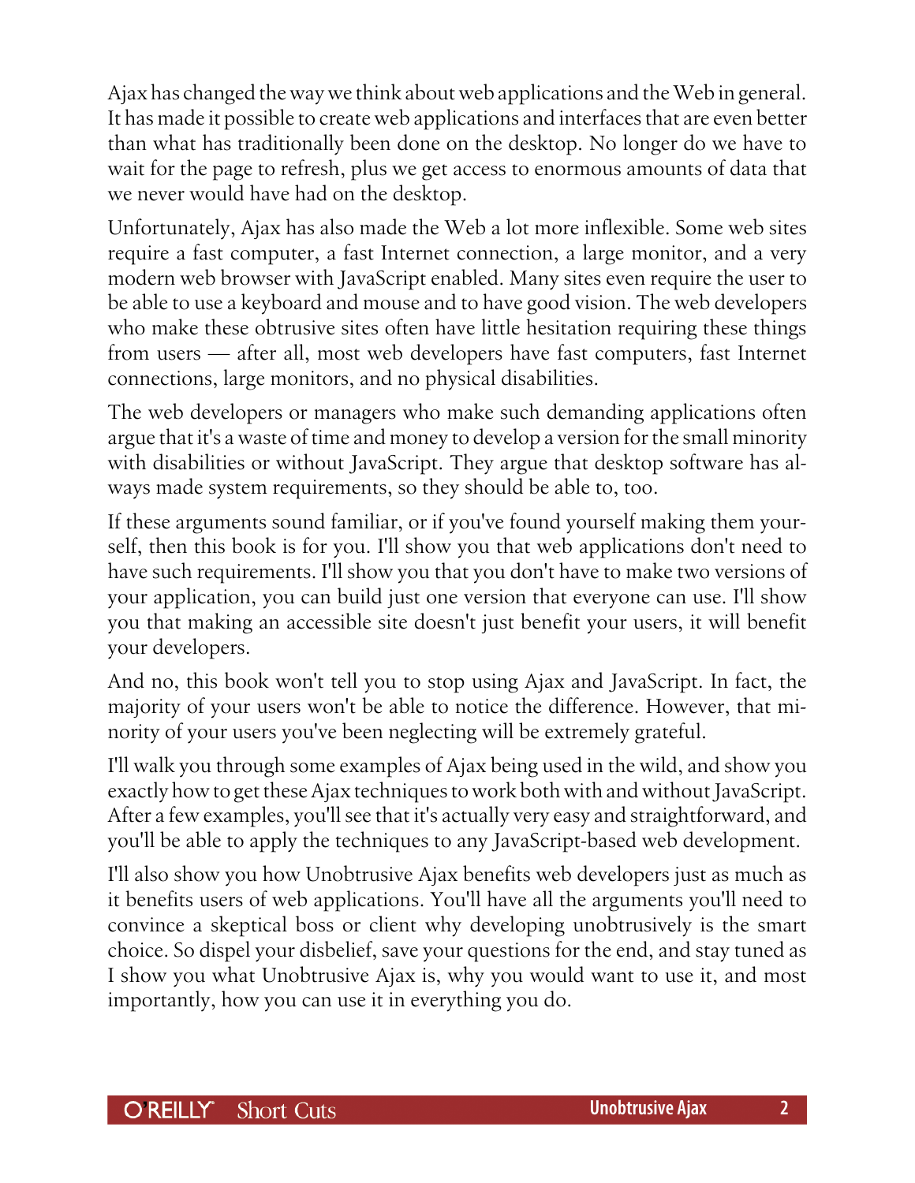Ajax has changed the way we think about web applications and the Web in general. It has made it possible to create web applications and interfaces that are even better than what has traditionally been done on the desktop. No longer do we have to wait for the page to refresh, plus we get access to enormous amounts of data that we never would have had on the desktop.

Unfortunately, Ajax has also made the Web a lot more inflexible. Some web sites require a fast computer, a fast Internet connection, a large monitor, and a very modern web browser with JavaScript enabled. Many sites even require the user to be able to use a keyboard and mouse and to have good vision. The web developers who make these obtrusive sites often have little hesitation requiring these things from users — after all, most web developers have fast computers, fast Internet connections, large monitors, and no physical disabilities.

The web developers or managers who make such demanding applications often argue that it's a waste of time and money to develop a version for the small minority with disabilities or without JavaScript. They argue that desktop software has always made system requirements, so they should be able to, too.

If these arguments sound familiar, or if you've found yourself making them yourself, then this book is for you. I'll show you that web applications don't need to have such requirements. I'll show you that you don't have to make two versions of your application, you can build just one version that everyone can use. I'll show you that making an accessible site doesn't just benefit your users, it will benefit your developers.

And no, this book won't tell you to stop using Ajax and JavaScript. In fact, the majority of your users won't be able to notice the difference. However, that minority of your users you've been neglecting will be extremely grateful.

I'll walk you through some examples of Ajax being used in the wild, and show you exactly how to get these Ajax techniques to work both with and without JavaScript. After a few examples, you'll see that it's actually very easy and straightforward, and you'll be able to apply the techniques to any JavaScript-based web development.

I'll also show you how Unobtrusive Ajax benefits web developers just as much as it benefits users of web applications. You'll have all the arguments you'll need to convince a skeptical boss or client why developing unobtrusively is the smart choice. So dispel your disbelief, save your questions for the end, and stay tuned as I show you what Unobtrusive Ajax is, why you would want to use it, and most importantly, how you can use it in everything you do.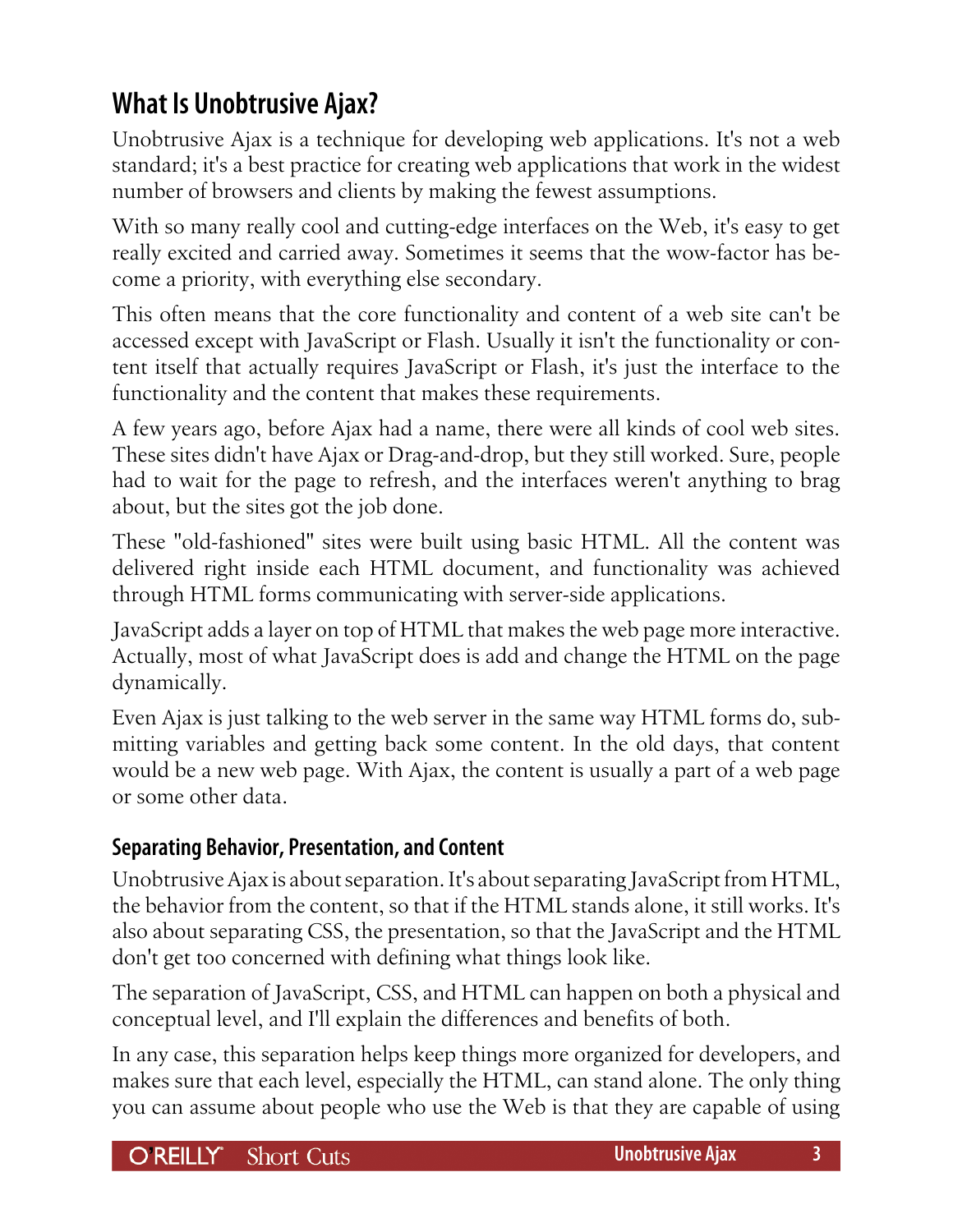## What Is Unobtrusive Ajax?

Unobtrusive Ajax is a technique for developing web applications. It's not a web standard; it's a best practice for creating web applications that work in the widest number of browsers and clients by making the fewest assumptions.

With so many really cool and cutting-edge interfaces on the Web, it's easy to get really excited and carried away. Sometimes it seems that the wow-factor has become a priority, with everything else secondary.

This often means that the core functionality and content of a web site can't be accessed except with JavaScript or Flash. Usually it isn't the functionality or content itself that actually requires JavaScript or Flash, it's just the interface to the functionality and the content that makes these requirements.

A few years ago, before Ajax had a name, there were all kinds of cool web sites. These sites didn't have Ajax or Drag-and-drop, but they still worked. Sure, people had to wait for the page to refresh, and the interfaces weren't anything to brag about, but the sites got the job done.

These "old-fashioned" sites were built using basic HTML. All the content was delivered right inside each HTML document, and functionality was achieved through HTML forms communicating with server-side applications.

JavaScript adds a layer on top of HTML that makes the web page more interactive. Actually, most of what JavaScript does is add and change the HTML on the page dynamically.

Even Ajax is just talking to the web server in the same way HTML forms do, submitting variables and getting back some content. In the old days, that content would be a new web page. With Ajax, the content is usually a part of a web page or some other data.

### Separating Behavior, Presentation, and Content

Unobtrusive Ajax is about separation. It's about separating JavaScript from HTML, the behavior from the content, so that if the HTML stands alone, it still works. It's also about separating CSS, the presentation, so that the JavaScript and the HTML don't get too concerned with defining what things look like.

The separation of JavaScript, CSS, and HTML can happen on both a physical and conceptual level, and I'll explain the differences and benefits of both.

In any case, this separation helps keep things more organized for developers, and makes sure that each level, especially the HTML, can stand alone. The only thing you can assume about people who use the Web is that they are capable of using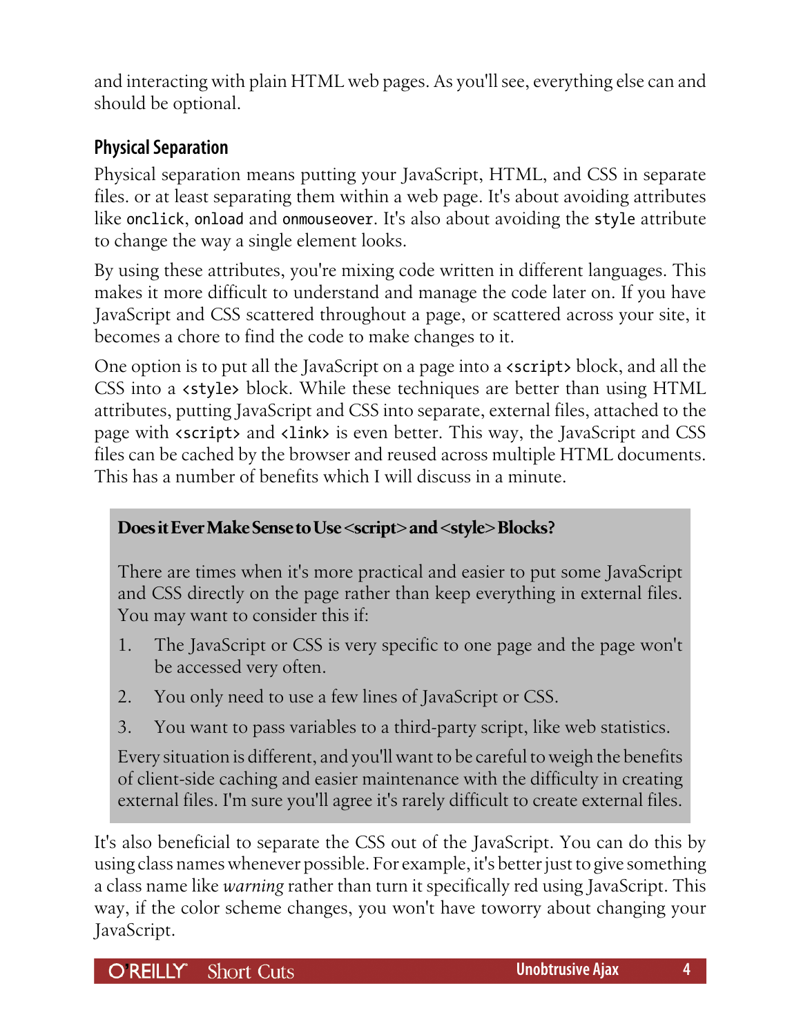and interacting with plain HTML web pages. As you'll see, everything else can and should be optional.

### Physical Separation

Physical separation means putting your JavaScript, HTML, and CSS in separate files. or at least separating them within a web page. It's about avoiding attributes like `onclick`, `onload` and `onmouseover`. It's also about avoiding the `style` attribute to change the way a single element looks.

By using these attributes, you're mixing code written in different languages. This makes it more difficult to understand and manage the code later on. If you have JavaScript and CSS scattered throughout a page, or scattered across your site, it becomes a chore to find the code to make changes to it.

One option is to put all the JavaScript on a page into a `<script>` block, and all the CSS into a `<style>` block. While these techniques are better than using HTML attributes, putting JavaScript and CSS into separate, external files, attached to the page with `<script>` and `<link>` is even better. This way, the JavaScript and CSS files can be cached by the browser and reused across multiple HTML documents. This has a number of benefits which I will discuss in a minute.

> **Does it Ever Make Sense to Use <script> and <style> Blocks?**
>
> There are times when it's more practical and easier to put some JavaScript and CSS directly on the page rather than keep everything in external files. You may want to consider this if:
>
> 1. The JavaScript or CSS is very specific to one page and the page won't be accessed very often.
> 2. You only need to use a few lines of JavaScript or CSS.
> 3. You want to pass variables to a third-party script, like web statistics.
>
> Every situation is different, and you'll want to be careful to weigh the benefits of client-side caching and easier maintenance with the difficulty in creating external files. I'm sure you'll agree it's rarely difficult to create external files.

It's also beneficial to separate the CSS out of the JavaScript. You can do this by using class names whenever possible. For example, it's better just to give something a class name like *warning* rather than turn it specifically red using JavaScript. This way, if the color scheme changes, you won't have toworry about changing your JavaScript.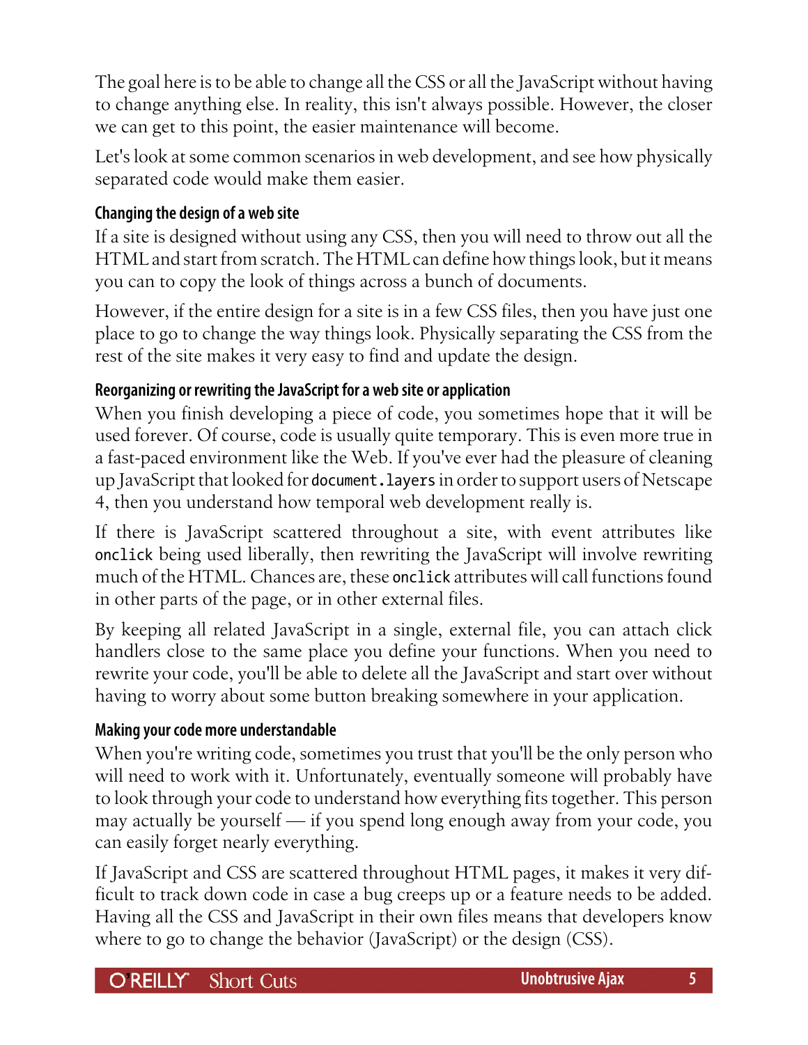The goal here is to be able to change all the CSS or all the JavaScript without having to change anything else. In reality, this isn't always possible. However, the closer we can get to this point, the easier maintenance will become.

Let's look at some common scenarios in web development, and see how physically separated code would make them easier.

### Changing the design of a web site

If a site is designed without using any CSS, then you will need to throw out all the HTML and start from scratch. The HTML can define how things look, but it means you can to copy the look of things across a bunch of documents.

However, if the entire design for a site is in a few CSS files, then you have just one place to go to change the way things look. Physically separating the CSS from the rest of the site makes it very easy to find and update the design.

### Reorganizing or rewriting the JavaScript for a web site or application

When you finish developing a piece of code, you sometimes hope that it will be used forever. Of course, code is usually quite temporary. This is even more true in a fast-paced environment like the Web. If you've ever had the pleasure of cleaning up JavaScript that looked for `document.layers` in order to support users of Netscape 4, then you understand how temporal web development really is.

If there is JavaScript scattered throughout a site, with event attributes like `onclick` being used liberally, then rewriting the JavaScript will involve rewriting much of the HTML. Chances are, these `onclick` attributes will call functions found in other parts of the page, or in other external files.

By keeping all related JavaScript in a single, external file, you can attach click handlers close to the same place you define your functions. When you need to rewrite your code, you'll be able to delete all the JavaScript and start over without having to worry about some button breaking somewhere in your application.

### Making your code more understandable

When you're writing code, sometimes you trust that you'll be the only person who will need to work with it. Unfortunately, eventually someone will probably have to look through your code to understand how everything fits together. This person may actually be yourself — if you spend long enough away from your code, you can easily forget nearly everything.

If JavaScript and CSS are scattered throughout HTML pages, it makes it very difficult to track down code in case a bug creeps up or a feature needs to be added. Having all the CSS and JavaScript in their own files means that developers know where to go to change the behavior (JavaScript) or the design (CSS).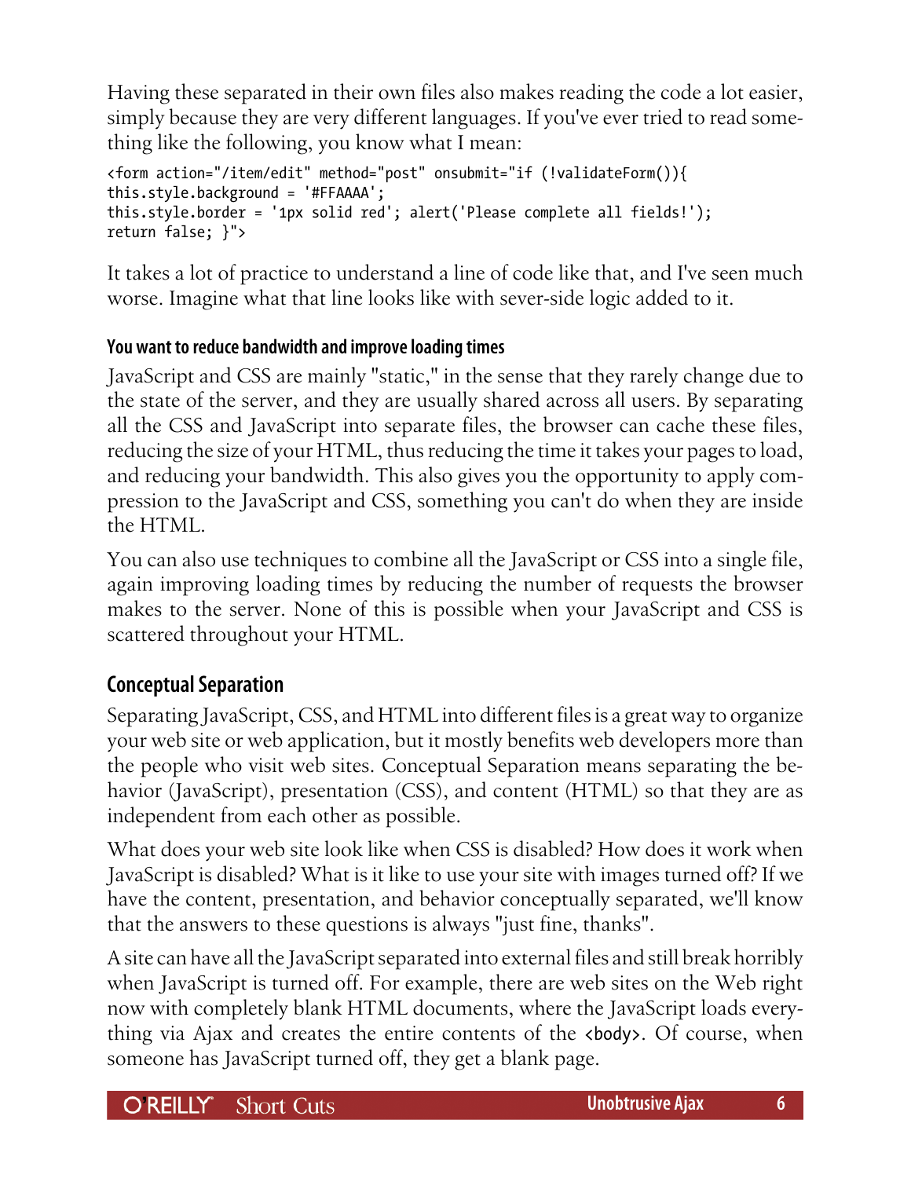Having these separated in their own files also makes reading the code a lot easier, simply because they are very different languages. If you've ever tried to read something like the following, you know what I mean:

```
<form action="/item/edit" method="post" onsubmit="if (!validateForm()){
this.style.background = '#FFAAAA';
this.style.border = '1px solid red'; alert('Please complete all fields!');
return false; }">
```

It takes a lot of practice to understand a line of code like that, and I've seen much worse. Imagine what that line looks like with sever-side logic added to it.

#### You want to reduce bandwidth and improve loading times

JavaScript and CSS are mainly "static," in the sense that they rarely change due to the state of the server, and they are usually shared across all users. By separating all the CSS and JavaScript into separate files, the browser can cache these files, reducing the size of your HTML, thus reducing the time it takes your pages to load, and reducing your bandwidth. This also gives you the opportunity to apply compression to the JavaScript and CSS, something you can't do when they are inside the HTML.

You can also use techniques to combine all the JavaScript or CSS into a single file, again improving loading times by reducing the number of requests the browser makes to the server. None of this is possible when your JavaScript and CSS is scattered throughout your HTML.

### Conceptual Separation

Separating JavaScript, CSS, and HTML into different files is a great way to organize your web site or web application, but it mostly benefits web developers more than the people who visit web sites. Conceptual Separation means separating the behavior (JavaScript), presentation (CSS), and content (HTML) so that they are as independent from each other as possible.

What does your web site look like when CSS is disabled? How does it work when JavaScript is disabled? What is it like to use your site with images turned off? If we have the content, presentation, and behavior conceptually separated, we'll know that the answers to these questions is always "just fine, thanks".

A site can have all the JavaScript separated into external files and still break horribly when JavaScript is turned off. For example, there are web sites on the Web right now with completely blank HTML documents, where the JavaScript loads everything via Ajax and creates the entire contents of the `<body>`. Of course, when someone has JavaScript turned off, they get a blank page.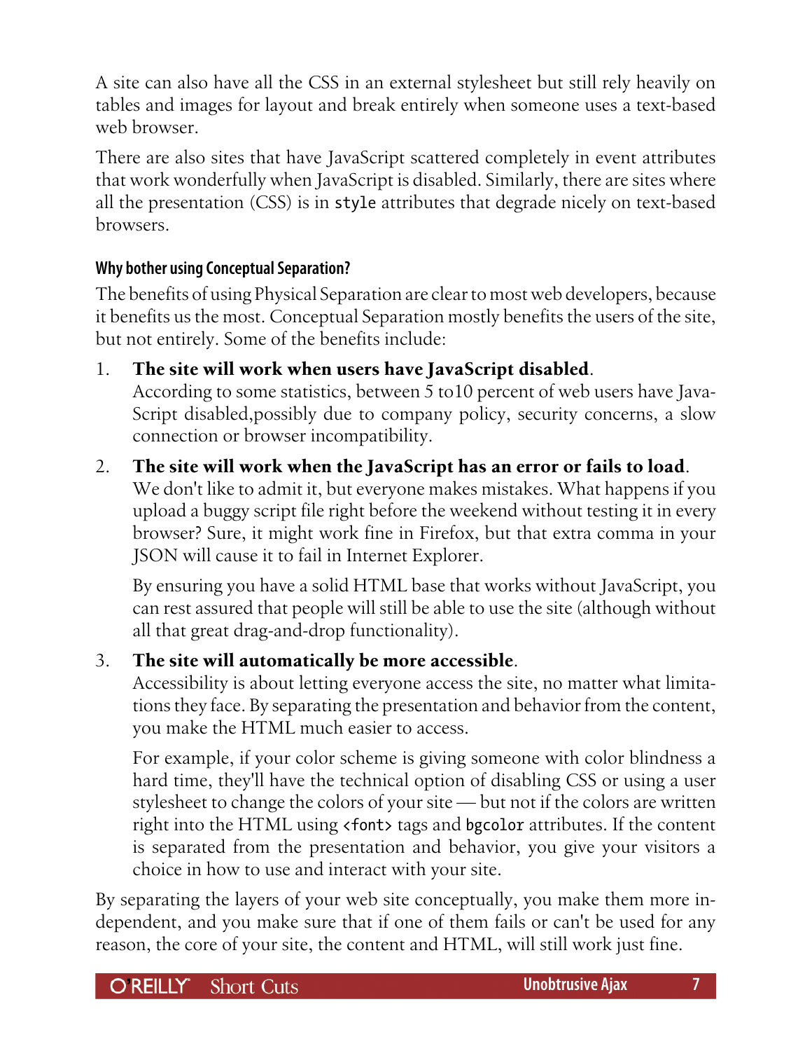A site can also have all the CSS in an external stylesheet but still rely heavily on tables and images for layout and break entirely when someone uses a text-based web browser.

There are also sites that have JavaScript scattered completely in event attributes that work wonderfully when JavaScript is disabled. Similarly, there are sites where all the presentation (CSS) is in `style` attributes that degrade nicely on text-based browsers.

#### Why bother using Conceptual Separation?

The benefits of using Physical Separation are clear to most web developers, because it benefits us the most. Conceptual Separation mostly benefits the users of the site, but not entirely. Some of the benefits include:

1. **The site will work when users have JavaScript disabled**.
   According to some statistics, between 5 to10 percent of web users have JavaScript disabled,possibly due to company policy, security concerns, a slow connection or browser incompatibility.

2. **The site will work when the JavaScript has an error or fails to load**.
   We don't like to admit it, but everyone makes mistakes. What happens if you upload a buggy script file right before the weekend without testing it in every browser? Sure, it might work fine in Firefox, but that extra comma in your JSON will cause it to fail in Internet Explorer.

   By ensuring you have a solid HTML base that works without JavaScript, you can rest assured that people will still be able to use the site (although without all that great drag-and-drop functionality).

3. **The site will automatically be more accessible**.
   Accessibility is about letting everyone access the site, no matter what limitations they face. By separating the presentation and behavior from the content, you make the HTML much easier to access.

   For example, if your color scheme is giving someone with color blindness a hard time, they'll have the technical option of disabling CSS or using a user stylesheet to change the colors of your site — but not if the colors are written right into the HTML using `<font>` tags and `bgcolor` attributes. If the content is separated from the presentation and behavior, you give your visitors a choice in how to use and interact with your site.

By separating the layers of your web site conceptually, you make them more independent, and you make sure that if one of them fails or can't be used for any reason, the core of your site, the content and HTML, will still work just fine.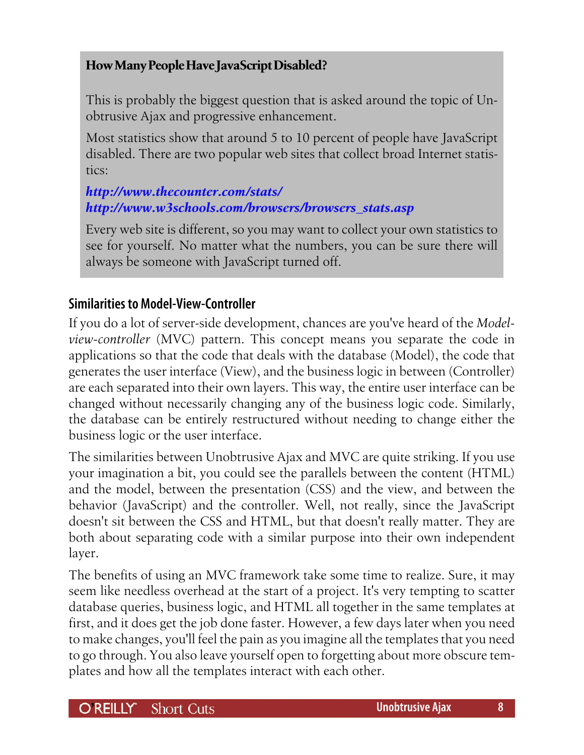**How Many People Have JavaScript Disabled?**

This is probably the biggest question that is asked around the topic of Unobtrusive Ajax and progressive enhancement.

Most statistics show that around 5 to 10 percent of people have JavaScript disabled. There are two popular web sites that collect broad Internet statistics:

***http://www.thecounter.com/stats/***
***http://www.w3schools.com/browsers/browsers_stats.asp***

Every web site is different, so you may want to collect your own statistics to see for yourself. No matter what the numbers, you can be sure there will always be someone with JavaScript turned off.

### Similarities to Model-View-Controller

If you do a lot of server-side development, chances are you've heard of the *Model-view-controller* (MVC) pattern. This concept means you separate the code in applications so that the code that deals with the database (Model), the code that generates the user interface (View), and the business logic in between (Controller) are each separated into their own layers. This way, the entire user interface can be changed without necessarily changing any of the business logic code. Similarly, the database can be entirely restructured without needing to change either the business logic or the user interface.

The similarities between Unobtrusive Ajax and MVC are quite striking. If you use your imagination a bit, you could see the parallels between the content (HTML) and the model, between the presentation (CSS) and the view, and between the behavior (JavaScript) and the controller. Well, not really, since the JavaScript doesn't sit between the CSS and HTML, but that doesn't really matter. They are both about separating code with a similar purpose into their own independent layer.

The benefits of using an MVC framework take some time to realize. Sure, it may seem like needless overhead at the start of a project. It's very tempting to scatter database queries, business logic, and HTML all together in the same templates at first, and it does get the job done faster. However, a few days later when you need to make changes, you'll feel the pain as you imagine all the templates that you need to go through. You also leave yourself open to forgetting about more obscure templates and how all the templates interact with each other.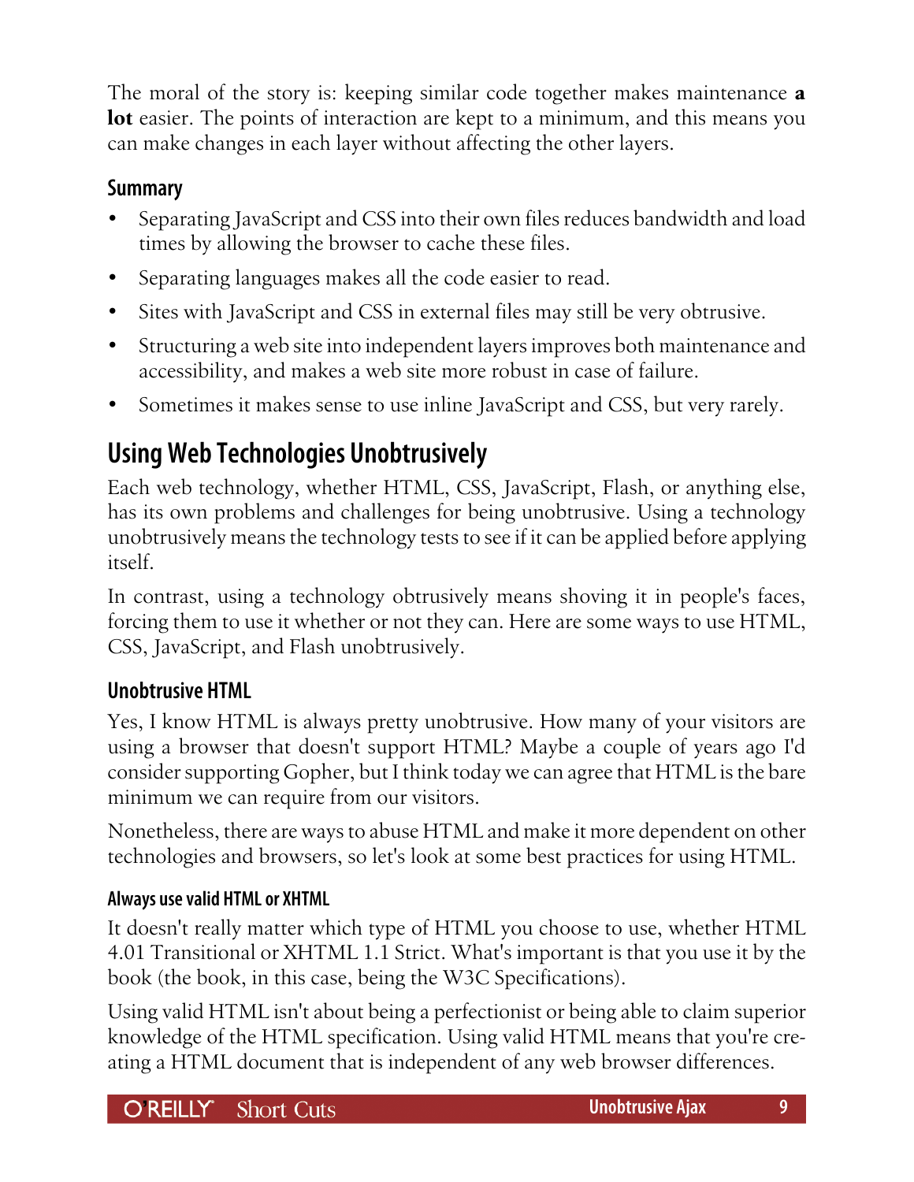The moral of the story is: keeping similar code together makes maintenance **a lot** easier. The points of interaction are kept to a minimum, and this means you can make changes in each layer without affecting the other layers.

### Summary

- Separating JavaScript and CSS into their own files reduces bandwidth and load times by allowing the browser to cache these files.
- Separating languages makes all the code easier to read.
- Sites with JavaScript and CSS in external files may still be very obtrusive.
- Structuring a web site into independent layers improves both maintenance and accessibility, and makes a web site more robust in case of failure.
- Sometimes it makes sense to use inline JavaScript and CSS, but very rarely.

## Using Web Technologies Unobtrusively

Each web technology, whether HTML, CSS, JavaScript, Flash, or anything else, has its own problems and challenges for being unobtrusive. Using a technology unobtrusively means the technology tests to see if it can be applied before applying itself.

In contrast, using a technology obtrusively means shoving it in people's faces, forcing them to use it whether or not they can. Here are some ways to use HTML, CSS, JavaScript, and Flash unobtrusively.

### Unobtrusive HTML

Yes, I know HTML is always pretty unobtrusive. How many of your visitors are using a browser that doesn't support HTML? Maybe a couple of years ago I'd consider supporting Gopher, but I think today we can agree that HTML is the bare minimum we can require from our visitors.

Nonetheless, there are ways to abuse HTML and make it more dependent on other technologies and browsers, so let's look at some best practices for using HTML.

#### Always use valid HTML or XHTML

It doesn't really matter which type of HTML you choose to use, whether HTML 4.01 Transitional or XHTML 1.1 Strict. What's important is that you use it by the book (the book, in this case, being the W3C Specifications).

Using valid HTML isn't about being a perfectionist or being able to claim superior knowledge of the HTML specification. Using valid HTML means that you're creating a HTML document that is independent of any web browser differences.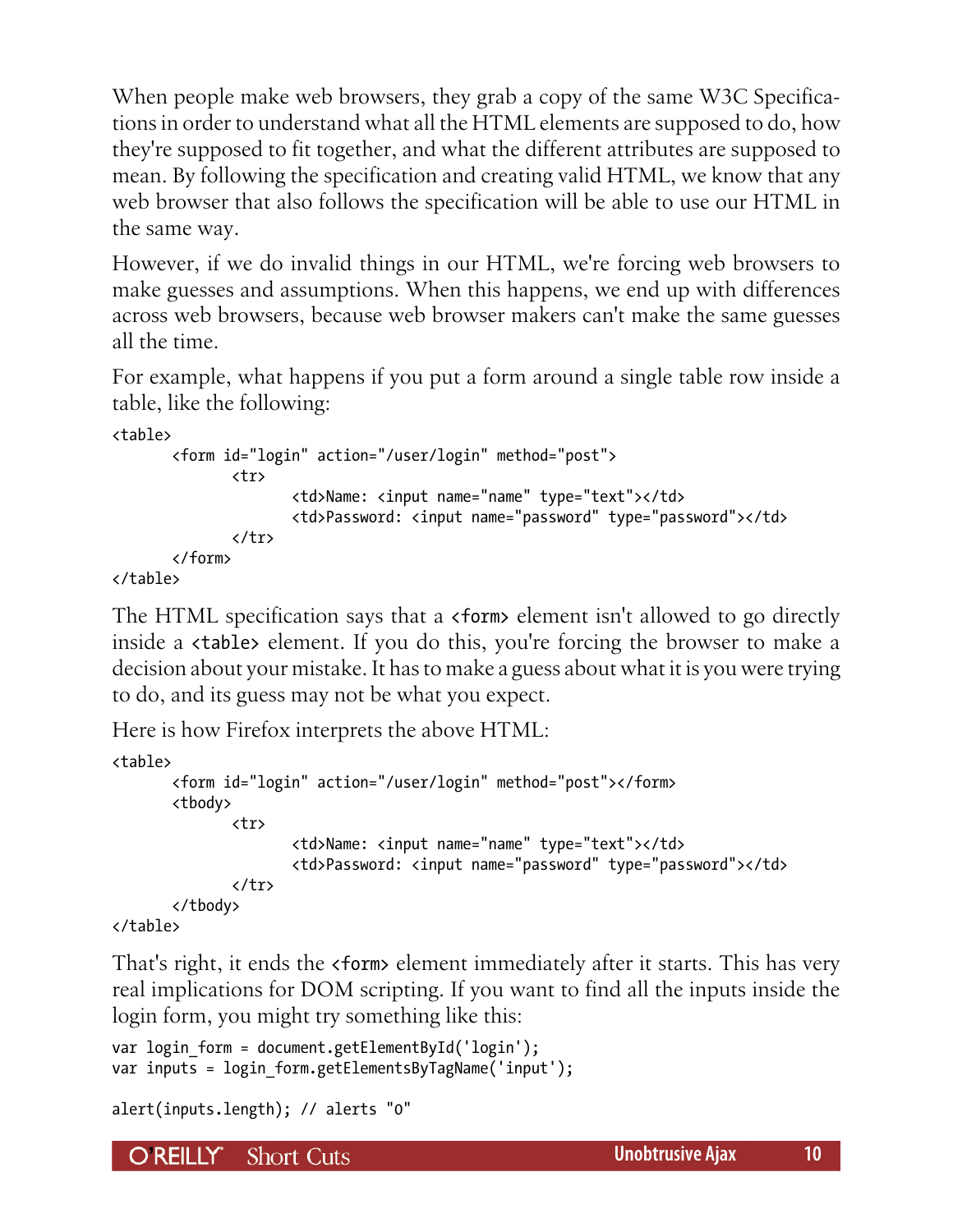When people make web browsers, they grab a copy of the same W3C Specifications in order to understand what all the HTML elements are supposed to do, how they're supposed to fit together, and what the different attributes are supposed to mean. By following the specification and creating valid HTML, we know that any web browser that also follows the specification will be able to use our HTML in the same way.

However, if we do invalid things in our HTML, we're forcing web browsers to make guesses and assumptions. When this happens, we end up with differences across web browsers, because web browser makers can't make the same guesses all the time.

For example, what happens if you put a form around a single table row inside a table, like the following:

```
<table>
	<form id="login" action="/user/login" method="post">
		<tr>
			<td>Name: <input name="name" type="text"></td>
			<td>Password: <input name="password" type="password"></td>
		</tr>
	</form>
</table>
```

The HTML specification says that a `<form>` element isn't allowed to go directly inside a `<table>` element. If you do this, you're forcing the browser to make a decision about your mistake. It has to make a guess about what it is you were trying to do, and its guess may not be what you expect.

Here is how Firefox interprets the above HTML:

```
<table>
	<form id="login" action="/user/login" method="post"></form>
	<tbody>
		<tr>
			<td>Name: <input name="name" type="text"></td>
			<td>Password: <input name="password" type="password"></td>
		</tr>
	</tbody>
</table>
```

That's right, it ends the `<form>` element immediately after it starts. This has very real implications for DOM scripting. If you want to find all the inputs inside the login form, you might try something like this:

```
var login_form = document.getElementById('login');
var inputs = login_form.getElementsByTagName('input');

alert(inputs.length); // alerts "0"
```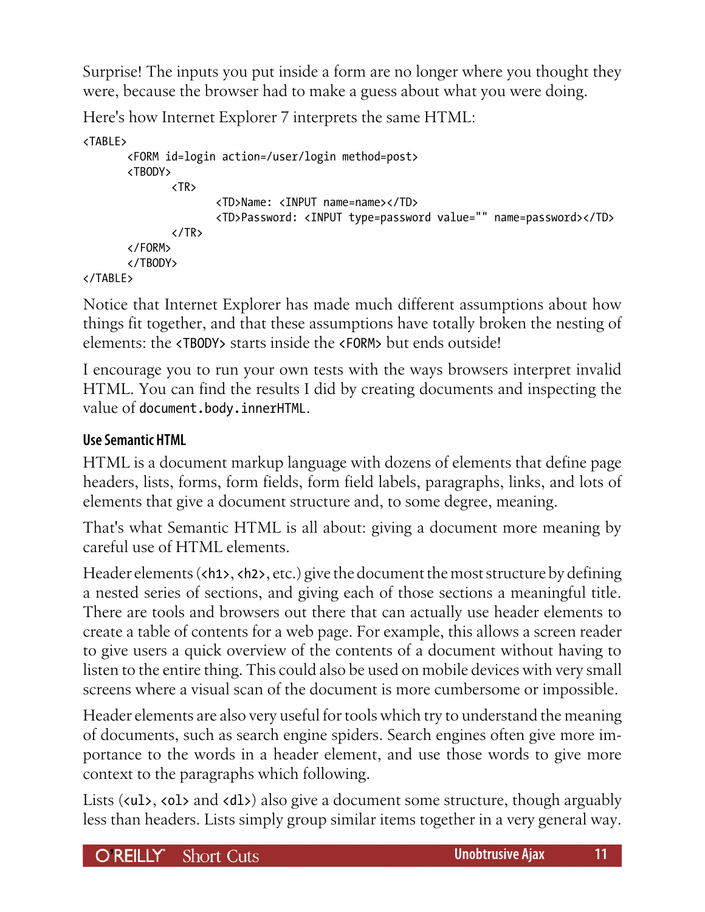Surprise! The inputs you put inside a form are no longer where you thought they were, because the browser had to make a guess about what you were doing.

Here's how Internet Explorer 7 interprets the same HTML:

```
<TABLE>
	<FORM id=login action=/user/login method=post>
	<TBODY>
		<TR>
			<TD>Name: <INPUT name=name></TD>
			<TD>Password: <INPUT type=password value="" name=password></TD>
		</TR>
	</FORM>
	</TBODY>
</TABLE>
```

Notice that Internet Explorer has made much different assumptions about how things fit together, and that these assumptions have totally broken the nesting of elements: the `<TBODY>` starts inside the `<FORM>` but ends outside!

I encourage you to run your own tests with the ways browsers interpret invalid HTML. You can find the results I did by creating documents and inspecting the value of `document.body.innerHTML`.

### Use Semantic HTML

HTML is a document markup language with dozens of elements that define page headers, lists, forms, form fields, form field labels, paragraphs, links, and lots of elements that give a document structure and, to some degree, meaning.

That's what Semantic HTML is all about: giving a document more meaning by careful use of HTML elements.

Header elements (`<h1>`, `<h2>`, etc.) give the document the most structure by defining a nested series of sections, and giving each of those sections a meaningful title. There are tools and browsers out there that can actually use header elements to create a table of contents for a web page. For example, this allows a screen reader to give users a quick overview of the contents of a document without having to listen to the entire thing. This could also be used on mobile devices with very small screens where a visual scan of the document is more cumbersome or impossible.

Header elements are also very useful for tools which try to understand the meaning of documents, such as search engine spiders. Search engines often give more importance to the words in a header element, and use those words to give more context to the paragraphs which following.

Lists (`<ul>`, `<ol>` and `<dl>`) also give a document some structure, though arguably less than headers. Lists simply group similar items together in a very general way.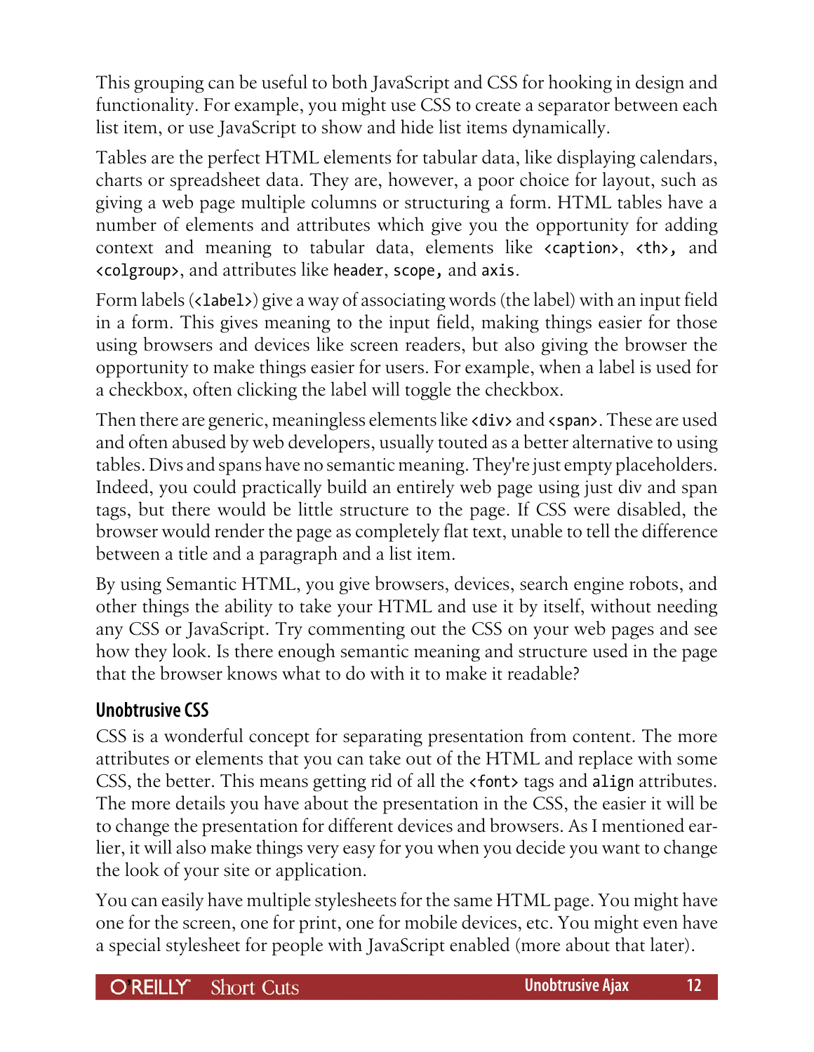This grouping can be useful to both JavaScript and CSS for hooking in design and functionality. For example, you might use CSS to create a separator between each list item, or use JavaScript to show and hide list items dynamically.

Tables are the perfect HTML elements for tabular data, like displaying calendars, charts or spreadsheet data. They are, however, a poor choice for layout, such as giving a web page multiple columns or structuring a form. HTML tables have a number of elements and attributes which give you the opportunity for adding context and meaning to tabular data, elements like `<caption>`, `<th>`, and `<colgroup>`, and attributes like `header`, `scope`, and `axis`.

Form labels (`<label>`) give a way of associating words (the label) with an input field in a form. This gives meaning to the input field, making things easier for those using browsers and devices like screen readers, but also giving the browser the opportunity to make things easier for users. For example, when a label is used for a checkbox, often clicking the label will toggle the checkbox.

Then there are generic, meaningless elements like `<div>` and `<span>`. These are used and often abused by web developers, usually touted as a better alternative to using tables. Divs and spans have no semantic meaning. They're just empty placeholders. Indeed, you could practically build an entirely web page using just div and span tags, but there would be little structure to the page. If CSS were disabled, the browser would render the page as completely flat text, unable to tell the difference between a title and a paragraph and a list item.

By using Semantic HTML, you give browsers, devices, search engine robots, and other things the ability to take your HTML and use it by itself, without needing any CSS or JavaScript. Try commenting out the CSS on your web pages and see how they look. Is there enough semantic meaning and structure used in the page that the browser knows what to do with it to make it readable?

### Unobtrusive CSS

CSS is a wonderful concept for separating presentation from content. The more attributes or elements that you can take out of the HTML and replace with some CSS, the better. This means getting rid of all the `<font>` tags and `align` attributes. The more details you have about the presentation in the CSS, the easier it will be to change the presentation for different devices and browsers. As I mentioned earlier, it will also make things very easy for you when you decide you want to change the look of your site or application.

You can easily have multiple stylesheets for the same HTML page. You might have one for the screen, one for print, one for mobile devices, etc. You might even have a special stylesheet for people with JavaScript enabled (more about that later).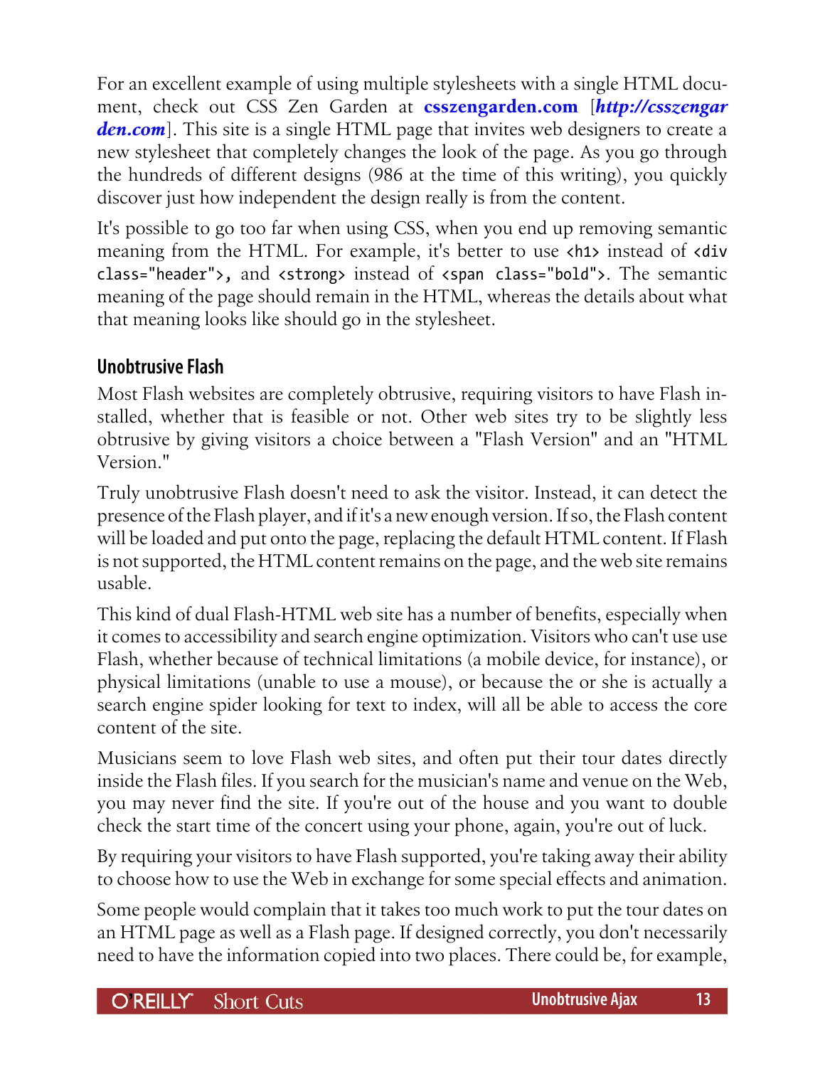For an excellent example of using multiple stylesheets with a single HTML document, check out CSS Zen Garden at **csszengarden.com** [***http://csszengarden.com***]. This site is a single HTML page that invites web designers to create a new stylesheet that completely changes the look of the page. As you go through the hundreds of different designs (986 at the time of this writing), you quickly discover just how independent the design really is from the content.

It's possible to go too far when using CSS, when you end up removing semantic meaning from the HTML. For example, it's better to use `<h1>` instead of `<div class="header">`, and `<strong>` instead of `<span class="bold">`. The semantic meaning of the page should remain in the HTML, whereas the details about what that meaning looks like should go in the stylesheet.

### Unobtrusive Flash

Most Flash websites are completely obtrusive, requiring visitors to have Flash installed, whether that is feasible or not. Other web sites try to be slightly less obtrusive by giving visitors a choice between a "Flash Version" and an "HTML Version."

Truly unobtrusive Flash doesn't need to ask the visitor. Instead, it can detect the presence of the Flash player, and if it's a new enough version. If so, the Flash content will be loaded and put onto the page, replacing the default HTML content. If Flash is not supported, the HTML content remains on the page, and the web site remains usable.

This kind of dual Flash-HTML web site has a number of benefits, especially when it comes to accessibility and search engine optimization. Visitors who can't use use Flash, whether because of technical limitations (a mobile device, for instance), or physical limitations (unable to use a mouse), or because the or she is actually a search engine spider looking for text to index, will all be able to access the core content of the site.

Musicians seem to love Flash web sites, and often put their tour dates directly inside the Flash files. If you search for the musician's name and venue on the Web, you may never find the site. If you're out of the house and you want to double check the start time of the concert using your phone, again, you're out of luck.

By requiring your visitors to have Flash supported, you're taking away their ability to choose how to use the Web in exchange for some special effects and animation.

Some people would complain that it takes too much work to put the tour dates on an HTML page as well as a Flash page. If designed correctly, you don't necessarily need to have the information copied into two places. There could be, for example,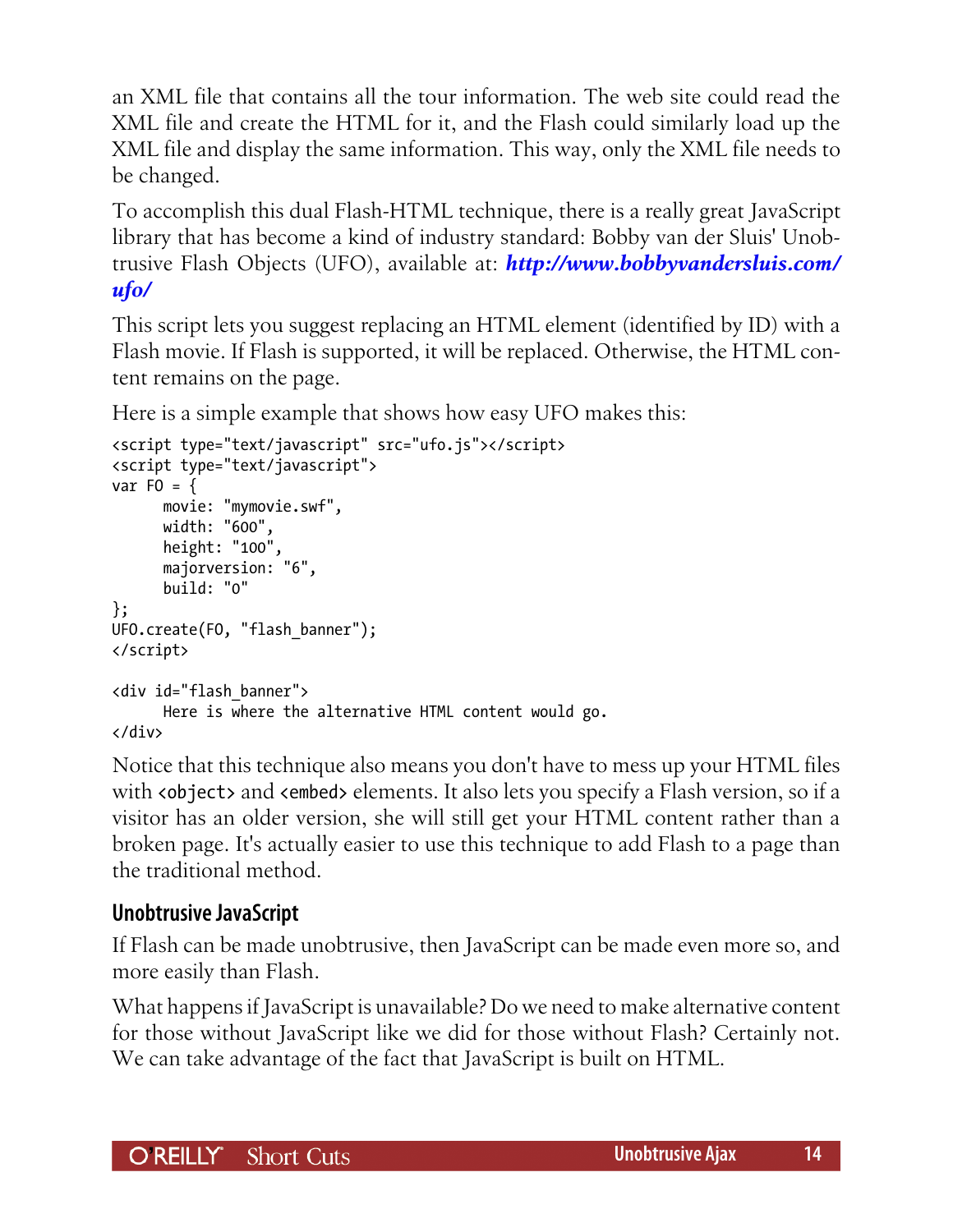an XML file that contains all the tour information. The web site could read the XML file and create the HTML for it, and the Flash could similarly load up the XML file and display the same information. This way, only the XML file needs to be changed.

To accomplish this dual Flash-HTML technique, there is a really great JavaScript library that has become a kind of industry standard: Bobby van der Sluis' Unobtrusive Flash Objects (UFO), available at: ***http://www.bobbyvandersluis.com/ufo/***

This script lets you suggest replacing an HTML element (identified by ID) with a Flash movie. If Flash is supported, it will be replaced. Otherwise, the HTML content remains on the page.

Here is a simple example that shows how easy UFO makes this:

```
<script type="text/javascript" src="ufo.js"></script>
<script type="text/javascript">
var FO = {
      movie: "mymovie.swf",
      width: "600",
      height: "100",
      majorversion: "6",
      build: "0"
};
UFO.create(FO, "flash_banner");
</script>

<div id="flash_banner">
      Here is where the alternative HTML content would go.
</div>
```

Notice that this technique also means you don't have to mess up your HTML files with `<object>` and `<embed>` elements. It also lets you specify a Flash version, so if a visitor has an older version, she will still get your HTML content rather than a broken page. It's actually easier to use this technique to add Flash to a page than the traditional method.

## Unobtrusive JavaScript

If Flash can be made unobtrusive, then JavaScript can be made even more so, and more easily than Flash.

What happens if JavaScript is unavailable? Do we need to make alternative content for those without JavaScript like we did for those without Flash? Certainly not. We can take advantage of the fact that JavaScript is built on HTML.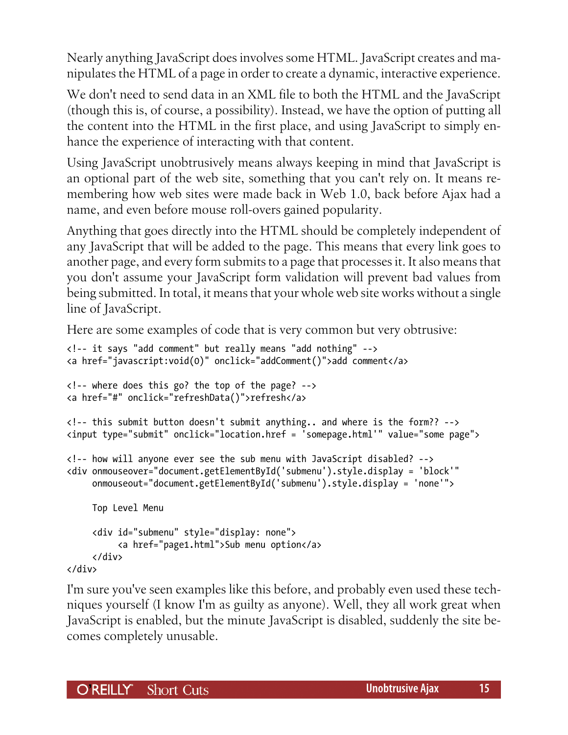Nearly anything JavaScript does involves some HTML. JavaScript creates and manipulates the HTML of a page in order to create a dynamic, interactive experience.

We don't need to send data in an XML file to both the HTML and the JavaScript (though this is, of course, a possibility). Instead, we have the option of putting all the content into the HTML in the first place, and using JavaScript to simply enhance the experience of interacting with that content.

Using JavaScript unobtrusively means always keeping in mind that JavaScript is an optional part of the web site, something that you can't rely on. It means remembering how web sites were made back in Web 1.0, back before Ajax had a name, and even before mouse roll-overs gained popularity.

Anything that goes directly into the HTML should be completely independent of any JavaScript that will be added to the page. This means that every link goes to another page, and every form submits to a page that processes it. It also means that you don't assume your JavaScript form validation will prevent bad values from being submitted. In total, it means that your whole web site works without a single line of JavaScript.

Here are some examples of code that is very common but very obtrusive:

```
<!-- it says "add comment" but really means "add nothing" -->
<a href="javascript:void(0)" onclick="addComment()">add comment</a>

<!-- where does this go? the top of the page? -->
<a href="#" onclick="refreshData()">refresh</a>

<!-- this submit button doesn't submit anything.. and where is the form?? -->
<input type="submit" onclick="location.href = 'somepage.html'" value="some page">

<!-- how will anyone ever see the sub menu with JavaScript disabled? -->
<div onmouseover="document.getElementById('submenu').style.display = 'block'"
     onmouseout="document.getElementById('submenu').style.display = 'none'">

     Top Level Menu

     <div id="submenu" style="display: none">
          <a href="page1.html">Sub menu option</a>
     </div>
</div>
```

I'm sure you've seen examples like this before, and probably even used these techniques yourself (I know I'm as guilty as anyone). Well, they all work great when JavaScript is enabled, but the minute JavaScript is disabled, suddenly the site becomes completely unusable.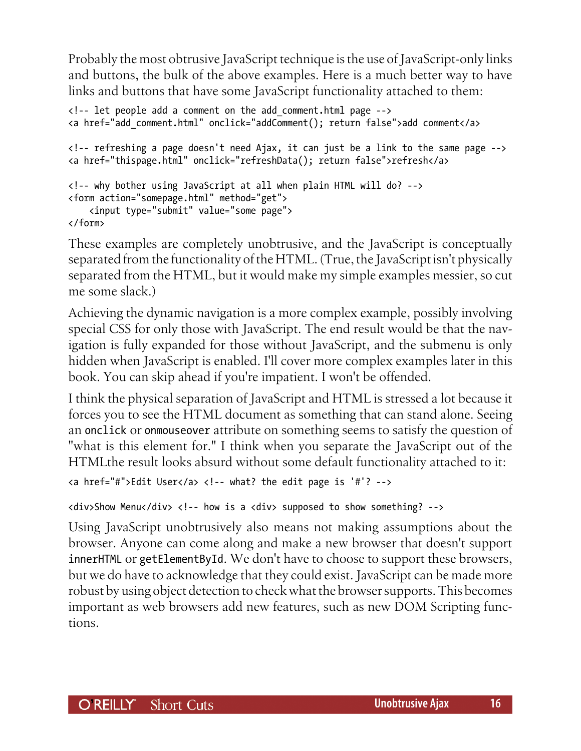Probably the most obtrusive JavaScript technique is the use of JavaScript-only links and buttons, the bulk of the above examples. Here is a much better way to have links and buttons that have some JavaScript functionality attached to them:

```
<!-- let people add a comment on the add_comment.html page -->
<a href="add_comment.html" onclick="addComment(); return false">add comment</a>

<!-- refreshing a page doesn't need Ajax, it can just be a link to the same page -->
<a href="thispage.html" onclick="refreshData(); return false">refresh</a>

<!-- why bother using JavaScript at all when plain HTML will do? -->
<form action="somepage.html" method="get">
    <input type="submit" value="some page">
</form>
```

These examples are completely unobtrusive, and the JavaScript is conceptually separated from the functionality of the HTML. (True, the JavaScript isn't physically separated from the HTML, but it would make my simple examples messier, so cut me some slack.)

Achieving the dynamic navigation is a more complex example, possibly involving special CSS for only those with JavaScript. The end result would be that the navigation is fully expanded for those without JavaScript, and the submenu is only hidden when JavaScript is enabled. I'll cover more complex examples later in this book. You can skip ahead if you're impatient. I won't be offended.

I think the physical separation of JavaScript and HTML is stressed a lot because it forces you to see the HTML document as something that can stand alone. Seeing an `onclick` or `onmouseover` attribute on something seems to satisfy the question of "what is this element for." I think when you separate the JavaScript out of the HTMLthe result looks absurd without some default functionality attached to it:

```
<a href="#">Edit User</a> <!-- what? the edit page is '#'? -->

<div>Show Menu</div> <!-- how is a <div> supposed to show something? -->
```

Using JavaScript unobtrusively also means not making assumptions about the browser. Anyone can come along and make a new browser that doesn't support `innerHTML` or `getElementById`. We don't have to choose to support these browsers, but we do have to acknowledge that they could exist. JavaScript can be made more robust by using object detection to check what the browser supports. This becomes important as web browsers add new features, such as new DOM Scripting functions.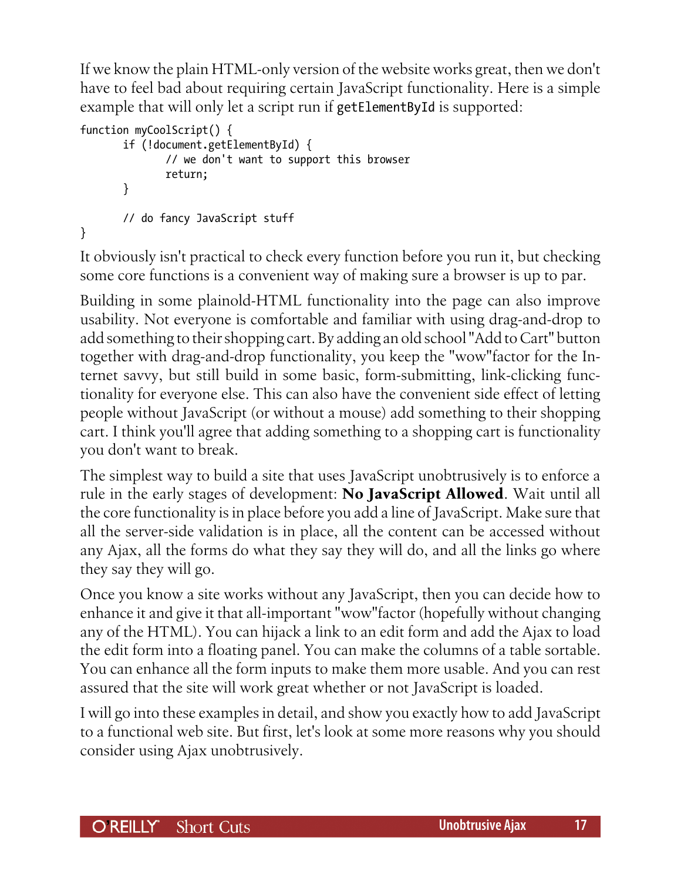If we know the plain HTML-only version of the website works great, then we don't have to feel bad about requiring certain JavaScript functionality. Here is a simple example that will only let a script run if `getElementById` is supported:

```
function myCoolScript() {
        if (!document.getElementById) {
                // we don't want to support this browser
                return;
        }

        // do fancy JavaScript stuff
}
```

It obviously isn't practical to check every function before you run it, but checking some core functions is a convenient way of making sure a browser is up to par.

Building in some plainold-HTML functionality into the page can also improve usability. Not everyone is comfortable and familiar with using drag-and-drop to add something to their shopping cart. By adding an old school "Add to Cart" button together with drag-and-drop functionality, you keep the "wow"factor for the Internet savvy, but still build in some basic, form-submitting, link-clicking functionality for everyone else. This can also have the convenient side effect of letting people without JavaScript (or without a mouse) add something to their shopping cart. I think you'll agree that adding something to a shopping cart is functionality you don't want to break.

The simplest way to build a site that uses JavaScript unobtrusively is to enforce a rule in the early stages of development: **No JavaScript Allowed**. Wait until all the core functionality is in place before you add a line of JavaScript. Make sure that all the server-side validation is in place, all the content can be accessed without any Ajax, all the forms do what they say they will do, and all the links go where they say they will go.

Once you know a site works without any JavaScript, then you can decide how to enhance it and give it that all-important "wow"factor (hopefully without changing any of the HTML). You can hijack a link to an edit form and add the Ajax to load the edit form into a floating panel. You can make the columns of a table sortable. You can enhance all the form inputs to make them more usable. And you can rest assured that the site will work great whether or not JavaScript is loaded.

I will go into these examples in detail, and show you exactly how to add JavaScript to a functional web site. But first, let's look at some more reasons why you should consider using Ajax unobtrusively.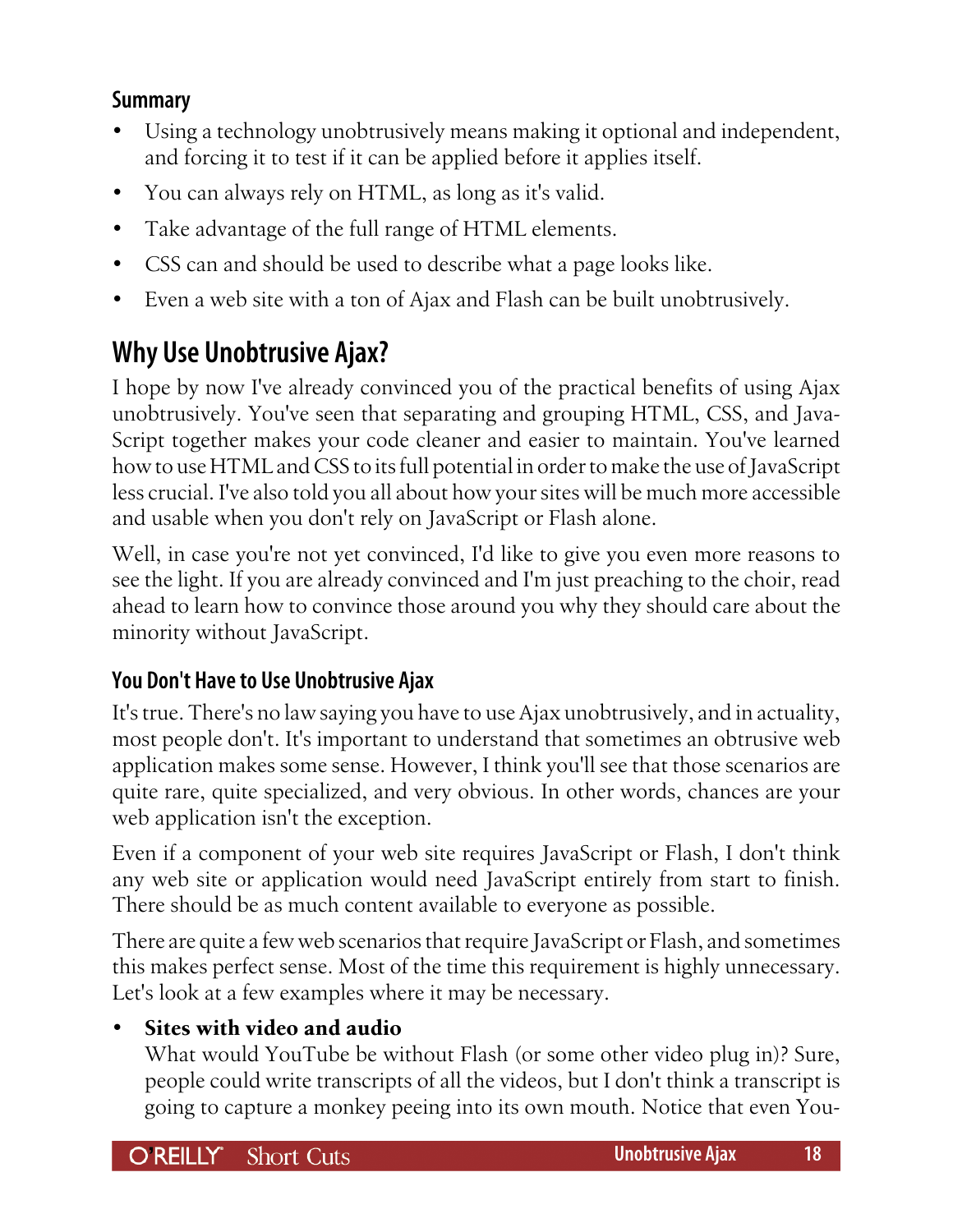### Summary

- Using a technology unobtrusively means making it optional and independent, and forcing it to test if it can be applied before it applies itself.
- You can always rely on HTML, as long as it's valid.
- Take advantage of the full range of HTML elements.
- CSS can and should be used to describe what a page looks like.
- Even a web site with a ton of Ajax and Flash can be built unobtrusively.

## Why Use Unobtrusive Ajax?

I hope by now I've already convinced you of the practical benefits of using Ajax unobtrusively. You've seen that separating and grouping HTML, CSS, and JavaScript together makes your code cleaner and easier to maintain. You've learned how to use HTML and CSS to its full potential in order to make the use of JavaScript less crucial. I've also told you all about how your sites will be much more accessible and usable when you don't rely on JavaScript or Flash alone.

Well, in case you're not yet convinced, I'd like to give you even more reasons to see the light. If you are already convinced and I'm just preaching to the choir, read ahead to learn how to convince those around you why they should care about the minority without JavaScript.

### You Don't Have to Use Unobtrusive Ajax

It's true. There's no law saying you have to use Ajax unobtrusively, and in actuality, most people don't. It's important to understand that sometimes an obtrusive web application makes some sense. However, I think you'll see that those scenarios are quite rare, quite specialized, and very obvious. In other words, chances are your web application isn't the exception.

Even if a component of your web site requires JavaScript or Flash, I don't think any web site or application would need JavaScript entirely from start to finish. There should be as much content available to everyone as possible.

There are quite a few web scenarios that require JavaScript or Flash, and sometimes this makes perfect sense. Most of the time this requirement is highly unnecessary. Let's look at a few examples where it may be necessary.

- **Sites with video and audio**
  What would YouTube be without Flash (or some other video plug in)? Sure, people could write transcripts of all the videos, but I don't think a transcript is going to capture a monkey peeing into its own mouth. Notice that even You-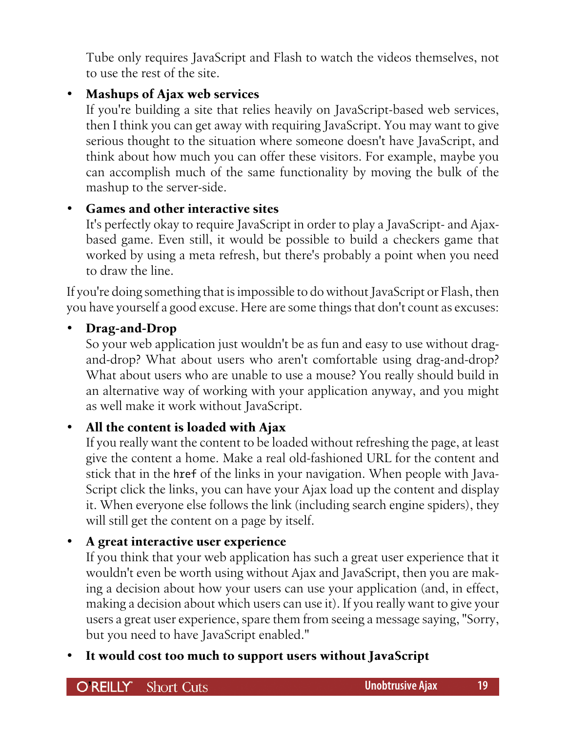Tube only requires JavaScript and Flash to watch the videos themselves, not to use the rest of the site.

- **Mashups of Ajax web services**
  If you're building a site that relies heavily on JavaScript-based web services, then I think you can get away with requiring JavaScript. You may want to give serious thought to the situation where someone doesn't have JavaScript, and think about how much you can offer these visitors. For example, maybe you can accomplish much of the same functionality by moving the bulk of the mashup to the server-side.

- **Games and other interactive sites**
  It's perfectly okay to require JavaScript in order to play a JavaScript- and Ajax-based game. Even still, it would be possible to build a checkers game that worked by using a meta refresh, but there's probably a point when you need to draw the line.

If you're doing something that is impossible to do without JavaScript or Flash, then you have yourself a good excuse. Here are some things that don't count as excuses:

- **Drag-and-Drop**
  So your web application just wouldn't be as fun and easy to use without drag-and-drop? What about users who aren't comfortable using drag-and-drop? What about users who are unable to use a mouse? You really should build in an alternative way of working with your application anyway, and you might as well make it work without JavaScript.

- **All the content is loaded with Ajax**
  If you really want the content to be loaded without refreshing the page, at least give the content a home. Make a real old-fashioned URL for the content and stick that in the `href` of the links in your navigation. When people with JavaScript click the links, you can have your Ajax load up the content and display it. When everyone else follows the link (including search engine spiders), they will still get the content on a page by itself.

- **A great interactive user experience**
  If you think that your web application has such a great user experience that it wouldn't even be worth using without Ajax and JavaScript, then you are making a decision about how your users can use your application (and, in effect, making a decision about which users can use it). If you really want to give your users a great user experience, spare them from seeing a message saying, "Sorry, but you need to have JavaScript enabled."

- **It would cost too much to support users without JavaScript**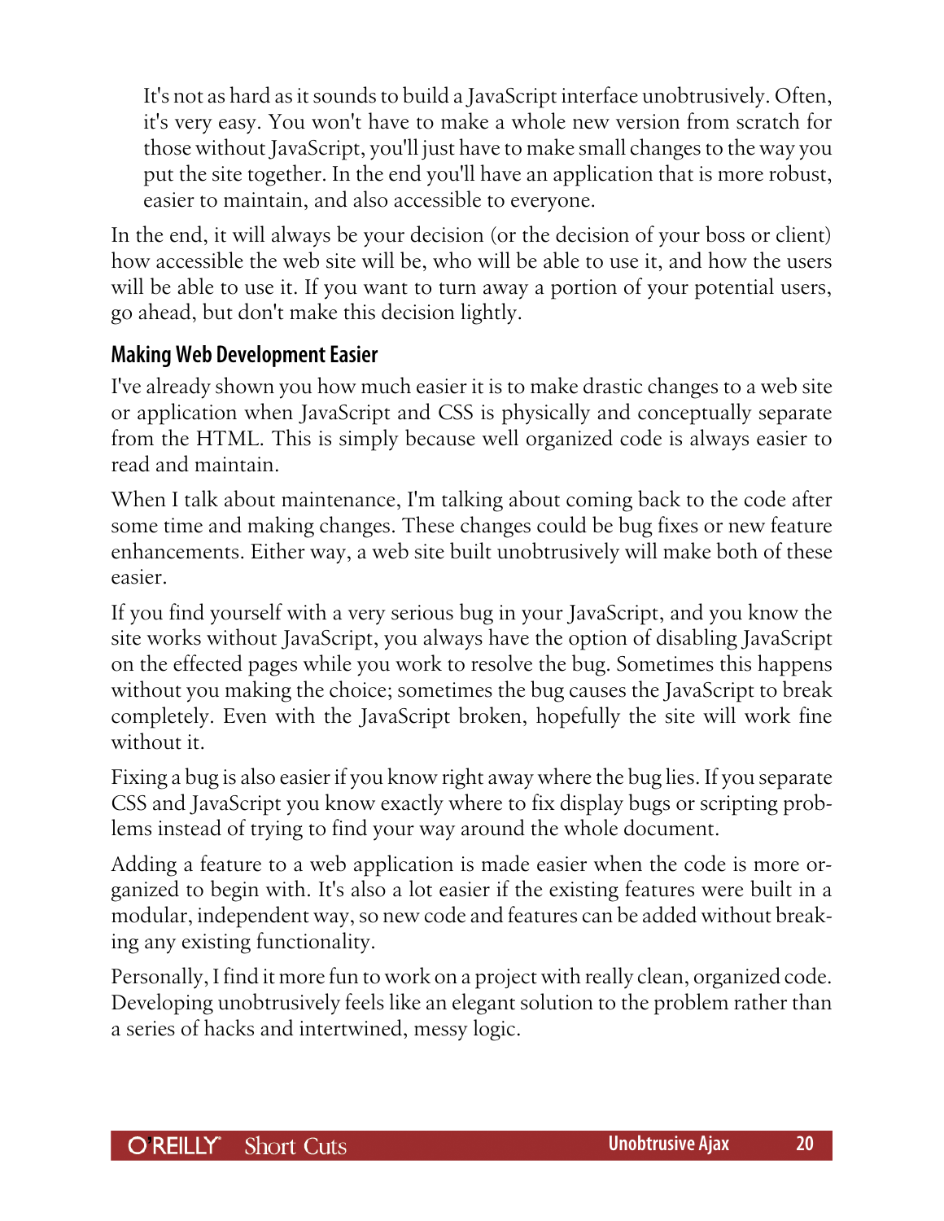> It's not as hard as it sounds to build a JavaScript interface unobtrusively. Often, it's very easy. You won't have to make a whole new version from scratch for those without JavaScript, you'll just have to make small changes to the way you put the site together. In the end you'll have an application that is more robust, easier to maintain, and also accessible to everyone.

In the end, it will always be your decision (or the decision of your boss or client) how accessible the web site will be, who will be able to use it, and how the users will be able to use it. If you want to turn away a portion of your potential users, go ahead, but don't make this decision lightly.

### Making Web Development Easier

I've already shown you how much easier it is to make drastic changes to a web site or application when JavaScript and CSS is physically and conceptually separate from the HTML. This is simply because well organized code is always easier to read and maintain.

When I talk about maintenance, I'm talking about coming back to the code after some time and making changes. These changes could be bug fixes or new feature enhancements. Either way, a web site built unobtrusively will make both of these easier.

If you find yourself with a very serious bug in your JavaScript, and you know the site works without JavaScript, you always have the option of disabling JavaScript on the effected pages while you work to resolve the bug. Sometimes this happens without you making the choice; sometimes the bug causes the JavaScript to break completely. Even with the JavaScript broken, hopefully the site will work fine without it.

Fixing a bug is also easier if you know right away where the bug lies. If you separate CSS and JavaScript you know exactly where to fix display bugs or scripting problems instead of trying to find your way around the whole document.

Adding a feature to a web application is made easier when the code is more organized to begin with. It's also a lot easier if the existing features were built in a modular, independent way, so new code and features can be added without breaking any existing functionality.

Personally, I find it more fun to work on a project with really clean, organized code. Developing unobtrusively feels like an elegant solution to the problem rather than a series of hacks and intertwined, messy logic.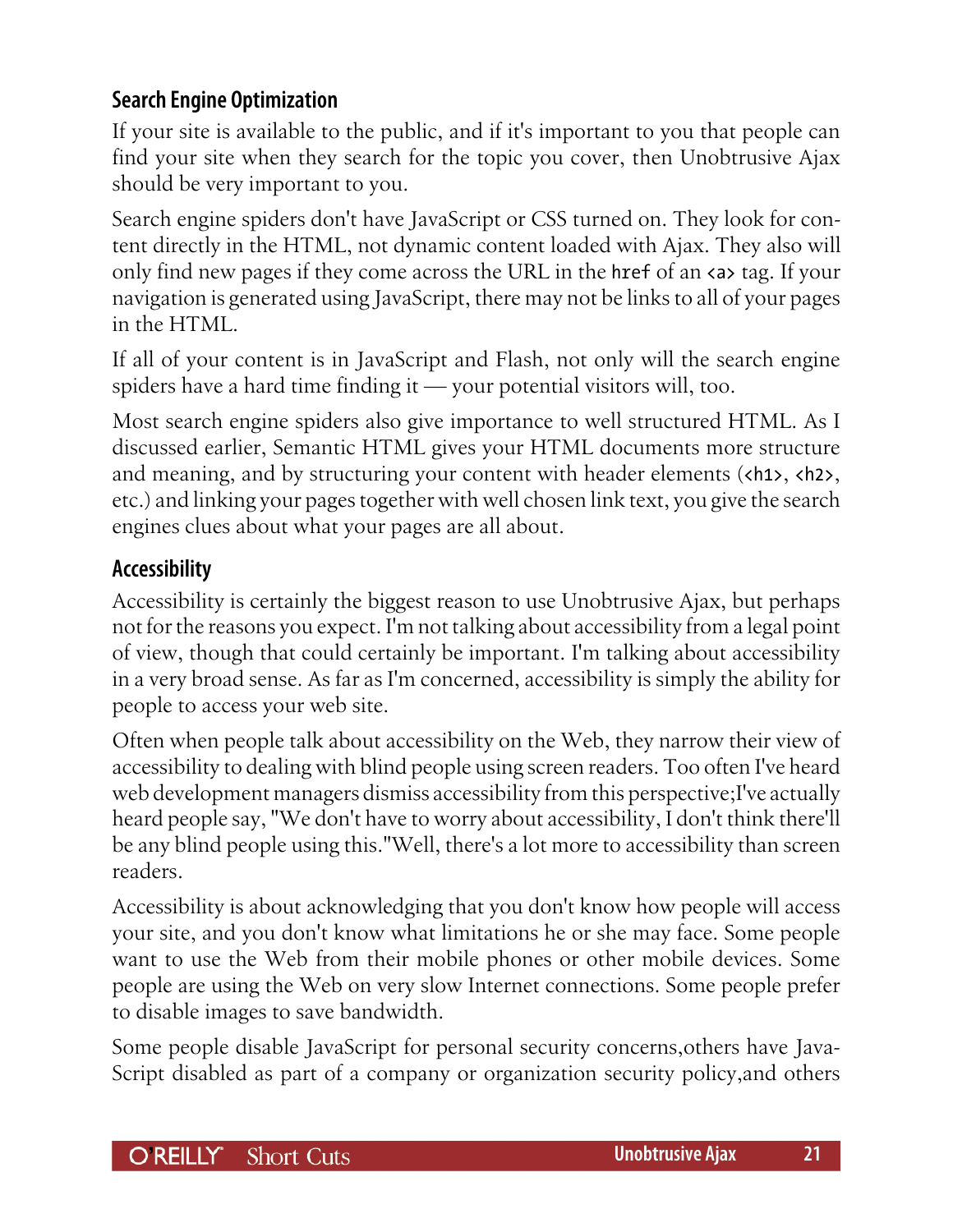### Search Engine Optimization

If your site is available to the public, and if it's important to you that people can find your site when they search for the topic you cover, then Unobtrusive Ajax should be very important to you.

Search engine spiders don't have JavaScript or CSS turned on. They look for content directly in the HTML, not dynamic content loaded with Ajax. They also will only find new pages if they come across the URL in the `href` of an `<a>` tag. If your navigation is generated using JavaScript, there may not be links to all of your pages in the HTML.

If all of your content is in JavaScript and Flash, not only will the search engine spiders have a hard time finding it — your potential visitors will, too.

Most search engine spiders also give importance to well structured HTML. As I discussed earlier, Semantic HTML gives your HTML documents more structure and meaning, and by structuring your content with header elements (`<h1>`, `<h2>`, etc.) and linking your pages together with well chosen link text, you give the search engines clues about what your pages are all about.

### Accessibility

Accessibility is certainly the biggest reason to use Unobtrusive Ajax, but perhaps not for the reasons you expect. I'm not talking about accessibility from a legal point of view, though that could certainly be important. I'm talking about accessibility in a very broad sense. As far as I'm concerned, accessibility is simply the ability for people to access your web site.

Often when people talk about accessibility on the Web, they narrow their view of accessibility to dealing with blind people using screen readers. Too often I've heard web development managers dismiss accessibility from this perspective;I've actually heard people say, "We don't have to worry about accessibility, I don't think there'll be any blind people using this."Well, there's a lot more to accessibility than screen readers.

Accessibility is about acknowledging that you don't know how people will access your site, and you don't know what limitations he or she may face. Some people want to use the Web from their mobile phones or other mobile devices. Some people are using the Web on very slow Internet connections. Some people prefer to disable images to save bandwidth.

Some people disable JavaScript for personal security concerns,others have JavaScript disabled as part of a company or organization security policy,and others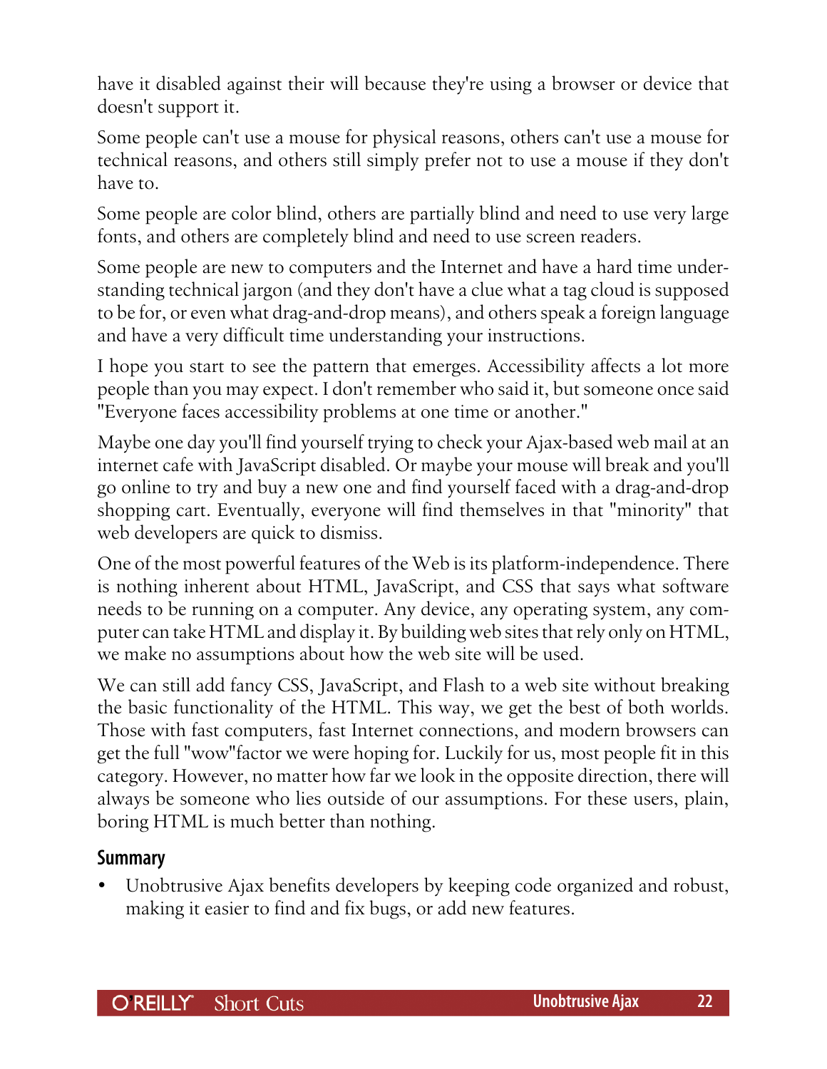have it disabled against their will because they're using a browser or device that doesn't support it.

Some people can't use a mouse for physical reasons, others can't use a mouse for technical reasons, and others still simply prefer not to use a mouse if they don't have to.

Some people are color blind, others are partially blind and need to use very large fonts, and others are completely blind and need to use screen readers.

Some people are new to computers and the Internet and have a hard time understanding technical jargon (and they don't have a clue what a tag cloud is supposed to be for, or even what drag-and-drop means), and others speak a foreign language and have a very difficult time understanding your instructions.

I hope you start to see the pattern that emerges. Accessibility affects a lot more people than you may expect. I don't remember who said it, but someone once said "Everyone faces accessibility problems at one time or another."

Maybe one day you'll find yourself trying to check your Ajax-based web mail at an internet cafe with JavaScript disabled. Or maybe your mouse will break and you'll go online to try and buy a new one and find yourself faced with a drag-and-drop shopping cart. Eventually, everyone will find themselves in that "minority" that web developers are quick to dismiss.

One of the most powerful features of the Web is its platform-independence. There is nothing inherent about HTML, JavaScript, and CSS that says what software needs to be running on a computer. Any device, any operating system, any computer can take HTML and display it. By building web sites that rely only on HTML, we make no assumptions about how the web site will be used.

We can still add fancy CSS, JavaScript, and Flash to a web site without breaking the basic functionality of the HTML. This way, we get the best of both worlds. Those with fast computers, fast Internet connections, and modern browsers can get the full "wow"factor we were hoping for. Luckily for us, most people fit in this category. However, no matter how far we look in the opposite direction, there will always be someone who lies outside of our assumptions. For these users, plain, boring HTML is much better than nothing.

## Summary

- Unobtrusive Ajax benefits developers by keeping code organized and robust, making it easier to find and fix bugs, or add new features.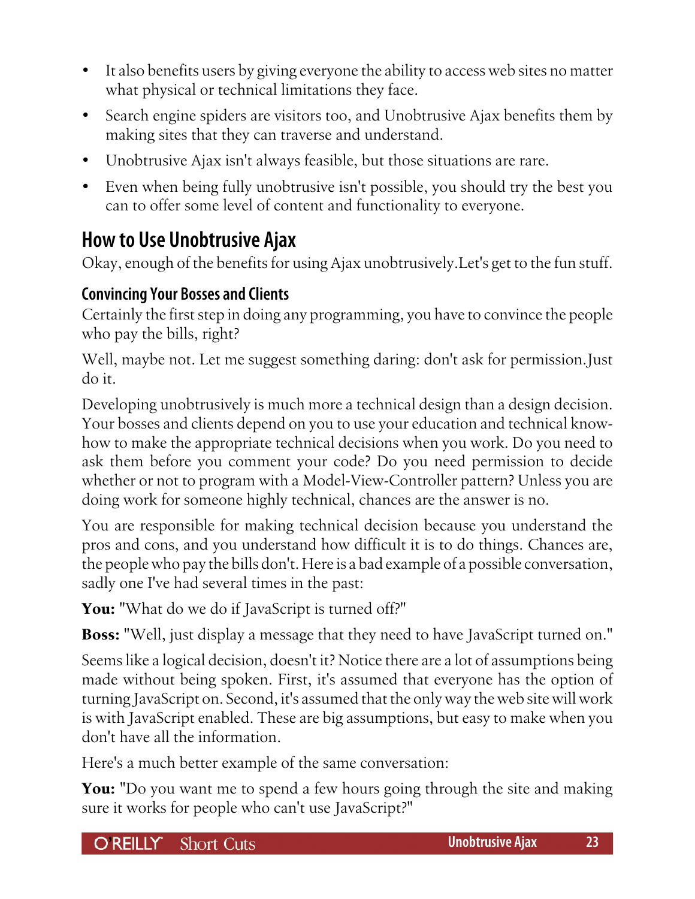- It also benefits users by giving everyone the ability to access web sites no matter what physical or technical limitations they face.
- Search engine spiders are visitors too, and Unobtrusive Ajax benefits them by making sites that they can traverse and understand.
- Unobtrusive Ajax isn't always feasible, but those situations are rare.
- Even when being fully unobtrusive isn't possible, you should try the best you can to offer some level of content and functionality to everyone.

## How to Use Unobtrusive Ajax

Okay, enough of the benefits for using Ajax unobtrusively.Let's get to the fun stuff.

### Convincing Your Bosses and Clients

Certainly the first step in doing any programming, you have to convince the people who pay the bills, right?

Well, maybe not. Let me suggest something daring: don't ask for permission.Just do it.

Developing unobtrusively is much more a technical design than a design decision. Your bosses and clients depend on you to use your education and technical know-how to make the appropriate technical decisions when you work. Do you need to ask them before you comment your code? Do you need permission to decide whether or not to program with a Model-View-Controller pattern? Unless you are doing work for someone highly technical, chances are the answer is no.

You are responsible for making technical decision because you understand the pros and cons, and you understand how difficult it is to do things. Chances are, the people who pay the bills don't. Here is a bad example of a possible conversation, sadly one I've had several times in the past:

**You:** "What do we do if JavaScript is turned off?"

**Boss:** "Well, just display a message that they need to have JavaScript turned on."

Seems like a logical decision, doesn't it? Notice there are a lot of assumptions being made without being spoken. First, it's assumed that everyone has the option of turning JavaScript on. Second, it's assumed that the only way the web site will work is with JavaScript enabled. These are big assumptions, but easy to make when you don't have all the information.

Here's a much better example of the same conversation:

**You:** "Do you want me to spend a few hours going through the site and making sure it works for people who can't use JavaScript?"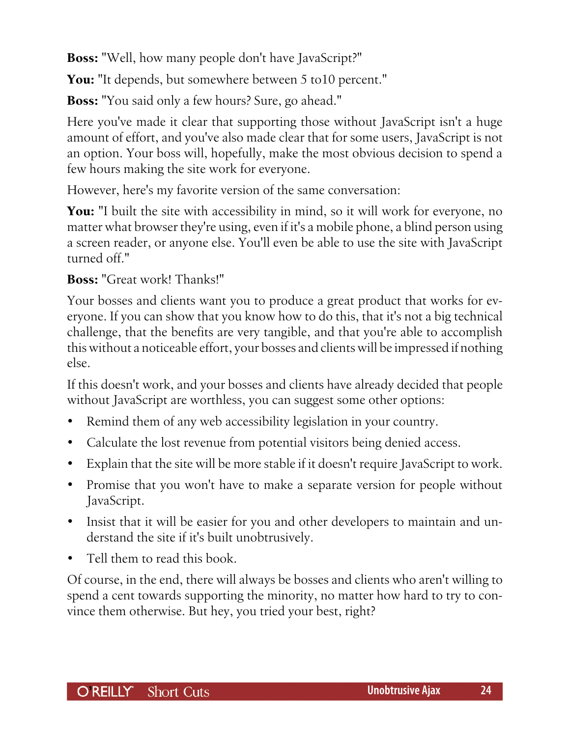**Boss:** "Well, how many people don't have JavaScript?"

**You:** "It depends, but somewhere between 5 to10 percent."

**Boss:** "You said only a few hours? Sure, go ahead."

Here you've made it clear that supporting those without JavaScript isn't a huge amount of effort, and you've also made clear that for some users, JavaScript is not an option. Your boss will, hopefully, make the most obvious decision to spend a few hours making the site work for everyone.

However, here's my favorite version of the same conversation:

**You:** "I built the site with accessibility in mind, so it will work for everyone, no matter what browser they're using, even if it's a mobile phone, a blind person using a screen reader, or anyone else. You'll even be able to use the site with JavaScript turned off."

**Boss:** "Great work! Thanks!"

Your bosses and clients want you to produce a great product that works for everyone. If you can show that you know how to do this, that it's not a big technical challenge, that the benefits are very tangible, and that you're able to accomplish this without a noticeable effort, your bosses and clients will be impressed if nothing else.

If this doesn't work, and your bosses and clients have already decided that people without JavaScript are worthless, you can suggest some other options:

- Remind them of any web accessibility legislation in your country.
- Calculate the lost revenue from potential visitors being denied access.
- Explain that the site will be more stable if it doesn't require JavaScript to work.
- Promise that you won't have to make a separate version for people without JavaScript.
- Insist that it will be easier for you and other developers to maintain and understand the site if it's built unobtrusively.
- Tell them to read this book.

Of course, in the end, there will always be bosses and clients who aren't willing to spend a cent towards supporting the minority, no matter how hard to try to convince them otherwise. But hey, you tried your best, right?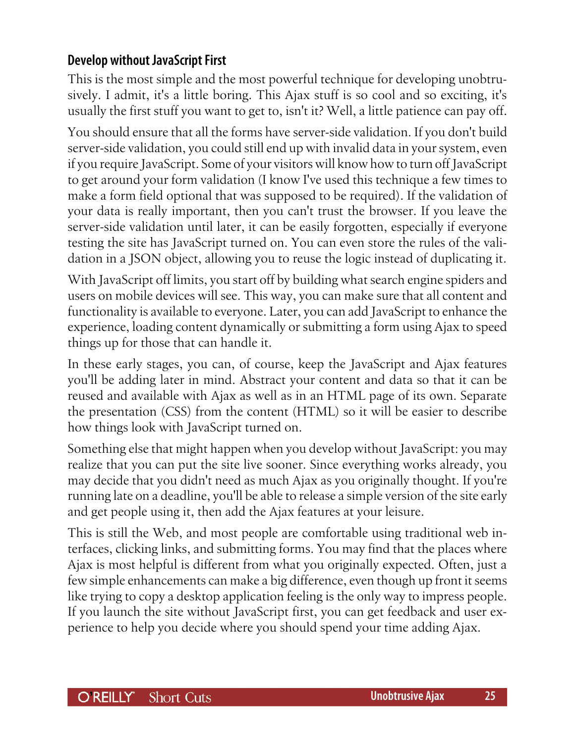### Develop without JavaScript First

This is the most simple and the most powerful technique for developing unobtrusively. I admit, it's a little boring. This Ajax stuff is so cool and so exciting, it's usually the first stuff you want to get to, isn't it? Well, a little patience can pay off.

You should ensure that all the forms have server-side validation. If you don't build server-side validation, you could still end up with invalid data in your system, even if you require JavaScript. Some of your visitors will know how to turn off JavaScript to get around your form validation (I know I've used this technique a few times to make a form field optional that was supposed to be required). If the validation of your data is really important, then you can't trust the browser. If you leave the server-side validation until later, it can be easily forgotten, especially if everyone testing the site has JavaScript turned on. You can even store the rules of the validation in a JSON object, allowing you to reuse the logic instead of duplicating it.

With JavaScript off limits, you start off by building what search engine spiders and users on mobile devices will see. This way, you can make sure that all content and functionality is available to everyone. Later, you can add JavaScript to enhance the experience, loading content dynamically or submitting a form using Ajax to speed things up for those that can handle it.

In these early stages, you can, of course, keep the JavaScript and Ajax features you'll be adding later in mind. Abstract your content and data so that it can be reused and available with Ajax as well as in an HTML page of its own. Separate the presentation (CSS) from the content (HTML) so it will be easier to describe how things look with JavaScript turned on.

Something else that might happen when you develop without JavaScript: you may realize that you can put the site live sooner. Since everything works already, you may decide that you didn't need as much Ajax as you originally thought. If you're running late on a deadline, you'll be able to release a simple version of the site early and get people using it, then add the Ajax features at your leisure.

This is still the Web, and most people are comfortable using traditional web interfaces, clicking links, and submitting forms. You may find that the places where Ajax is most helpful is different from what you originally expected. Often, just a few simple enhancements can make a big difference, even though up front it seems like trying to copy a desktop application feeling is the only way to impress people. If you launch the site without JavaScript first, you can get feedback and user experience to help you decide where you should spend your time adding Ajax.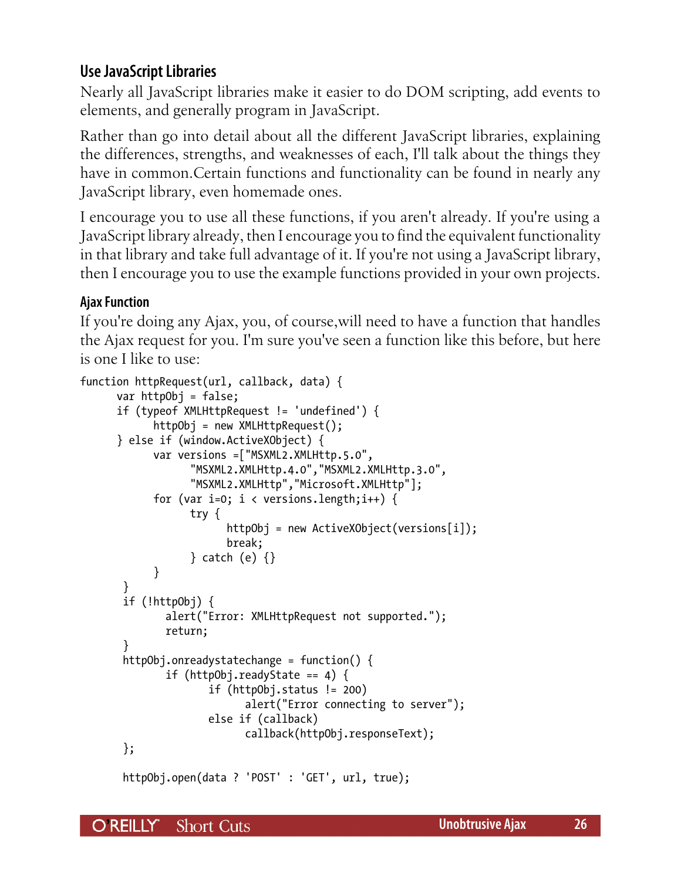### Use JavaScript Libraries

Nearly all JavaScript libraries make it easier to do DOM scripting, add events to elements, and generally program in JavaScript.

Rather than go into detail about all the different JavaScript libraries, explaining the differences, strengths, and weaknesses of each, I'll talk about the things they have in common.Certain functions and functionality can be found in nearly any JavaScript library, even homemade ones.

I encourage you to use all these functions, if you aren't already. If you're using a JavaScript library already, then I encourage you to find the equivalent functionality in that library and take full advantage of it. If you're not using a JavaScript library, then I encourage you to use the example functions provided in your own projects.

#### Ajax Function

If you're doing any Ajax, you, of course,will need to have a function that handles the Ajax request for you. I'm sure you've seen a function like this before, but here is one I like to use:

```
function httpRequest(url, callback, data) {
      var httpObj = false;
      if (typeof XMLHttpRequest != 'undefined') {
            httpObj = new XMLHttpRequest();
      } else if (window.ActiveXObject) {
            var versions =["MSXML2.XMLHttp.5.0",
                  "MSXML2.XMLHttp.4.0","MSXML2.XMLHttp.3.0",
                  "MSXML2.XMLHttp","Microsoft.XMLHttp"];
            for (var i=0; i < versions.length;i++) {
                  try {
                        httpObj = new ActiveXObject(versions[i]);
                        break;
                  } catch (e) {}
            }
       }
       if (!httpObj) {
              alert("Error: XMLHttpRequest not supported.");
              return;
       }
       httpObj.onreadystatechange = function() {
              if (httpObj.readyState == 4) {
                     if (httpObj.status != 200)
                           alert("Error connecting to server");
                     else if (callback)
                           callback(httpObj.responseText);
       };

       httpObj.open(data ? 'POST' : 'GET', url, true);
```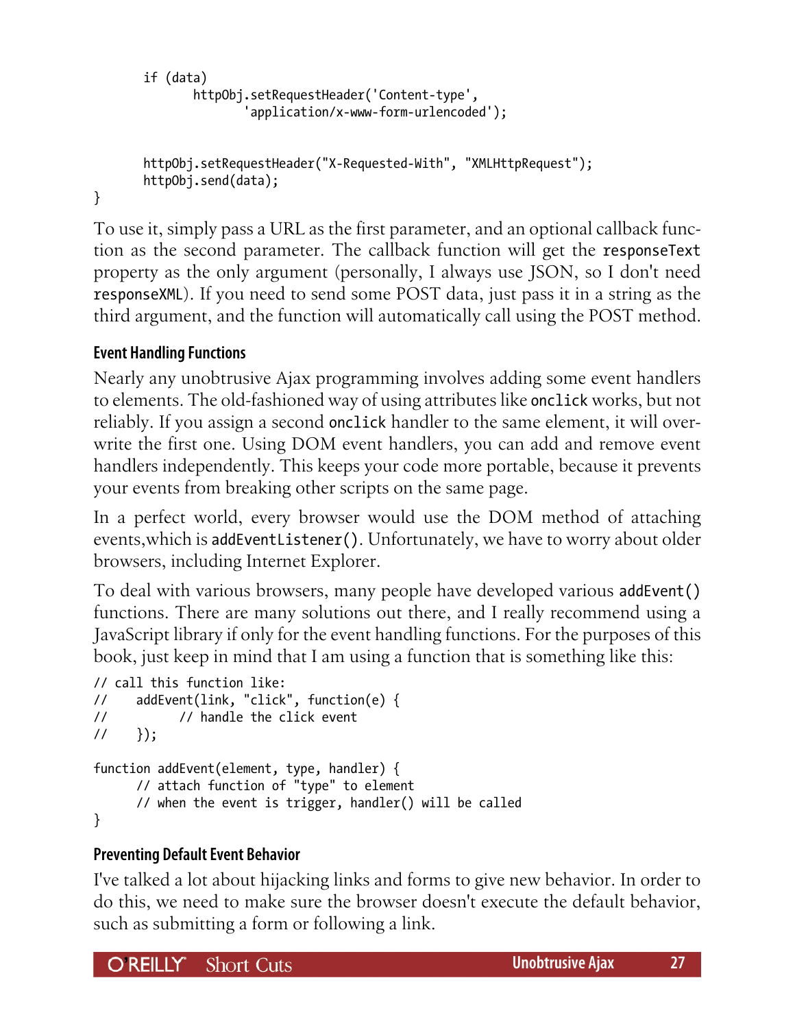```
        if (data)
                httpObj.setRequestHeader('Content-type',
                        'application/x-www-form-urlencoded');


        httpObj.setRequestHeader("X-Requested-With", "XMLHttpRequest");
        httpObj.send(data);
}
```

To use it, simply pass a URL as the first parameter, and an optional callback function as the second parameter. The callback function will get the `responseText` property as the only argument (personally, I always use JSON, so I don't need `responseXML`). If you need to send some POST data, just pass it in a string as the third argument, and the function will automatically call using the POST method.

### Event Handling Functions

Nearly any unobtrusive Ajax programming involves adding some event handlers to elements. The old-fashioned way of using attributes like `onclick` works, but not reliably. If you assign a second `onclick` handler to the same element, it will overwrite the first one. Using DOM event handlers, you can add and remove event handlers independently. This keeps your code more portable, because it prevents your events from breaking other scripts on the same page.

In a perfect world, every browser would use the DOM method of attaching events,which is `addEventListener()`. Unfortunately, we have to worry about older browsers, including Internet Explorer.

To deal with various browsers, many people have developed various `addEvent()` functions. There are many solutions out there, and I really recommend using a JavaScript library if only for the event handling functions. For the purposes of this book, just keep in mind that I am using a function that is something like this:

```
// call this function like:
//     addEvent(link, "click", function(e) {
//           // handle the click event
//     });

function addEvent(element, type, handler) {
      // attach function of "type" to element
      // when the event is trigger, handler() will be called
}
```

### Preventing Default Event Behavior

I've talked a lot about hijacking links and forms to give new behavior. In order to do this, we need to make sure the browser doesn't execute the default behavior, such as submitting a form or following a link.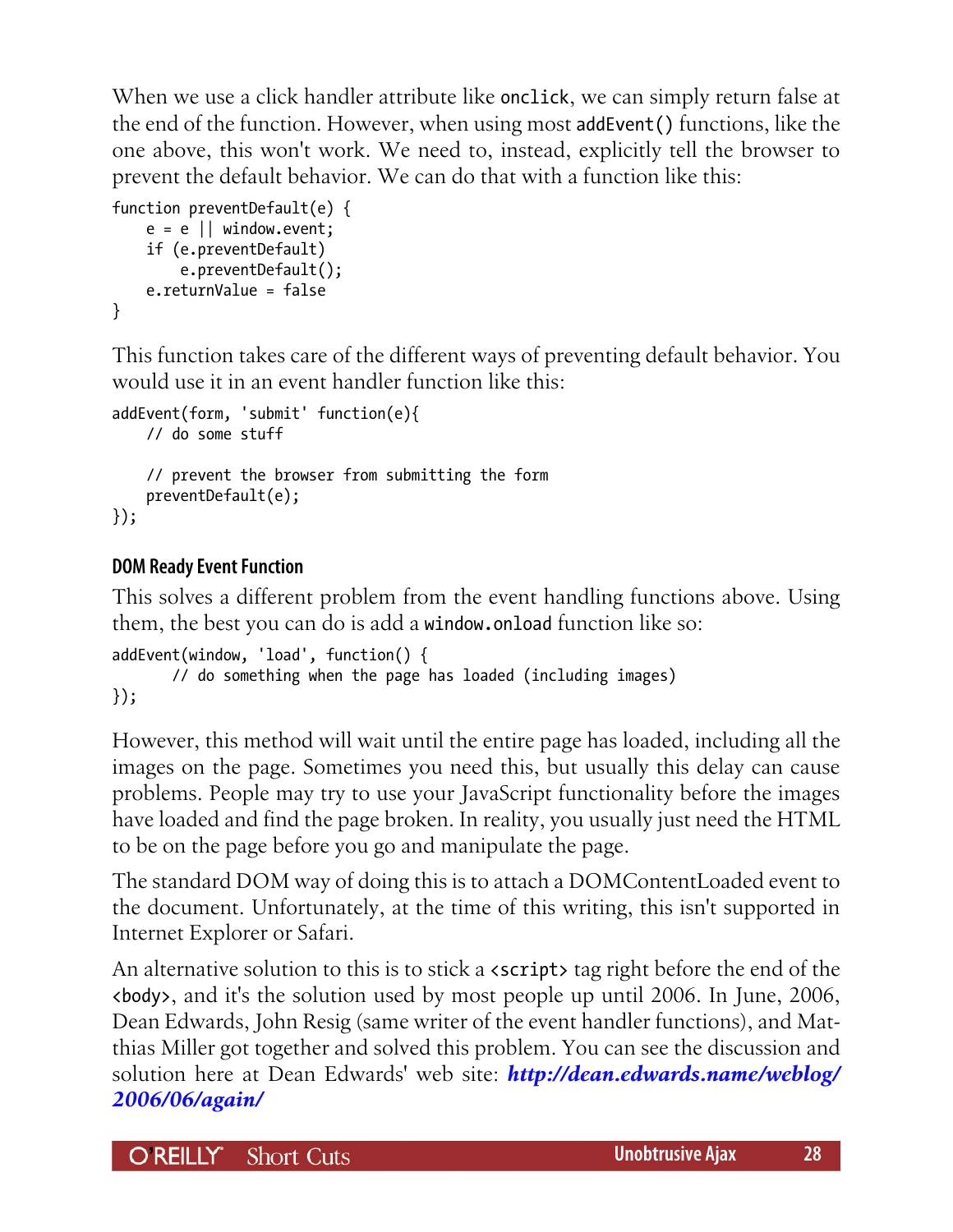When we use a click handler attribute like `onclick`, we can simply return false at the end of the function. However, when using most `addEvent()` functions, like the one above, this won't work. We need to, instead, explicitly tell the browser to prevent the default behavior. We can do that with a function like this:

```
function preventDefault(e) {
    e = e || window.event;
    if (e.preventDefault)
        e.preventDefault();
    e.returnValue = false
}
```

This function takes care of the different ways of preventing default behavior. You would use it in an event handler function like this:

```
addEvent(form, 'submit' function(e){
    // do some stuff

    // prevent the browser from submitting the form
    preventDefault(e);
});
```

### DOM Ready Event Function

This solves a different problem from the event handling functions above. Using them, the best you can do is add a `window.onload` function like so:

```
addEvent(window, 'load', function() {
      // do something when the page has loaded (including images)
});
```

However, this method will wait until the entire page has loaded, including all the images on the page. Sometimes you need this, but usually this delay can cause problems. People may try to use your JavaScript functionality before the images have loaded and find the page broken. In reality, you usually just need the HTML to be on the page before you go and manipulate the page.

The standard DOM way of doing this is to attach a DOMContentLoaded event to the document. Unfortunately, at the time of this writing, this isn't supported in Internet Explorer or Safari.

An alternative solution to this is to stick a `<script>` tag right before the end of the `<body>`, and it's the solution used by most people up until 2006. In June, 2006, Dean Edwards, John Resig (same writer of the event handler functions), and Matthias Miller got together and solved this problem. You can see the discussion and solution here at Dean Edwards' web site: ***http://dean.edwards.name/weblog/2006/06/again/***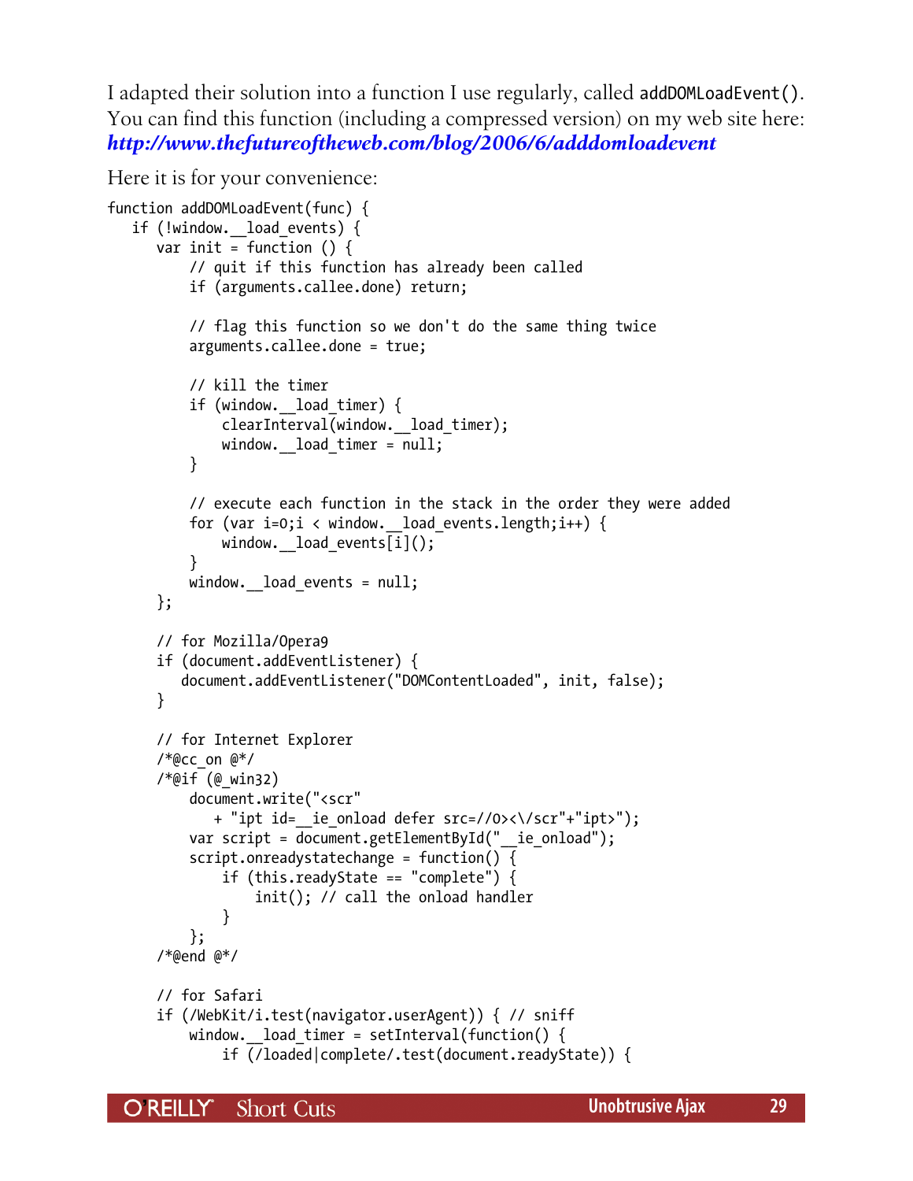I adapted their solution into a function I use regularly, called `addDOMLoadEvent()`. You can find this function (including a compressed version) on my web site here: ***http://www.thefutureoftheweb.com/blog/2006/6/adddomloadevent***

Here it is for your convenience:

```
function addDOMLoadEvent(func) {
   if (!window.__load_events) {
      var init = function () {
          // quit if this function has already been called
          if (arguments.callee.done) return;

          // flag this function so we don't do the same thing twice
          arguments.callee.done = true;

          // kill the timer
          if (window.__load_timer) {
              clearInterval(window.__load_timer);
              window.__load_timer = null;
          }

          // execute each function in the stack in the order they were added
          for (var i=0;i < window.__load_events.length;i++) {
              window.__load_events[i]();
          }
          window.__load_events = null;
      };

      // for Mozilla/Opera9
      if (document.addEventListener) {
         document.addEventListener("DOMContentLoaded", init, false);
      }

      // for Internet Explorer
      /*@cc_on @*/
      /*@if (@_win32)
          document.write("<scr"
             + "ipt id=__ie_onload defer src=//0><\/scr"+"ipt>");
          var script = document.getElementById("__ie_onload");
          script.onreadystatechange = function() {
              if (this.readyState == "complete") {
                  init(); // call the onload handler
              }
          };
      /*@end @*/

      // for Safari
      if (/WebKit/i.test(navigator.userAgent)) { // sniff
          window.__load_timer = setInterval(function() {
              if (/loaded|complete/.test(document.readyState)) {
```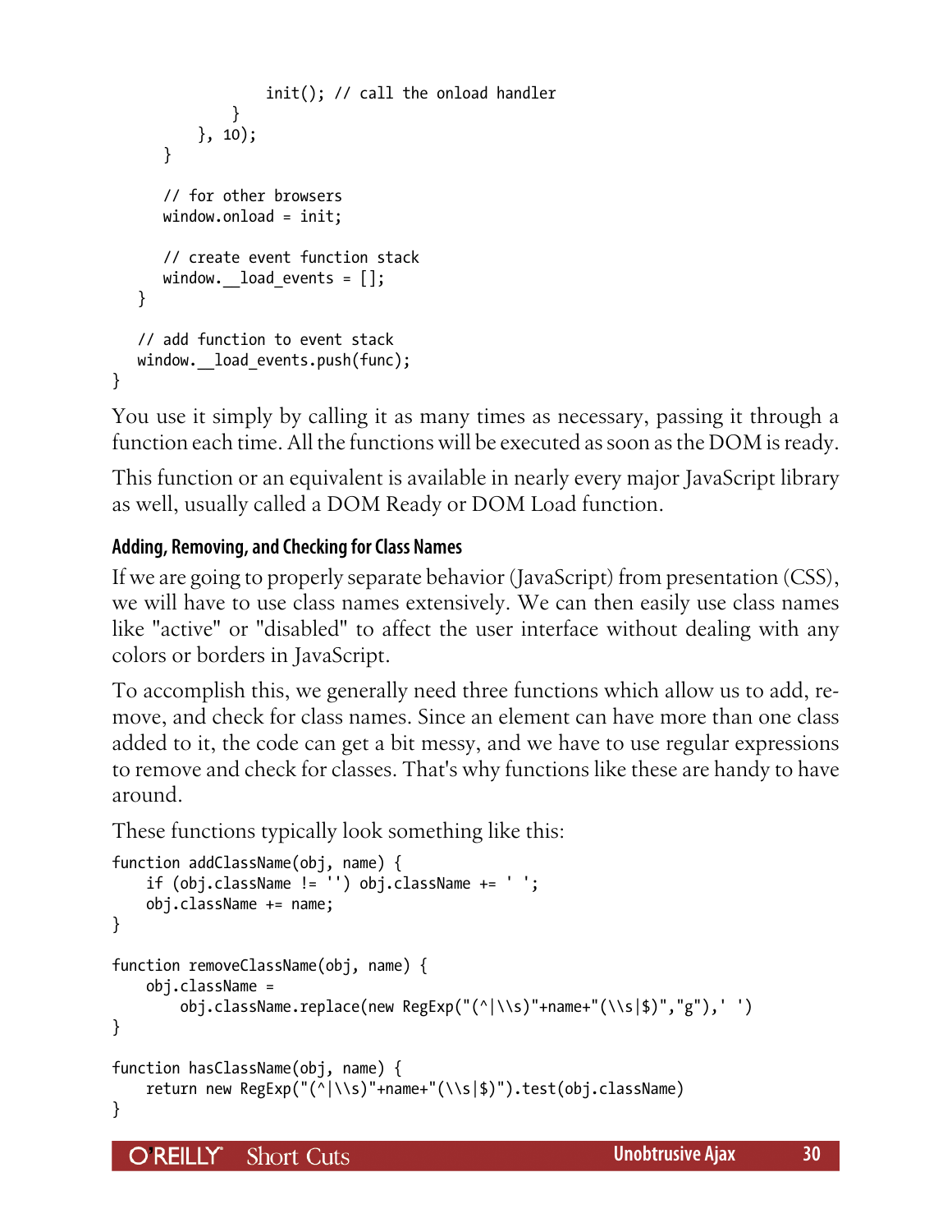```
                init(); // call the onload handler
            }
        }, 10);
    }

    // for other browsers
    window.onload = init;

    // create event function stack
    window.__load_events = [];
  }

  // add function to event stack
  window.__load_events.push(func);
}
```

You use it simply by calling it as many times as necessary, passing it through a function each time. All the functions will be executed as soon as the DOM is ready.

This function or an equivalent is available in nearly every major JavaScript library as well, usually called a DOM Ready or DOM Load function.

### Adding, Removing, and Checking for Class Names

If we are going to properly separate behavior (JavaScript) from presentation (CSS), we will have to use class names extensively. We can then easily use class names like "active" or "disabled" to affect the user interface without dealing with any colors or borders in JavaScript.

To accomplish this, we generally need three functions which allow us to add, remove, and check for class names. Since an element can have more than one class added to it, the code can get a bit messy, and we have to use regular expressions to remove and check for classes. That's why functions like these are handy to have around.

These functions typically look something like this:

```
function addClassName(obj, name) {
    if (obj.className != '') obj.className += ' ';
    obj.className += name;
}

function removeClassName(obj, name) {
    obj.className =
        obj.className.replace(new RegExp("(^|\\s)"+name+"(\\s|$)","g"),' ')
}

function hasClassName(obj, name) {
    return new RegExp("(^|\\s)"+name+"(\\s|$)").test(obj.className)
}
```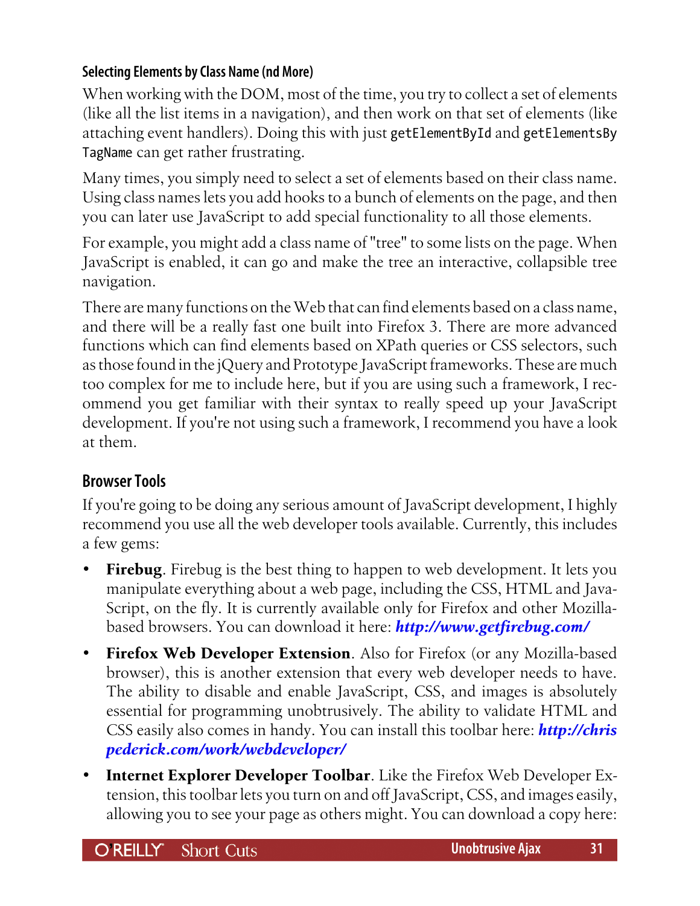### Selecting Elements by Class Name (nd More)

When working with the DOM, most of the time, you try to collect a set of elements (like all the list items in a navigation), and then work on that set of elements (like attaching event handlers). Doing this with just `getElementById` and `getElementsByTagName` can get rather frustrating.

Many times, you simply need to select a set of elements based on their class name. Using class names lets you add hooks to a bunch of elements on the page, and then you can later use JavaScript to add special functionality to all those elements.

For example, you might add a class name of "tree" to some lists on the page. When JavaScript is enabled, it can go and make the tree an interactive, collapsible tree navigation.

There are many functions on the Web that can find elements based on a class name, and there will be a really fast one built into Firefox 3. There are more advanced functions which can find elements based on XPath queries or CSS selectors, such as those found in the jQuery and Prototype JavaScript frameworks. These are much too complex for me to include here, but if you are using such a framework, I recommend you get familiar with their syntax to really speed up your JavaScript development. If you're not using such a framework, I recommend you have a look at them.

## Browser Tools

If you're going to be doing any serious amount of JavaScript development, I highly recommend you use all the web developer tools available. Currently, this includes a few gems:

- **Firebug**. Firebug is the best thing to happen to web development. It lets you manipulate everything about a web page, including the CSS, HTML and JavaScript, on the fly. It is currently available only for Firefox and other Mozilla-based browsers. You can download it here: ***http://www.getfirebug.com/***
- **Firefox Web Developer Extension**. Also for Firefox (or any Mozilla-based browser), this is another extension that every web developer needs to have. The ability to disable and enable JavaScript, CSS, and images is absolutely essential for programming unobtrusively. The ability to validate HTML and CSS easily also comes in handy. You can install this toolbar here: ***http://chrispederick.com/work/webdeveloper/***
- **Internet Explorer Developer Toolbar**. Like the Firefox Web Developer Extension, this toolbar lets you turn on and off JavaScript, CSS, and images easily, allowing you to see your page as others might. You can download a copy here: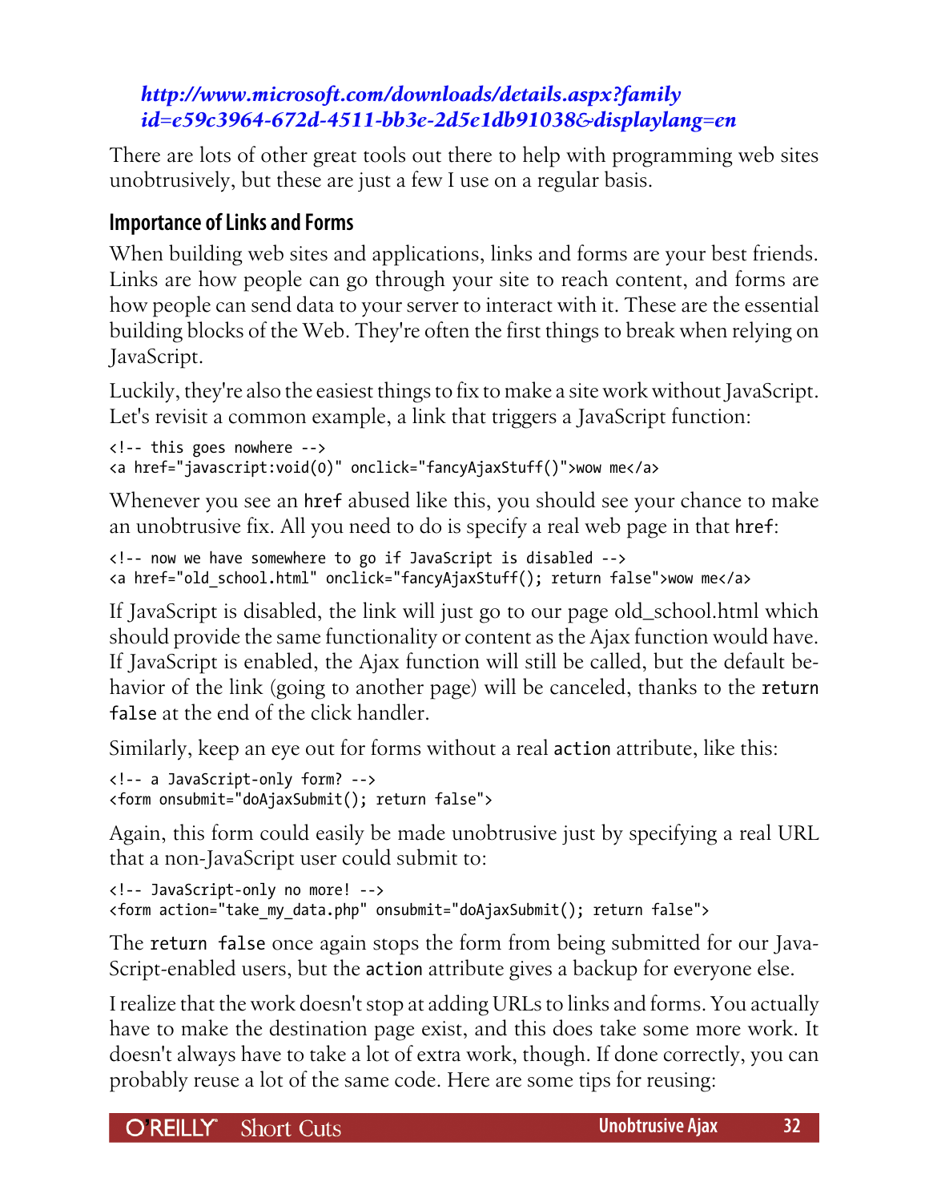*http://www.microsoft.com/downloads/details.aspx?familyid=e59c3964-672d-4511-bb3e-2d5e1db91038&displaylang=en*

There are lots of other great tools out there to help with programming web sites unobtrusively, but these are just a few I use on a regular basis.

## Importance of Links and Forms

When building web sites and applications, links and forms are your best friends. Links are how people can go through your site to reach content, and forms are how people can send data to your server to interact with it. These are the essential building blocks of the Web. They're often the first things to break when relying on JavaScript.

Luckily, they're also the easiest things to fix to make a site work without JavaScript. Let's revisit a common example, a link that triggers a JavaScript function:

```
<!-- this goes nowhere -->
<a href="javascript:void(0)" onclick="fancyAjaxStuff()">wow me</a>
```

Whenever you see an `href` abused like this, you should see your chance to make an unobtrusive fix. All you need to do is specify a real web page in that `href`:

```
<!-- now we have somewhere to go if JavaScript is disabled -->
<a href="old_school.html" onclick="fancyAjaxStuff(); return false">wow me</a>
```

If JavaScript is disabled, the link will just go to our page old_school.html which should provide the same functionality or content as the Ajax function would have. If JavaScript is enabled, the Ajax function will still be called, but the default behavior of the link (going to another page) will be canceled, thanks to the `return false` at the end of the click handler.

Similarly, keep an eye out for forms without a real `action` attribute, like this:

```
<!-- a JavaScript-only form? -->
<form onsubmit="doAjaxSubmit(); return false">
```

Again, this form could easily be made unobtrusive just by specifying a real URL that a non-JavaScript user could submit to:

```
<!-- JavaScript-only no more! -->
<form action="take_my_data.php" onsubmit="doAjaxSubmit(); return false">
```

The `return false` once again stops the form from being submitted for our JavaScript-enabled users, but the `action` attribute gives a backup for everyone else.

I realize that the work doesn't stop at adding URLs to links and forms. You actually have to make the destination page exist, and this does take some more work. It doesn't always have to take a lot of extra work, though. If done correctly, you can probably reuse a lot of the same code. Here are some tips for reusing: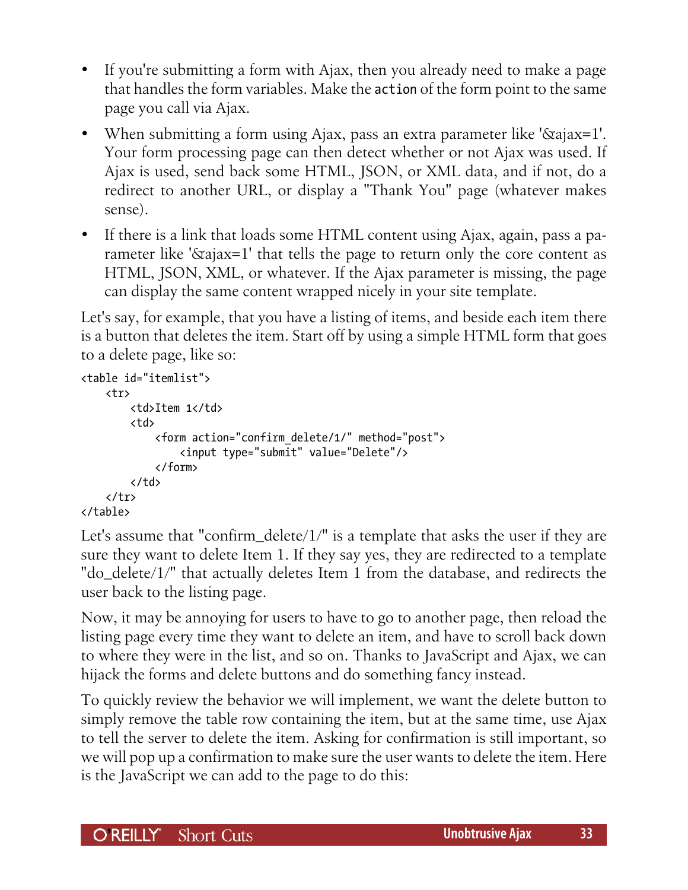- If you're submitting a form with Ajax, then you already need to make a page that handles the form variables. Make the `action` of the form point to the same page you call via Ajax.
- When submitting a form using Ajax, pass an extra parameter like '&ajax=1'. Your form processing page can then detect whether or not Ajax was used. If Ajax is used, send back some HTML, JSON, or XML data, and if not, do a redirect to another URL, or display a "Thank You" page (whatever makes sense).
- If there is a link that loads some HTML content using Ajax, again, pass a parameter like '&ajax=1' that tells the page to return only the core content as HTML, JSON, XML, or whatever. If the Ajax parameter is missing, the page can display the same content wrapped nicely in your site template.

Let's say, for example, that you have a listing of items, and beside each item there is a button that deletes the item. Start off by using a simple HTML form that goes to a delete page, like so:

```
<table id="itemlist">
    <tr>
        <td>Item 1</td>
        <td>
            <form action="confirm_delete/1/" method="post">
                <input type="submit" value="Delete"/>
            </form>
        </td>
    </tr>
</table>
```

Let's assume that "confirm_delete/1/" is a template that asks the user if they are sure they want to delete Item 1. If they say yes, they are redirected to a template "do_delete/1/" that actually deletes Item 1 from the database, and redirects the user back to the listing page.

Now, it may be annoying for users to have to go to another page, then reload the listing page every time they want to delete an item, and have to scroll back down to where they were in the list, and so on. Thanks to JavaScript and Ajax, we can hijack the forms and delete buttons and do something fancy instead.

To quickly review the behavior we will implement, we want the delete button to simply remove the table row containing the item, but at the same time, use Ajax to tell the server to delete the item. Asking for confirmation is still important, so we will pop up a confirmation to make sure the user wants to delete the item. Here is the JavaScript we can add to the page to do this: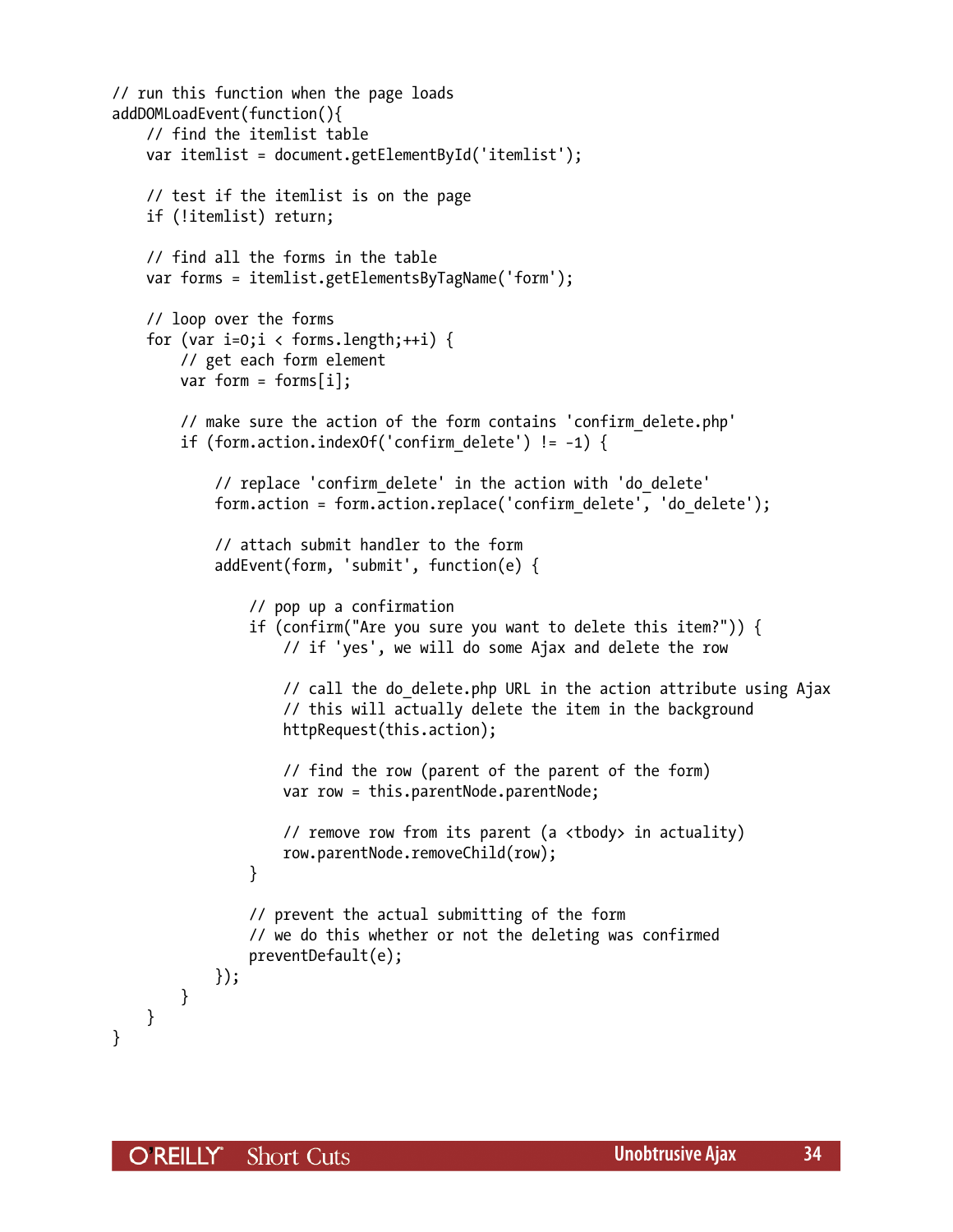```
// run this function when the page loads
addDOMLoadEvent(function(){
    // find the itemlist table
    var itemlist = document.getElementById('itemlist');

    // test if the itemlist is on the page
    if (!itemlist) return;

    // find all the forms in the table
    var forms = itemlist.getElementsByTagName('form');

    // loop over the forms
    for (var i=0;i < forms.length;++i) {
        // get each form element
        var form = forms[i];

        // make sure the action of the form contains 'confirm_delete.php'
        if (form.action.indexOf('confirm_delete') != -1) {

            // replace 'confirm_delete' in the action with 'do_delete'
            form.action = form.action.replace('confirm_delete', 'do_delete');

            // attach submit handler to the form
            addEvent(form, 'submit', function(e) {

                // pop up a confirmation
                if (confirm("Are you sure you want to delete this item?")) {
                    // if 'yes', we will do some Ajax and delete the row

                    // call the do_delete.php URL in the action attribute using Ajax
                    // this will actually delete the item in the background
                    httpRequest(this.action);

                    // find the row (parent of the parent of the form)
                    var row = this.parentNode.parentNode;

                    // remove row from its parent (a <tbody> in actuality)
                    row.parentNode.removeChild(row);
                }

                // prevent the actual submitting of the form
                // we do this whether or not the deleting was confirmed
                preventDefault(e);
            });
        }
    }
}
```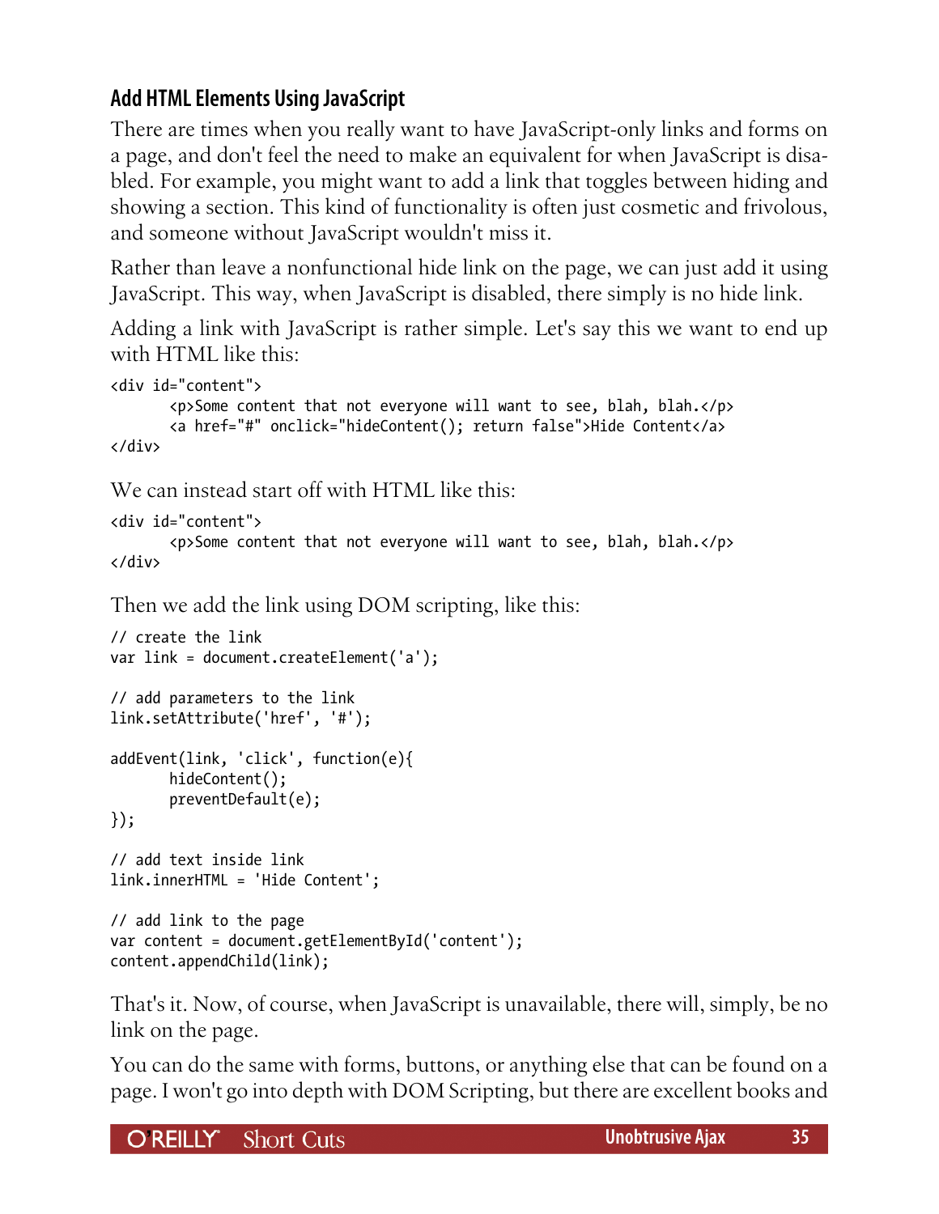## Add HTML Elements Using JavaScript

There are times when you really want to have JavaScript-only links and forms on a page, and don't feel the need to make an equivalent for when JavaScript is disabled. For example, you might want to add a link that toggles between hiding and showing a section. This kind of functionality is often just cosmetic and frivolous, and someone without JavaScript wouldn't miss it.

Rather than leave a nonfunctional hide link on the page, we can just add it using JavaScript. This way, when JavaScript is disabled, there simply is no hide link.

Adding a link with JavaScript is rather simple. Let's say this we want to end up with HTML like this:

```
<div id="content">
	<p>Some content that not everyone will want to see, blah, blah.</p>
	<a href="#" onclick="hideContent(); return false">Hide Content</a>
</div>
```

We can instead start off with HTML like this:

```
<div id="content">
	<p>Some content that not everyone will want to see, blah, blah.</p>
</div>
```

Then we add the link using DOM scripting, like this:

```
// create the link
var link = document.createElement('a');

// add parameters to the link
link.setAttribute('href', '#');

addEvent(link, 'click', function(e){
	hideContent();
	preventDefault(e);
});

// add text inside link
link.innerHTML = 'Hide Content';

// add link to the page
var content = document.getElementById('content');
content.appendChild(link);
```

That's it. Now, of course, when JavaScript is unavailable, there will, simply, be no link on the page.

You can do the same with forms, buttons, or anything else that can be found on a page. I won't go into depth with DOM Scripting, but there are excellent books and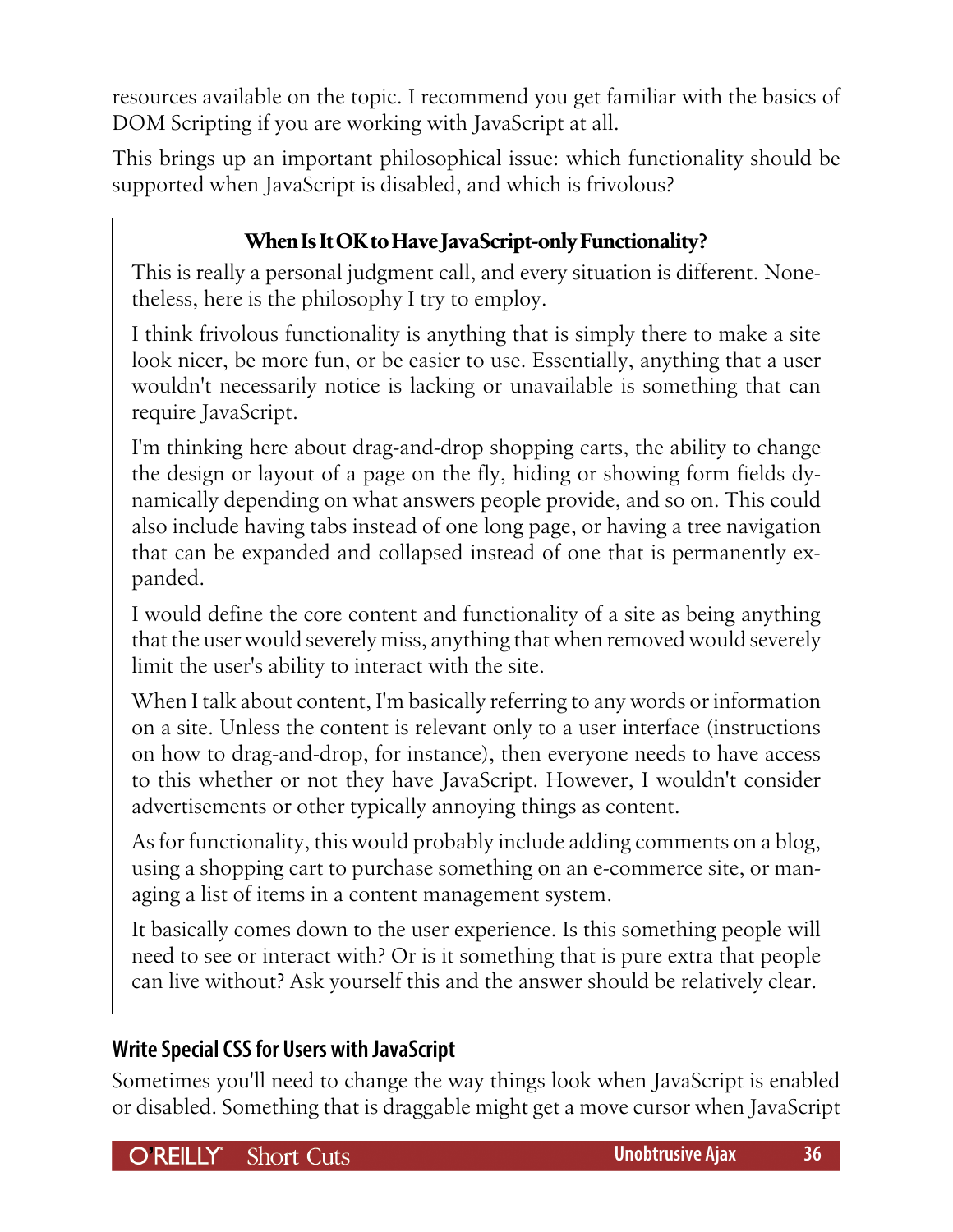resources available on the topic. I recommend you get familiar with the basics of DOM Scripting if you are working with JavaScript at all.

This brings up an important philosophical issue: which functionality should be supported when JavaScript is disabled, and which is frivolous?

> **When Is It OK to Have JavaScript-only Functionality?**
>
> This is really a personal judgment call, and every situation is different. Nonetheless, here is the philosophy I try to employ.
>
> I think frivolous functionality is anything that is simply there to make a site look nicer, be more fun, or be easier to use. Essentially, anything that a user wouldn't necessarily notice is lacking or unavailable is something that can require JavaScript.
>
> I'm thinking here about drag-and-drop shopping carts, the ability to change the design or layout of a page on the fly, hiding or showing form fields dynamically depending on what answers people provide, and so on. This could also include having tabs instead of one long page, or having a tree navigation that can be expanded and collapsed instead of one that is permanently expanded.
>
> I would define the core content and functionality of a site as being anything that the user would severely miss, anything that when removed would severely limit the user's ability to interact with the site.
>
> When I talk about content, I'm basically referring to any words or information on a site. Unless the content is relevant only to a user interface (instructions on how to drag-and-drop, for instance), then everyone needs to have access to this whether or not they have JavaScript. However, I wouldn't consider advertisements or other typically annoying things as content.
>
> As for functionality, this would probably include adding comments on a blog, using a shopping cart to purchase something on an e-commerce site, or managing a list of items in a content management system.
>
> It basically comes down to the user experience. Is this something people will need to see or interact with? Or is it something that is pure extra that people can live without? Ask yourself this and the answer should be relatively clear.

## Write Special CSS for Users with JavaScript

Sometimes you'll need to change the way things look when JavaScript is enabled or disabled. Something that is draggable might get a move cursor when JavaScript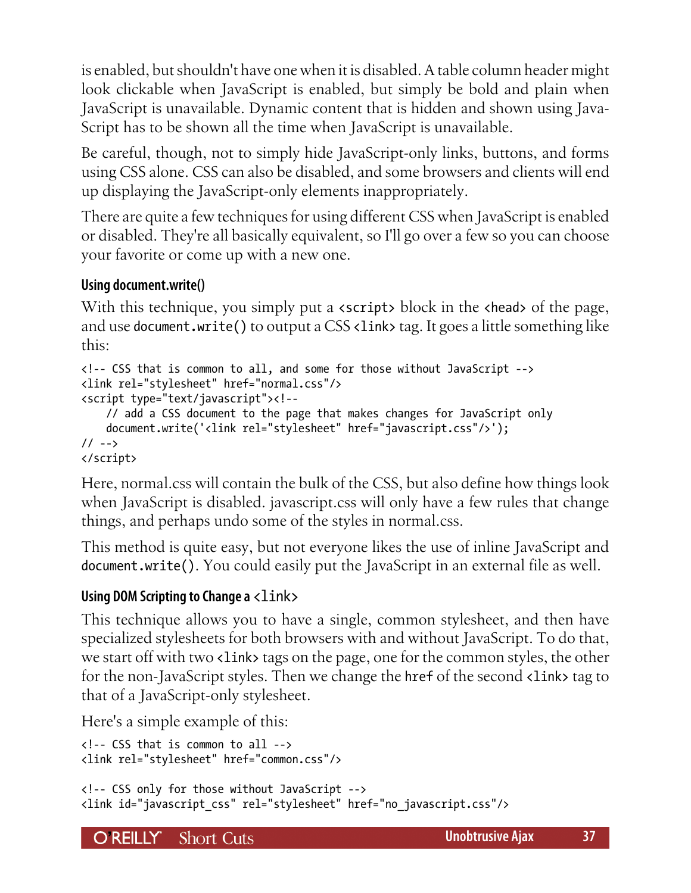is enabled, but shouldn't have one when it is disabled. A table column header might look clickable when JavaScript is enabled, but simply be bold and plain when JavaScript is unavailable. Dynamic content that is hidden and shown using JavaScript has to be shown all the time when JavaScript is unavailable.

Be careful, though, not to simply hide JavaScript-only links, buttons, and forms using CSS alone. CSS can also be disabled, and some browsers and clients will end up displaying the JavaScript-only elements inappropriately.

There are quite a few techniques for using different CSS when JavaScript is enabled or disabled. They're all basically equivalent, so I'll go over a few so you can choose your favorite or come up with a new one.

### Using document.write()

With this technique, you simply put a `<script>` block in the `<head>` of the page, and use `document.write()` to output a CSS `<link>` tag. It goes a little something like this:

```
<!-- CSS that is common to all, and some for those without JavaScript -->
<link rel="stylesheet" href="normal.css"/>
<script type="text/javascript"><!--
    // add a CSS document to the page that makes changes for JavaScript only
    document.write('<link rel="stylesheet" href="javascript.css"/>');
// -->
</script>
```

Here, normal.css will contain the bulk of the CSS, but also define how things look when JavaScript is disabled. javascript.css will only have a few rules that change things, and perhaps undo some of the styles in normal.css.

This method is quite easy, but not everyone likes the use of inline JavaScript and `document.write()`. You could easily put the JavaScript in an external file as well.

### Using DOM Scripting to Change a `<link>`

This technique allows you to have a single, common stylesheet, and then have specialized stylesheets for both browsers with and without JavaScript. To do that, we start off with two `<link>` tags on the page, one for the common styles, the other for the non-JavaScript styles. Then we change the `href` of the second `<link>` tag to that of a JavaScript-only stylesheet.

Here's a simple example of this:

```
<!-- CSS that is common to all -->
<link rel="stylesheet" href="common.css"/>

<!-- CSS only for those without JavaScript -->
<link id="javascript_css" rel="stylesheet" href="no_javascript.css"/>
```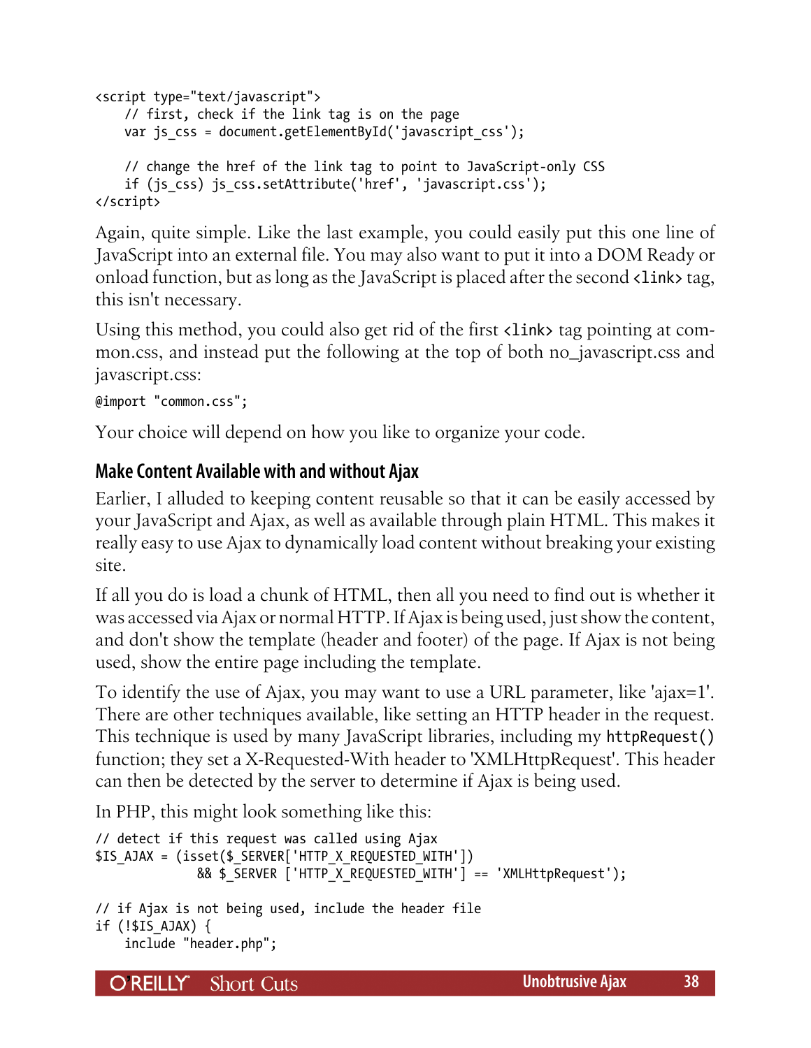```
<script type="text/javascript">
    // first, check if the link tag is on the page
    var js_css = document.getElementById('javascript_css');

    // change the href of the link tag to point to JavaScript-only CSS
    if (js_css) js_css.setAttribute('href', 'javascript.css');
</script>
```

Again, quite simple. Like the last example, you could easily put this one line of JavaScript into an external file. You may also want to put it into a DOM Ready or onload function, but as long as the JavaScript is placed after the second `<link>` tag, this isn't necessary.

Using this method, you could also get rid of the first `<link>` tag pointing at common.css, and instead put the following at the top of both no_javascript.css and javascript.css:

```
@import "common.css";
```

Your choice will depend on how you like to organize your code.

## Make Content Available with and without Ajax

Earlier, I alluded to keeping content reusable so that it can be easily accessed by your JavaScript and Ajax, as well as available through plain HTML. This makes it really easy to use Ajax to dynamically load content without breaking your existing site.

If all you do is load a chunk of HTML, then all you need to find out is whether it was accessed via Ajax or normal HTTP. If Ajax is being used, just show the content, and don't show the template (header and footer) of the page. If Ajax is not being used, show the entire page including the template.

To identify the use of Ajax, you may want to use a URL parameter, like 'ajax=1'. There are other techniques available, like setting an HTTP header in the request. This technique is used by many JavaScript libraries, including my `httpRequest()` function; they set a X-Requested-With header to 'XMLHttpRequest'. This header can then be detected by the server to determine if Ajax is being used.

In PHP, this might look something like this:

```
// detect if this request was called using Ajax
$IS_AJAX = (isset($_SERVER['HTTP_X_REQUESTED_WITH'])
            && $_SERVER ['HTTP_X_REQUESTED_WITH'] == 'XMLHttpRequest');

// if Ajax is not being used, include the header file
if (!$IS_AJAX) {
    include "header.php";
```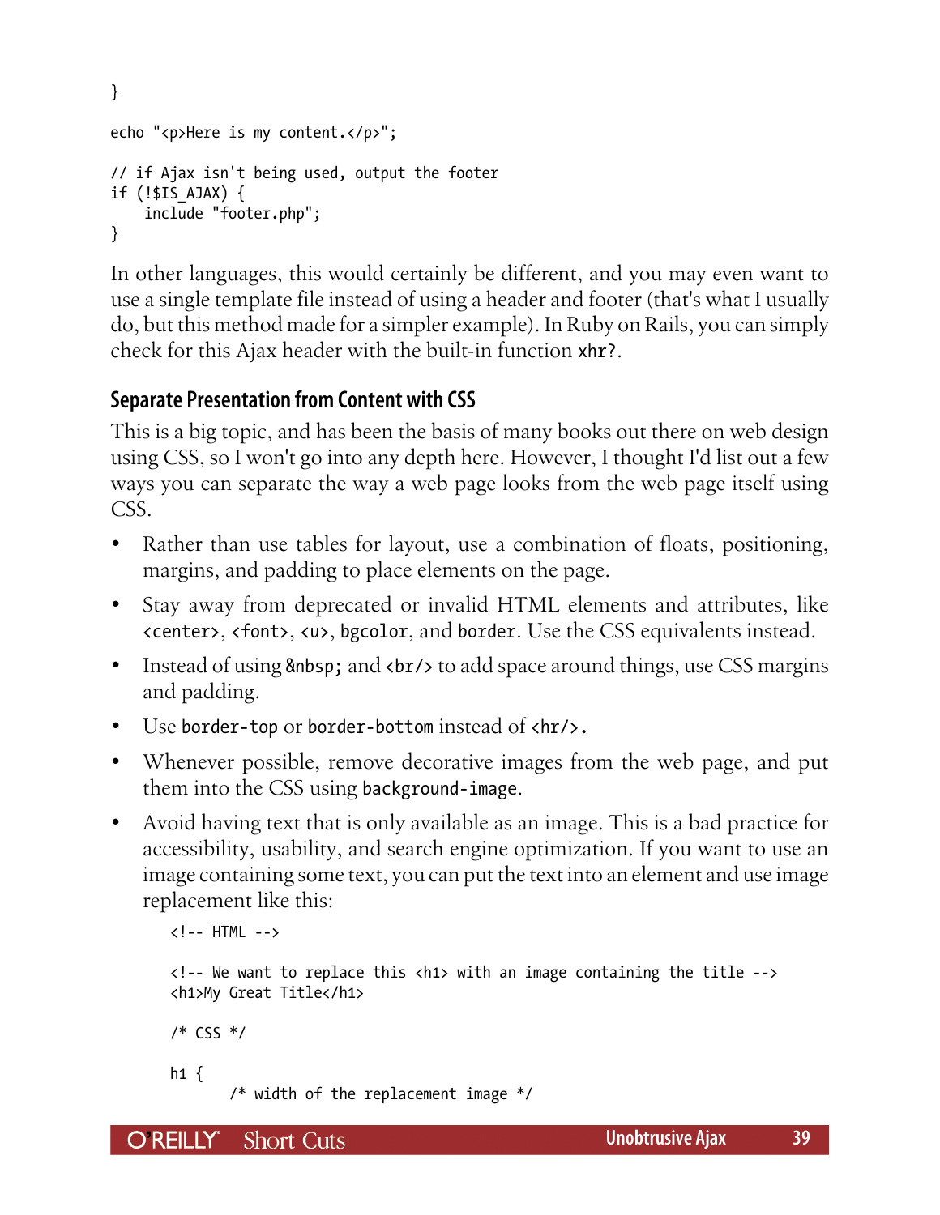```
}

echo "<p>Here is my content.</p>";

// if Ajax isn't being used, output the footer
if (!$IS_AJAX) {
    include "footer.php";
}
```

In other languages, this would certainly be different, and you may even want to use a single template file instead of using a header and footer (that's what I usually do, but this method made for a simpler example). In Ruby on Rails, you can simply check for this Ajax header with the built-in function `xhr?`.

## Separate Presentation from Content with CSS

This is a big topic, and has been the basis of many books out there on web design using CSS, so I won't go into any depth here. However, I thought I'd list out a few ways you can separate the way a web page looks from the web page itself using CSS.

- Rather than use tables for layout, use a combination of floats, positioning, margins, and padding to place elements on the page.
- Stay away from deprecated or invalid HTML elements and attributes, like `<center>`, `<font>`, `<u>`, `bgcolor`, and `border`. Use the CSS equivalents instead.
- Instead of using `&nbsp;` and `<br/>` to add space around things, use CSS margins and padding.
- Use `border-top` or `border-bottom` instead of `<hr/>`.
- Whenever possible, remove decorative images from the web page, and put them into the CSS using `background-image`.
- Avoid having text that is only available as an image. This is a bad practice for accessibility, usability, and search engine optimization. If you want to use an image containing some text, you can put the text into an element and use image replacement like this:

  ```
  <!-- HTML -->

  <!-- We want to replace this <h1> with an image containing the title -->
  <h1>My Great Title</h1>

  /* CSS */

  h1 {
        /* width of the replacement image */
  ```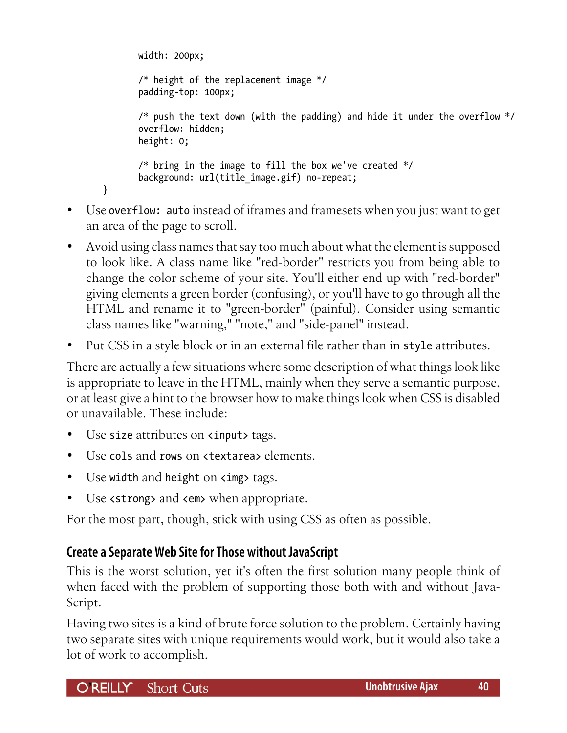```
        width: 200px;

        /* height of the replacement image */
        padding-top: 100px;

        /* push the text down (with the padding) and hide it under the overflow */
        overflow: hidden;
        height: 0;

        /* bring in the image to fill the box we've created */
        background: url(title_image.gif) no-repeat;
}
```

- Use `overflow: auto` instead of iframes and framesets when you just want to get an area of the page to scroll.
- Avoid using class names that say too much about what the element is supposed to look like. A class name like "red-border" restricts you from being able to change the color scheme of your site. You'll either end up with "red-border" giving elements a green border (confusing), or you'll have to go through all the HTML and rename it to "green-border" (painful). Consider using semantic class names like "warning," "note," and "side-panel" instead.
- Put CSS in a style block or in an external file rather than in `style` attributes.

There are actually a few situations where some description of what things look like is appropriate to leave in the HTML, mainly when they serve a semantic purpose, or at least give a hint to the browser how to make things look when CSS is disabled or unavailable. These include:

- Use `size` attributes on `<input>` tags.
- Use `cols` and `rows` on `<textarea>` elements.
- Use `width` and `height` on `<img>` tags.
- Use `<strong>` and `<em>` when appropriate.

For the most part, though, stick with using CSS as often as possible.

### Create a Separate Web Site for Those without JavaScript

This is the worst solution, yet it's often the first solution many people think of when faced with the problem of supporting those both with and without JavaScript.

Having two sites is a kind of brute force solution to the problem. Certainly having two separate sites with unique requirements would work, but it would also take a lot of work to accomplish.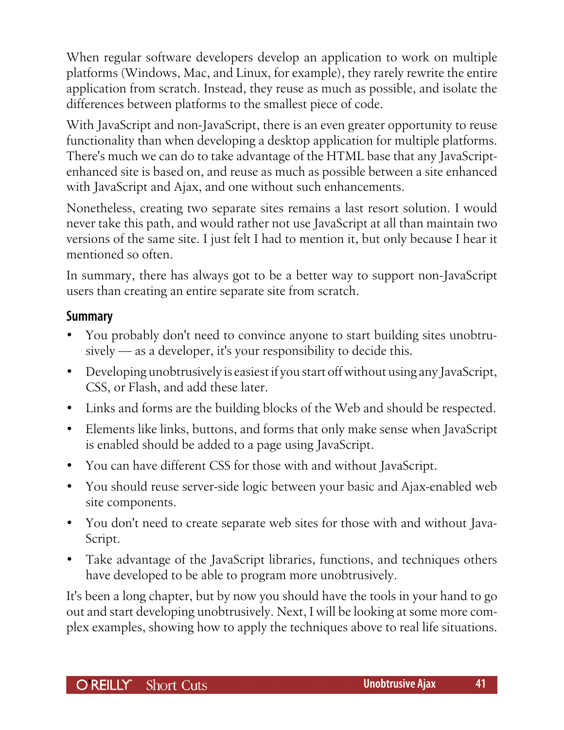When regular software developers develop an application to work on multiple platforms (Windows, Mac, and Linux, for example), they rarely rewrite the entire application from scratch. Instead, they reuse as much as possible, and isolate the differences between platforms to the smallest piece of code.

With JavaScript and non-JavaScript, there is an even greater opportunity to reuse functionality than when developing a desktop application for multiple platforms. There's much we can do to take advantage of the HTML base that any JavaScript-enhanced site is based on, and reuse as much as possible between a site enhanced with JavaScript and Ajax, and one without such enhancements.

Nonetheless, creating two separate sites remains a last resort solution. I would never take this path, and would rather not use JavaScript at all than maintain two versions of the same site. I just felt I had to mention it, but only because I hear it mentioned so often.

In summary, there has always got to be a better way to support non-JavaScript users than creating an entire separate site from scratch.

### Summary

- You probably don't need to convince anyone to start building sites unobtrusively — as a developer, it's your responsibility to decide this.
- Developing unobtrusively is easiest if you start off without using any JavaScript, CSS, or Flash, and add these later.
- Links and forms are the building blocks of the Web and should be respected.
- Elements like links, buttons, and forms that only make sense when JavaScript is enabled should be added to a page using JavaScript.
- You can have different CSS for those with and without JavaScript.
- You should reuse server-side logic between your basic and Ajax-enabled web site components.
- You don't need to create separate web sites for those with and without JavaScript.
- Take advantage of the JavaScript libraries, functions, and techniques others have developed to be able to program more unobtrusively.

It's been a long chapter, but by now you should have the tools in your hand to go out and start developing unobtrusively. Next, I will be looking at some more complex examples, showing how to apply the techniques above to real life situations.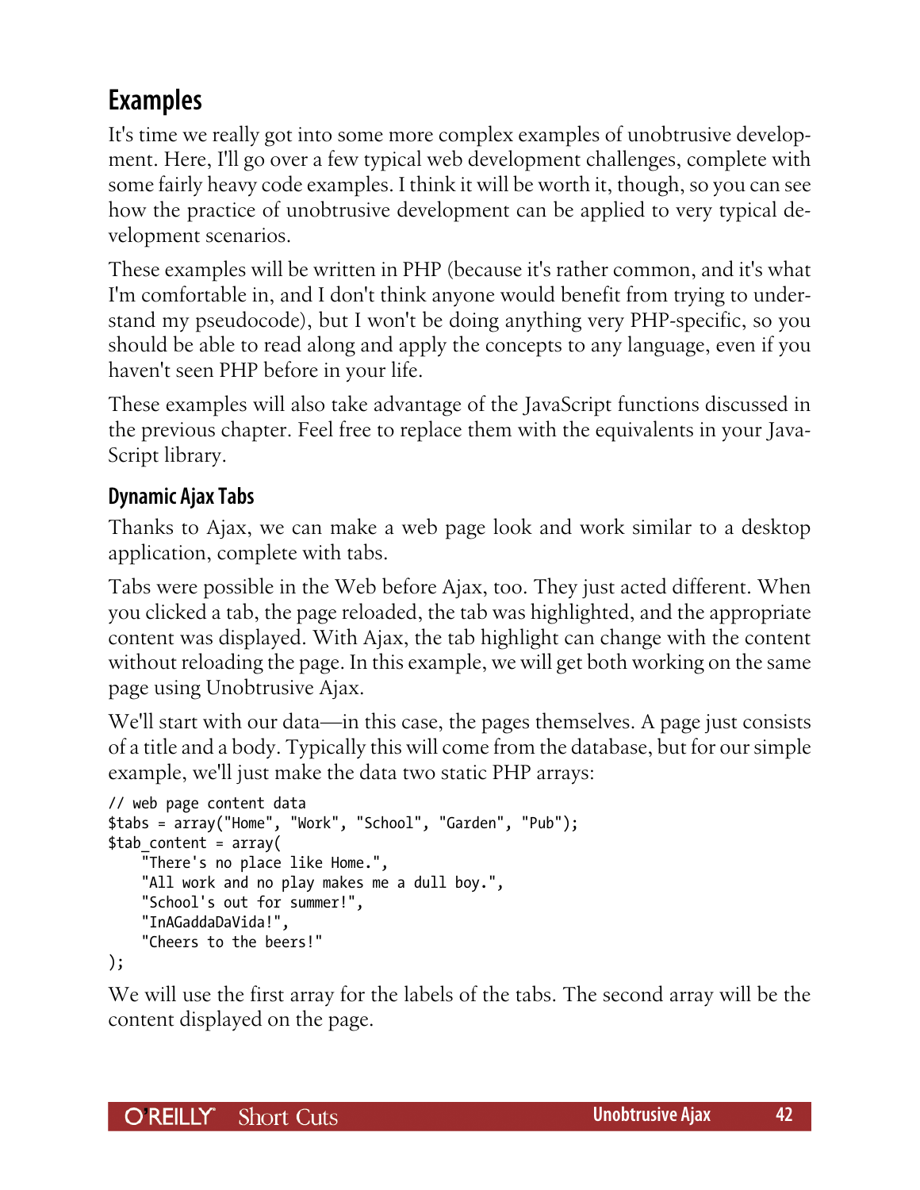## Examples

It's time we really got into some more complex examples of unobtrusive development. Here, I'll go over a few typical web development challenges, complete with some fairly heavy code examples. I think it will be worth it, though, so you can see how the practice of unobtrusive development can be applied to very typical development scenarios.

These examples will be written in PHP (because it's rather common, and it's what I'm comfortable in, and I don't think anyone would benefit from trying to understand my pseudocode), but I won't be doing anything very PHP-specific, so you should be able to read along and apply the concepts to any language, even if you haven't seen PHP before in your life.

These examples will also take advantage of the JavaScript functions discussed in the previous chapter. Feel free to replace them with the equivalents in your JavaScript library.

### Dynamic Ajax Tabs

Thanks to Ajax, we can make a web page look and work similar to a desktop application, complete with tabs.

Tabs were possible in the Web before Ajax, too. They just acted different. When you clicked a tab, the page reloaded, the tab was highlighted, and the appropriate content was displayed. With Ajax, the tab highlight can change with the content without reloading the page. In this example, we will get both working on the same page using Unobtrusive Ajax.

We'll start with our data—in this case, the pages themselves. A page just consists of a title and a body. Typically this will come from the database, but for our simple example, we'll just make the data two static PHP arrays:

```
// web page content data
$tabs = array("Home", "Work", "School", "Garden", "Pub");
$tab_content = array(
    "There's no place like Home.",
    "All work and no play makes me a dull boy.",
    "School's out for summer!",
    "InAGaddaDaVida!",
    "Cheers to the beers!"
);
```

We will use the first array for the labels of the tabs. The second array will be the content displayed on the page.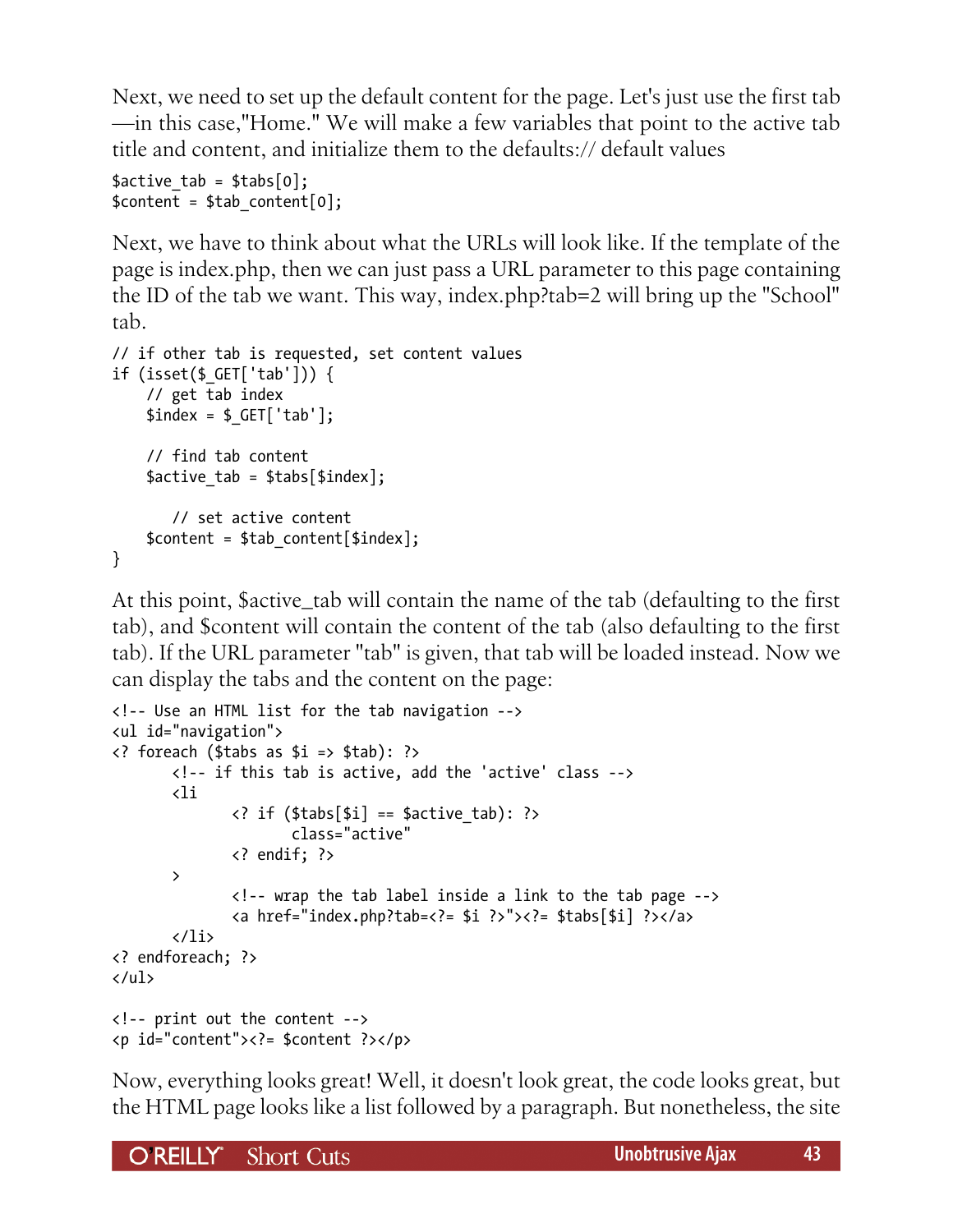Next, we need to set up the default content for the page. Let's just use the first tab —in this case,"Home." We will make a few variables that point to the active tab title and content, and initialize them to the defaults:// default values

```
$active_tab = $tabs[0];
$content = $tab_content[0];
```

Next, we have to think about what the URLs will look like. If the template of the page is index.php, then we can just pass a URL parameter to this page containing the ID of the tab we want. This way, index.php?tab=2 will bring up the "School" tab.

```
// if other tab is requested, set content values
if (isset($_GET['tab'])) {
    // get tab index
    $index = $_GET['tab'];

    // find tab content
    $active_tab = $tabs[$index];

       // set active content
    $content = $tab_content[$index];
}
```

At this point, $active_tab will contain the name of the tab (defaulting to the first tab), and $content will contain the content of the tab (also defaulting to the first tab). If the URL parameter "tab" is given, that tab will be loaded instead. Now we can display the tabs and the content on the page:

```
<!-- Use an HTML list for the tab navigation -->
<ul id="navigation">
<? foreach ($tabs as $i => $tab): ?>
       <!-- if this tab is active, add the 'active' class -->
       <li
              <? if ($tabs[$i] == $active_tab): ?>
                     class="active"
              <? endif; ?>
       >
              <!-- wrap the tab label inside a link to the tab page -->
              <a href="index.php?tab=<?= $i ?>"><?= $tabs[$i] ?></a>
       </li>
<? endforeach; ?>
</ul>

<!-- print out the content -->
<p id="content"><?= $content ?></p>
```

Now, everything looks great! Well, it doesn't look great, the code looks great, but the HTML page looks like a list followed by a paragraph. But nonetheless, the site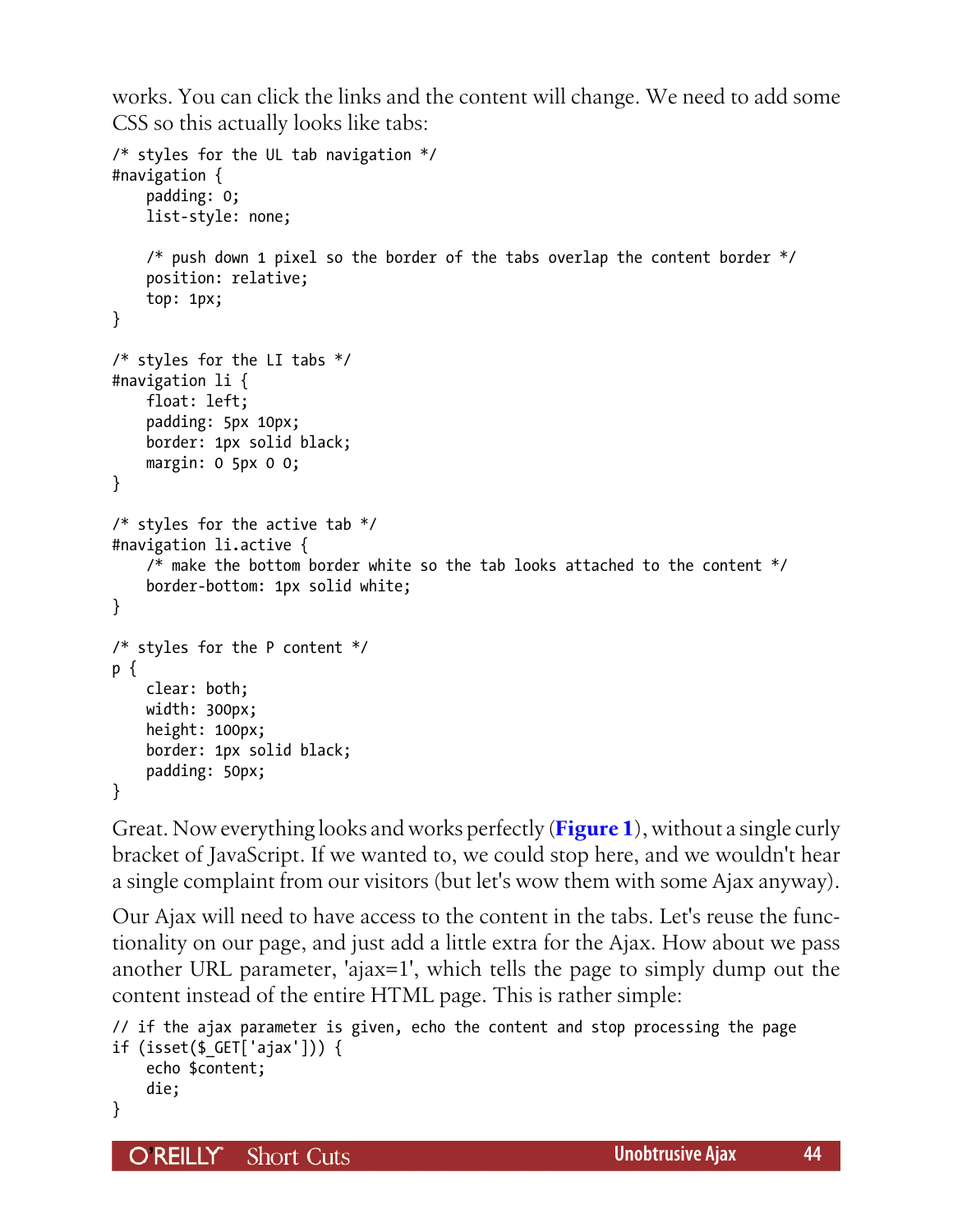works. You can click the links and the content will change. We need to add some CSS so this actually looks like tabs:

```
/* styles for the UL tab navigation */
#navigation {
    padding: 0;
    list-style: none;

    /* push down 1 pixel so the border of the tabs overlap the content border */
    position: relative;
    top: 1px;
}

/* styles for the LI tabs */
#navigation li {
    float: left;
    padding: 5px 10px;
    border: 1px solid black;
    margin: 0 5px 0 0;
}

/* styles for the active tab */
#navigation li.active {
    /* make the bottom border white so the tab looks attached to the content */
    border-bottom: 1px solid white;
}

/* styles for the P content */
p {
    clear: both;
    width: 300px;
    height: 100px;
    border: 1px solid black;
    padding: 50px;
}
```

Great. Now everything looks and works perfectly (**Figure 1**), without a single curly bracket of JavaScript. If we wanted to, we could stop here, and we wouldn't hear a single complaint from our visitors (but let's wow them with some Ajax anyway).

Our Ajax will need to have access to the content in the tabs. Let's reuse the functionality on our page, and just add a little extra for the Ajax. How about we pass another URL parameter, 'ajax=1', which tells the page to simply dump out the content instead of the entire HTML page. This is rather simple:

```
// if the ajax parameter is given, echo the content and stop processing the page
if (isset($_GET['ajax'])) {
    echo $content;
    die;
}
```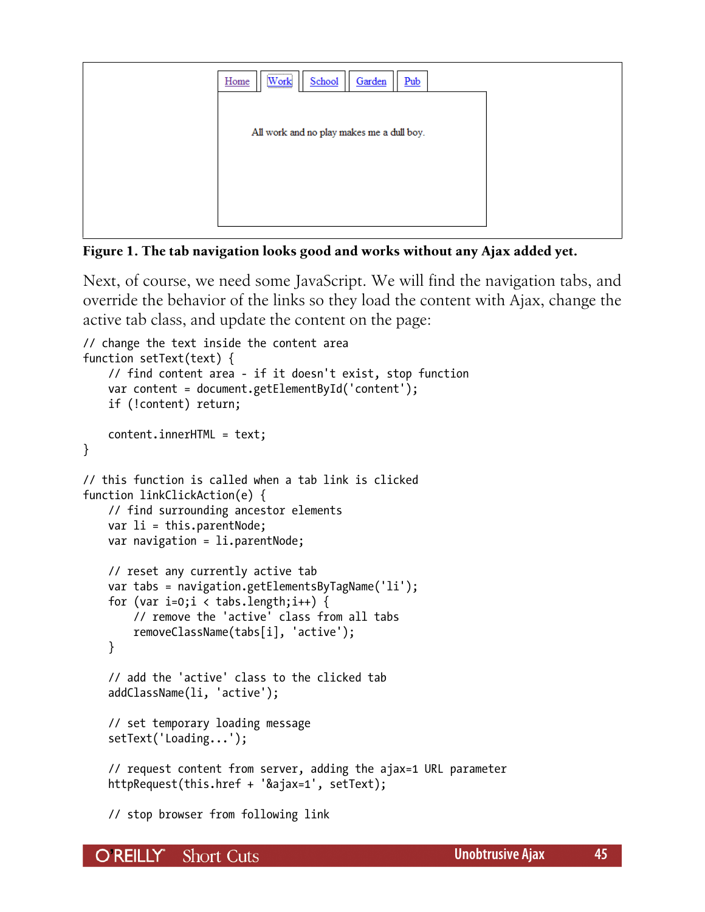**Figure 1. The tab navigation looks good and works without any Ajax added yet.**

Next, of course, we need some JavaScript. We will find the navigation tabs, and override the behavior of the links so they load the content with Ajax, change the active tab class, and update the content on the page:

```
// change the text inside the content area
function setText(text) {
    // find content area - if it doesn't exist, stop function
    var content = document.getElementById('content');
    if (!content) return;

    content.innerHTML = text;
}

// this function is called when a tab link is clicked
function linkClickAction(e) {
    // find surrounding ancestor elements
    var li = this.parentNode;
    var navigation = li.parentNode;

    // reset any currently active tab
    var tabs = navigation.getElementsByTagName('li');
    for (var i=0;i < tabs.length;i++) {
        // remove the 'active' class from all tabs
        removeClassName(tabs[i], 'active');
    }

    // add the 'active' class to the clicked tab
    addClassName(li, 'active');

    // set temporary loading message
    setText('Loading...');

    // request content from server, adding the ajax=1 URL parameter
    httpRequest(this.href + '&ajax=1', setText);

    // stop browser from following link
```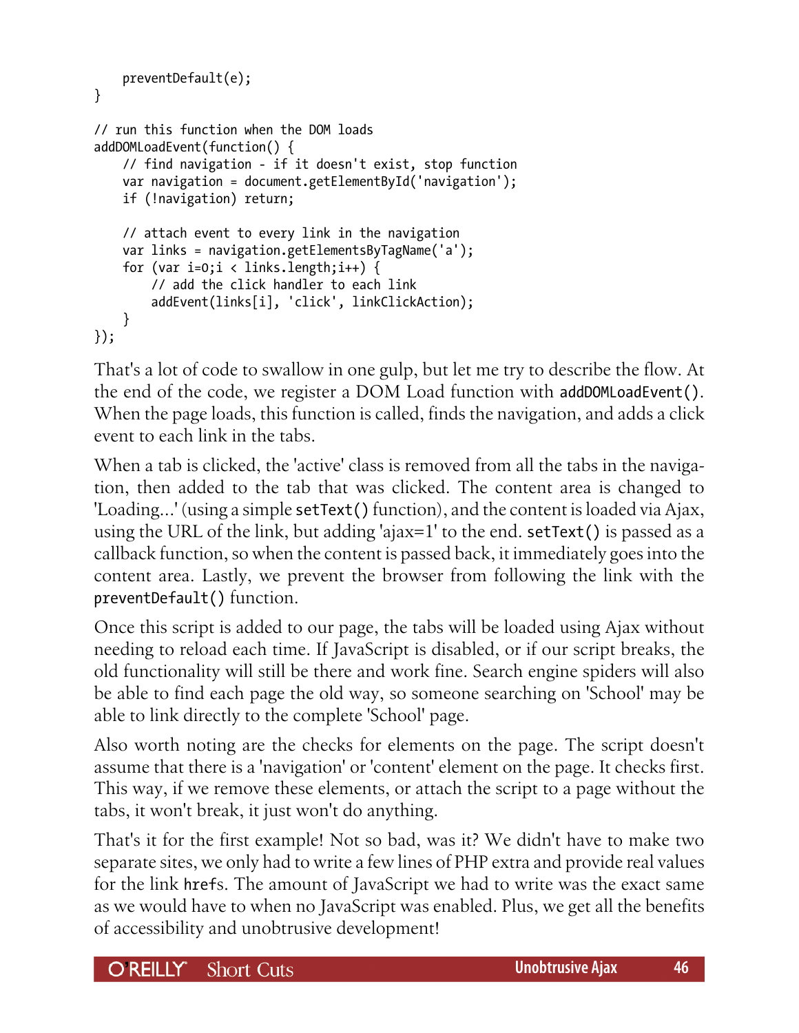```
    preventDefault(e);
}

// run this function when the DOM loads
addDOMLoadEvent(function() {
    // find navigation - if it doesn't exist, stop function
    var navigation = document.getElementById('navigation');
    if (!navigation) return;

    // attach event to every link in the navigation
    var links = navigation.getElementsByTagName('a');
    for (var i=0;i < links.length;i++) {
        // add the click handler to each link
        addEvent(links[i], 'click', linkClickAction);
    }
});
```

That's a lot of code to swallow in one gulp, but let me try to describe the flow. At the end of the code, we register a DOM Load function with `addDOMLoadEvent()`. When the page loads, this function is called, finds the navigation, and adds a click event to each link in the tabs.

When a tab is clicked, the 'active' class is removed from all the tabs in the navigation, then added to the tab that was clicked. The content area is changed to 'Loading...' (using a simple `setText()` function), and the content is loaded via Ajax, using the URL of the link, but adding 'ajax=1' to the end. `setText()` is passed as a callback function, so when the content is passed back, it immediately goes into the content area. Lastly, we prevent the browser from following the link with the `preventDefault()` function.

Once this script is added to our page, the tabs will be loaded using Ajax without needing to reload each time. If JavaScript is disabled, or if our script breaks, the old functionality will still be there and work fine. Search engine spiders will also be able to find each page the old way, so someone searching on 'School' may be able to link directly to the complete 'School' page.

Also worth noting are the checks for elements on the page. The script doesn't assume that there is a 'navigation' or 'content' element on the page. It checks first. This way, if we remove these elements, or attach the script to a page without the tabs, it won't break, it just won't do anything.

That's it for the first example! Not so bad, was it? We didn't have to make two separate sites, we only had to write a few lines of PHP extra and provide real values for the link `href`s. The amount of JavaScript we had to write was the exact same as we would have to when no JavaScript was enabled. Plus, we get all the benefits of accessibility and unobtrusive development!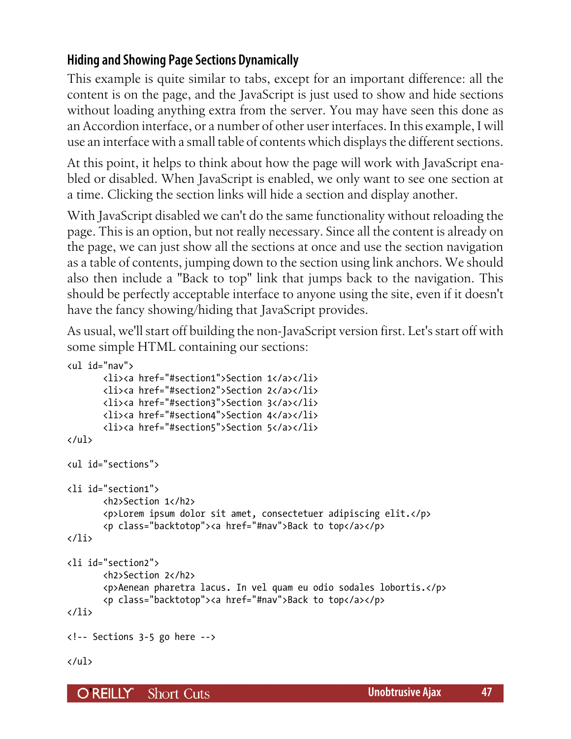### Hiding and Showing Page Sections Dynamically

This example is quite similar to tabs, except for an important difference: all the content is on the page, and the JavaScript is just used to show and hide sections without loading anything extra from the server. You may have seen this done as an Accordion interface, or a number of other user interfaces. In this example, I will use an interface with a small table of contents which displays the different sections.

At this point, it helps to think about how the page will work with JavaScript enabled or disabled. When JavaScript is enabled, we only want to see one section at a time. Clicking the section links will hide a section and display another.

With JavaScript disabled we can't do the same functionality without reloading the page. This is an option, but not really necessary. Since all the content is already on the page, we can just show all the sections at once and use the section navigation as a table of contents, jumping down to the section using link anchors. We should also then include a "Back to top" link that jumps back to the navigation. This should be perfectly acceptable interface to anyone using the site, even if it doesn't have the fancy showing/hiding that JavaScript provides.

As usual, we'll start off building the non-JavaScript version first. Let's start off with some simple HTML containing our sections:

```
<ul id="nav">
	<li><a href="#section1">Section 1</a></li>
	<li><a href="#section2">Section 2</a></li>
	<li><a href="#section3">Section 3</a></li>
	<li><a href="#section4">Section 4</a></li>
	<li><a href="#section5">Section 5</a></li>
</ul>

<ul id="sections">

<li id="section1">
	<h2>Section 1</h2>
	<p>Lorem ipsum dolor sit amet, consectetuer adipiscing elit.</p>
	<p class="backtotop"><a href="#nav">Back to top</a></p>
</li>

<li id="section2">
	<h2>Section 2</h2>
	<p>Aenean pharetra lacus. In vel quam eu odio sodales lobortis.</p>
	<p class="backtotop"><a href="#nav">Back to top</a></p>
</li>

<!-- Sections 3-5 go here -->

</ul>
```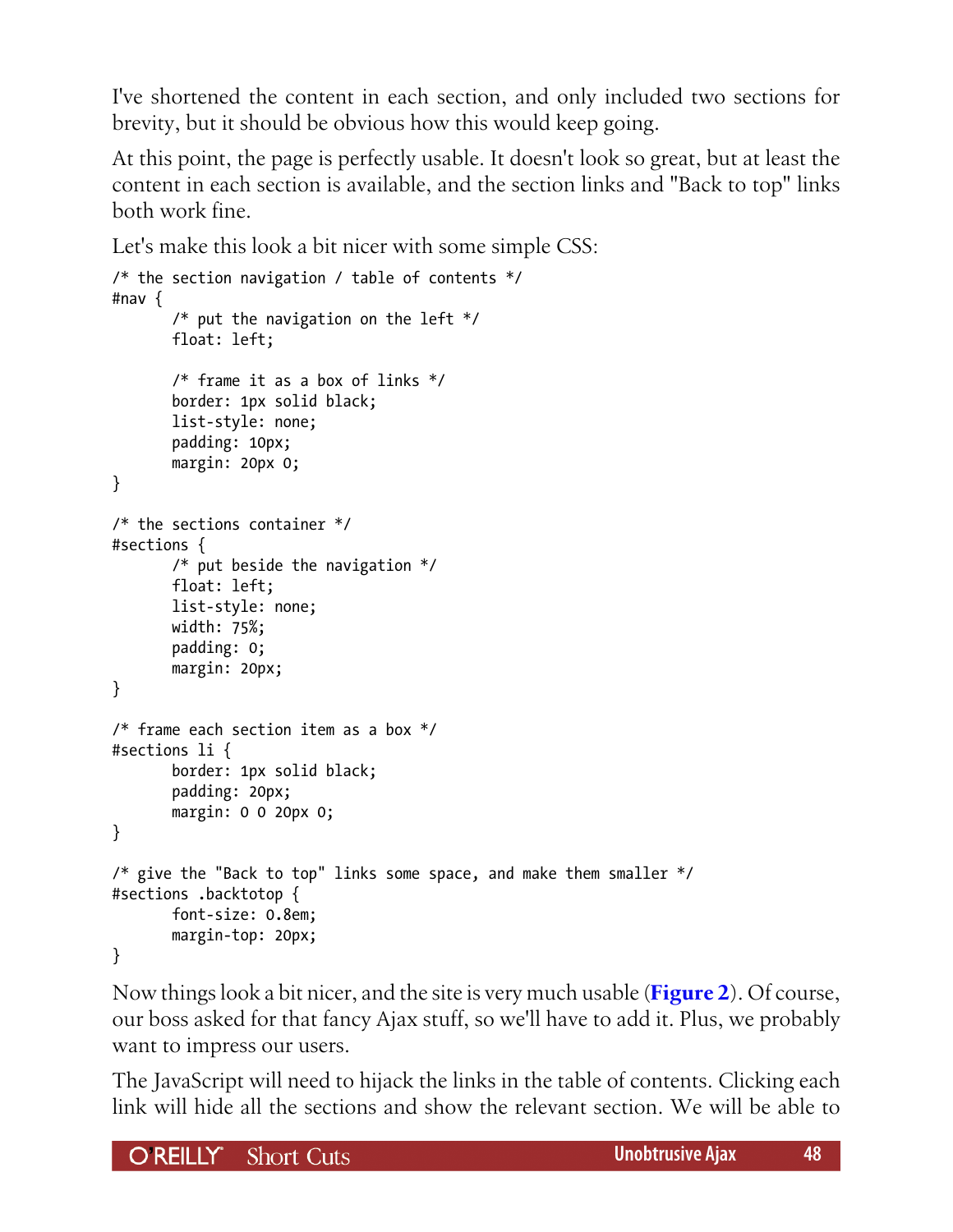I've shortened the content in each section, and only included two sections for brevity, but it should be obvious how this would keep going.

At this point, the page is perfectly usable. It doesn't look so great, but at least the content in each section is available, and the section links and "Back to top" links both work fine.

Let's make this look a bit nicer with some simple CSS:

```
/* the section navigation / table of contents */
#nav {
	/* put the navigation on the left */
	float: left;

	/* frame it as a box of links */
	border: 1px solid black;
	list-style: none;
	padding: 10px;
	margin: 20px 0;
}

/* the sections container */
#sections {
	/* put beside the navigation */
	float: left;
	list-style: none;
	width: 75%;
	padding: 0;
	margin: 20px;
}

/* frame each section item as a box */
#sections li {
	border: 1px solid black;
	padding: 20px;
	margin: 0 0 20px 0;
}

/* give the "Back to top" links some space, and make them smaller */
#sections .backtotop {
	font-size: 0.8em;
	margin-top: 20px;
}
```

Now things look a bit nicer, and the site is very much usable (**Figure 2**). Of course, our boss asked for that fancy Ajax stuff, so we'll have to add it. Plus, we probably want to impress our users.

The JavaScript will need to hijack the links in the table of contents. Clicking each link will hide all the sections and show the relevant section. We will be able to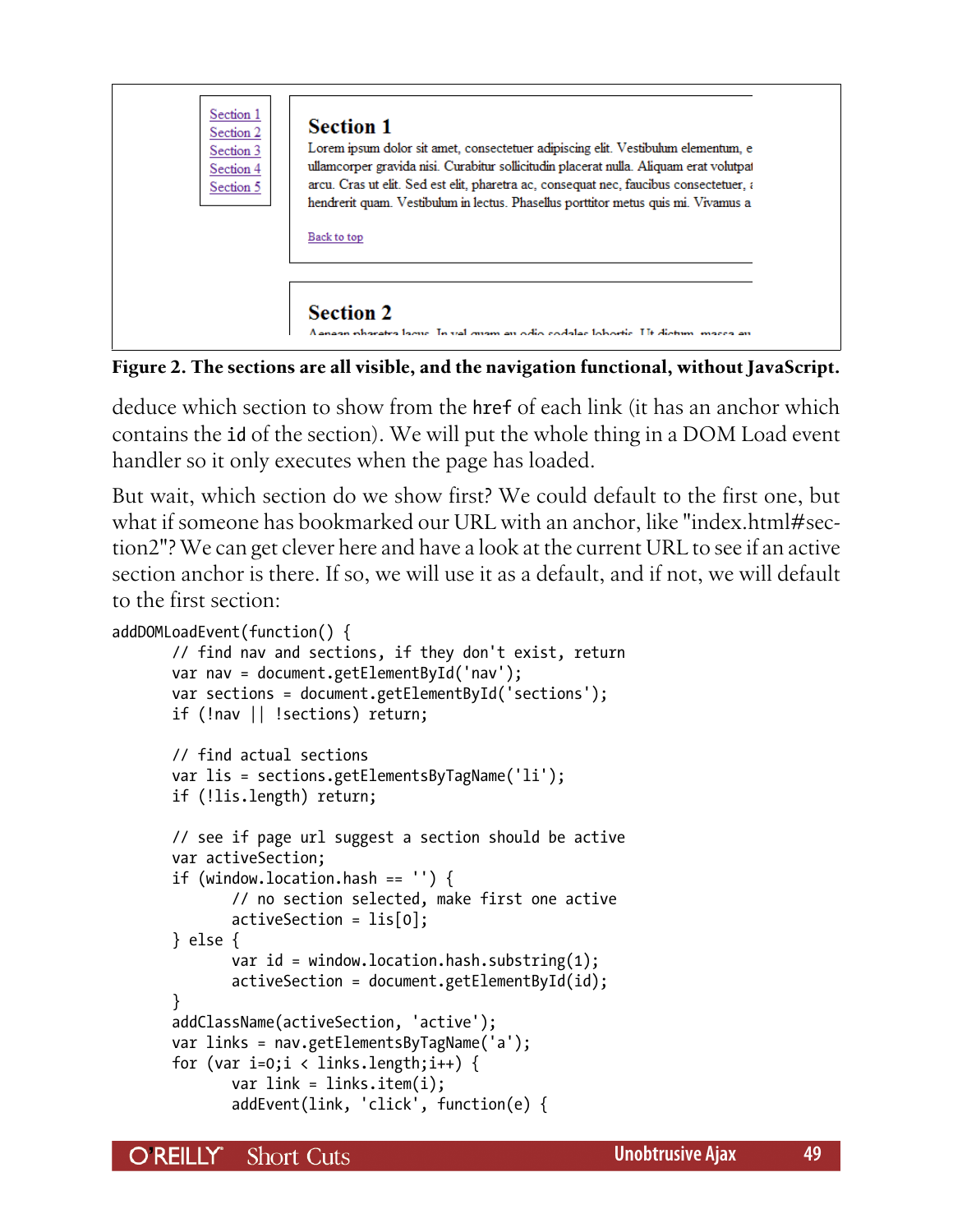**Figure 2. The sections are all visible, and the navigation functional, without JavaScript.**

deduce which section to show from the `href` of each link (it has an anchor which contains the `id` of the section). We will put the whole thing in a DOM Load event handler so it only executes when the page has loaded.

But wait, which section do we show first? We could default to the first one, but what if someone has bookmarked our URL with an anchor, like "index.html#section2"? We can get clever here and have a look at the current URL to see if an active section anchor is there. If so, we will use it as a default, and if not, we will default to the first section:

```
addDOMLoadEvent(function() {
	// find nav and sections, if they don't exist, return
	var nav = document.getElementById('nav');
	var sections = document.getElementById('sections');
	if (!nav || !sections) return;

	// find actual sections
	var lis = sections.getElementsByTagName('li');
	if (!lis.length) return;

	// see if page url suggest a section should be active
	var activeSection;
	if (window.location.hash == '') {
		// no section selected, make first one active
		activeSection = lis[0];
	} else {
		var id = window.location.hash.substring(1);
		activeSection = document.getElementById(id);
	}
	addClassName(activeSection, 'active');
	var links = nav.getElementsByTagName('a');
	for (var i=0;i < links.length;i++) {
		var link = links.item(i);
		addEvent(link, 'click', function(e) {
```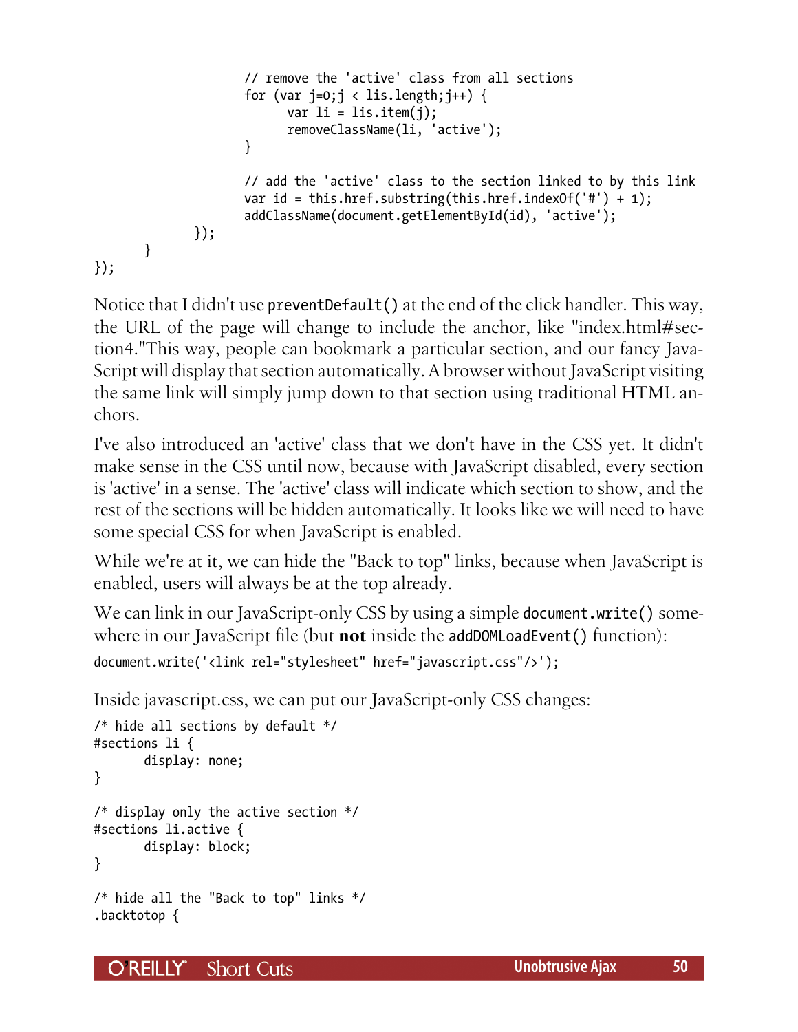```
                    // remove the 'active' class from all sections
                    for (var j=0;j < lis.length;j++) {
                        var li = lis.item(j);
                        removeClassName(li, 'active');
                    }

                    // add the 'active' class to the section linked to by this link
                    var id = this.href.substring(this.href.indexOf('#') + 1);
                    addClassName(document.getElementById(id), 'active');
            });
        }
});
```

Notice that I didn't use `preventDefault()` at the end of the click handler. This way, the URL of the page will change to include the anchor, like "index.html#section4."This way, people can bookmark a particular section, and our fancy JavaScript will display that section automatically. A browser without JavaScript visiting the same link will simply jump down to that section using traditional HTML anchors.

I've also introduced an 'active' class that we don't have in the CSS yet. It didn't make sense in the CSS until now, because with JavaScript disabled, every section is 'active' in a sense. The 'active' class will indicate which section to show, and the rest of the sections will be hidden automatically. It looks like we will need to have some special CSS for when JavaScript is enabled.

While we're at it, we can hide the "Back to top" links, because when JavaScript is enabled, users will always be at the top already.

We can link in our JavaScript-only CSS by using a simple `document.write()` somewhere in our JavaScript file (but **not** inside the `addDOMLoadEvent()` function):

```
document.write('<link rel="stylesheet" href="javascript.css"/>');
```

Inside javascript.css, we can put our JavaScript-only CSS changes:

```
/* hide all sections by default */
#sections li {
        display: none;
}

/* display only the active section */
#sections li.active {
        display: block;
}

/* hide all the "Back to top" links */
.backtotop {
```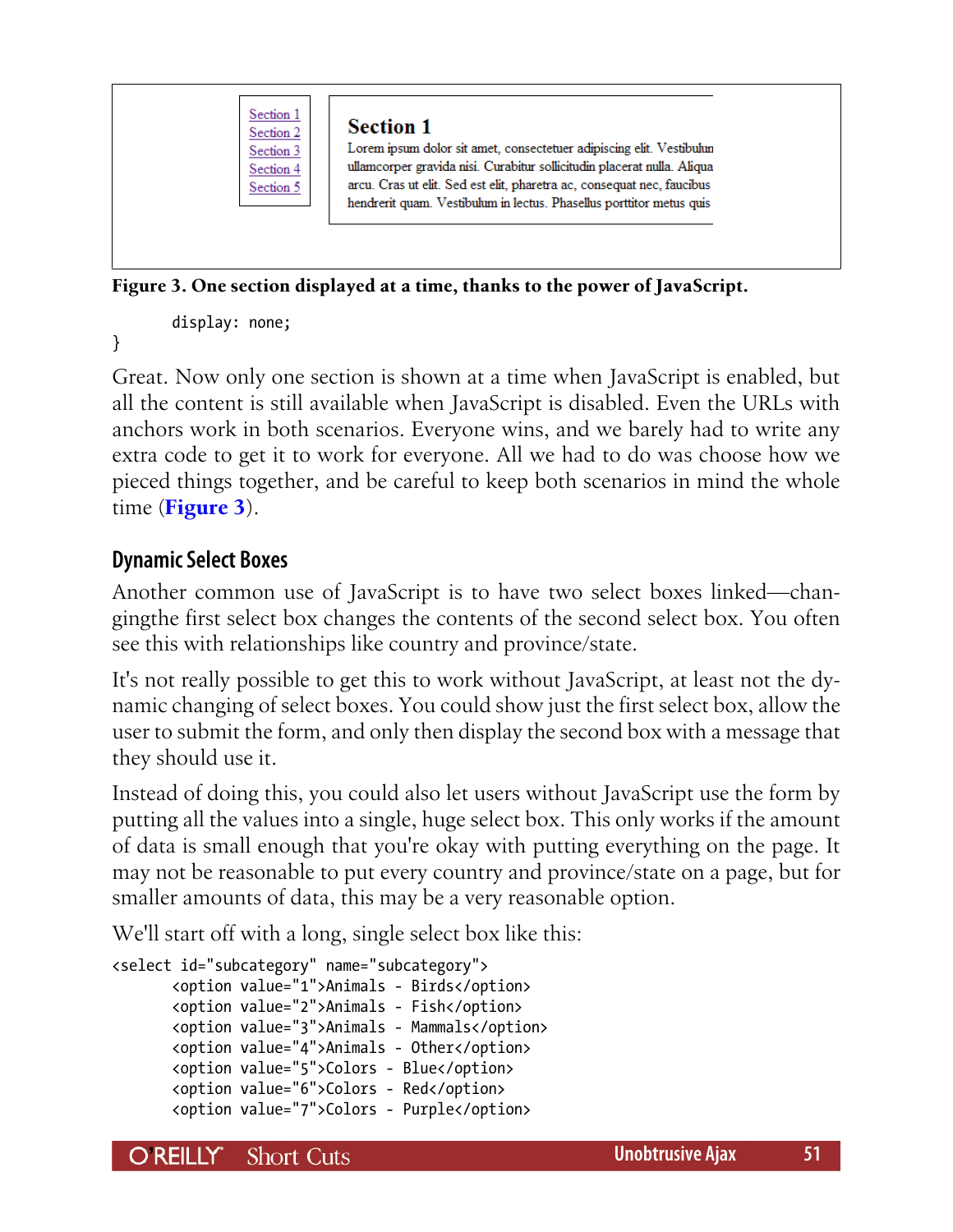Figure 3. One section displayed at a time, thanks to the power of JavaScript.

```
    display: none;
}
```

Great. Now only one section is shown at a time when JavaScript is enabled, but all the content is still available when JavaScript is disabled. Even the URLs with anchors work in both scenarios. Everyone wins, and we barely had to write any extra code to get it to work for everyone. All we had to do was choose how we pieced things together, and be careful to keep both scenarios in mind the whole time (**Figure 3**).

## Dynamic Select Boxes

Another common use of JavaScript is to have two select boxes linked—changingthe first select box changes the contents of the second select box. You often see this with relationships like country and province/state.

It's not really possible to get this to work without JavaScript, at least not the dynamic changing of select boxes. You could show just the first select box, allow the user to submit the form, and only then display the second box with a message that they should use it.

Instead of doing this, you could also let users without JavaScript use the form by putting all the values into a single, huge select box. This only works if the amount of data is small enough that you're okay with putting everything on the page. It may not be reasonable to put every country and province/state on a page, but for smaller amounts of data, this may be a very reasonable option.

We'll start off with a long, single select box like this:

```
<select id="subcategory" name="subcategory">
    <option value="1">Animals - Birds</option>
    <option value="2">Animals - Fish</option>
    <option value="3">Animals - Mammals</option>
    <option value="4">Animals - Other</option>
    <option value="5">Colors - Blue</option>
    <option value="6">Colors - Red</option>
    <option value="7">Colors - Purple</option>
```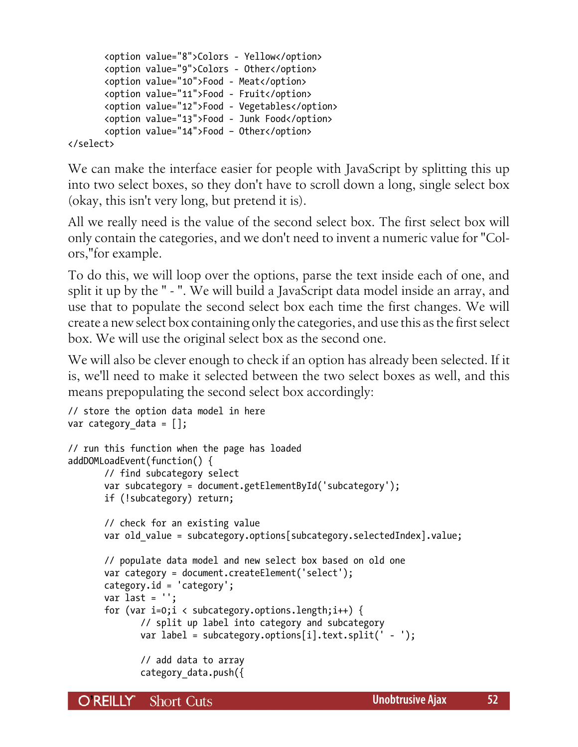```
        <option value="8">Colors - Yellow</option>
        <option value="9">Colors - Other</option>
        <option value="10">Food - Meat</option>
        <option value="11">Food - Fruit</option>
        <option value="12">Food - Vegetables</option>
        <option value="13">Food - Junk Food</option>
        <option value="14">Food – Other</option>
</select>
```

We can make the interface easier for people with JavaScript by splitting this up into two select boxes, so they don't have to scroll down a long, single select box (okay, this isn't very long, but pretend it is).

All we really need is the value of the second select box. The first select box will only contain the categories, and we don't need to invent a numeric value for "Colors,"for example.

To do this, we will loop over the options, parse the text inside each of one, and split it up by the " - ". We will build a JavaScript data model inside an array, and use that to populate the second select box each time the first changes. We will create a new select box containing only the categories, and use this as the first select box. We will use the original select box as the second one.

We will also be clever enough to check if an option has already been selected. If it is, we'll need to make it selected between the two select boxes as well, and this means prepopulating the second select box accordingly:

```
// store the option data model in here
var category_data = [];

// run this function when the page has loaded
addDOMLoadEvent(function() {
        // find subcategory select
        var subcategory = document.getElementById('subcategory');
        if (!subcategory) return;

        // check for an existing value
        var old_value = subcategory.options[subcategory.selectedIndex].value;

        // populate data model and new select box based on old one
        var category = document.createElement('select');
        category.id = 'category';
        var last = '';
        for (var i=0;i < subcategory.options.length;i++) {
                // split up label into category and subcategory
                var label = subcategory.options[i].text.split(' - ');

                // add data to array
                category_data.push({
```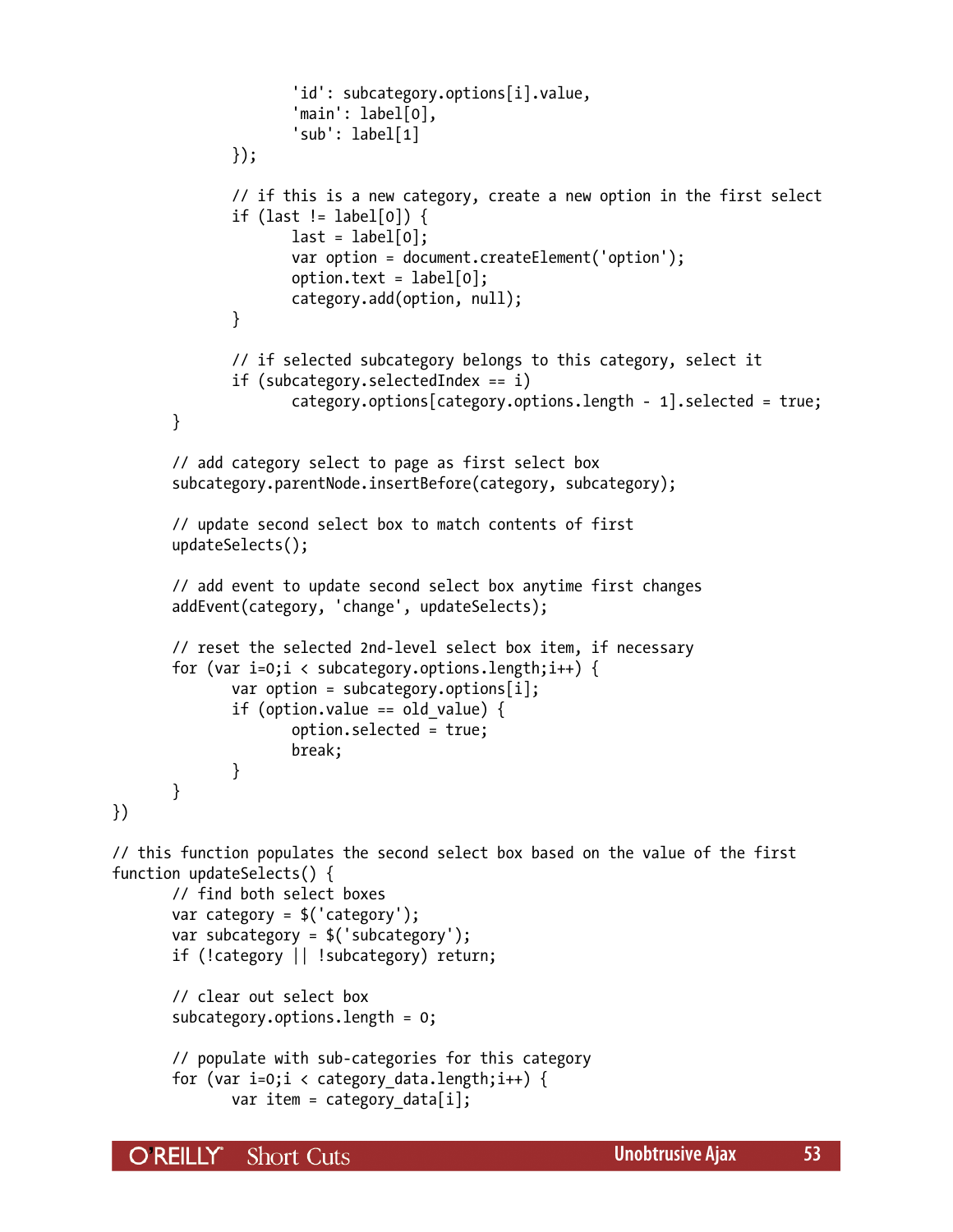```
				'id': subcategory.options[i].value,
				'main': label[0],
				'sub': label[1]
			});

			// if this is a new category, create a new option in the first select
			if (last != label[0]) {
				last = label[0];
				var option = document.createElement('option');
				option.text = label[0];
				category.add(option, null);
			}

			// if selected subcategory belongs to this category, select it
			if (subcategory.selectedIndex == i)
				category.options[category.options.length - 1].selected = true;
		}

		// add category select to page as first select box
		subcategory.parentNode.insertBefore(category, subcategory);

		// update second select box to match contents of first
		updateSelects();

		// add event to update second select box anytime first changes
		addEvent(category, 'change', updateSelects);

		// reset the selected 2nd-level select box item, if necessary
		for (var i=0;i < subcategory.options.length;i++) {
			var option = subcategory.options[i];
			if (option.value == old_value) {
				option.selected = true;
				break;
			}
		}
})

// this function populates the second select box based on the value of the first
function updateSelects() {
		// find both select boxes
		var category = $('category');
		var subcategory = $('subcategory');
		if (!category || !subcategory) return;

		// clear out select box
		subcategory.options.length = 0;

		// populate with sub-categories for this category
		for (var i=0;i < category_data.length;i++) {
			var item = category_data[i];
```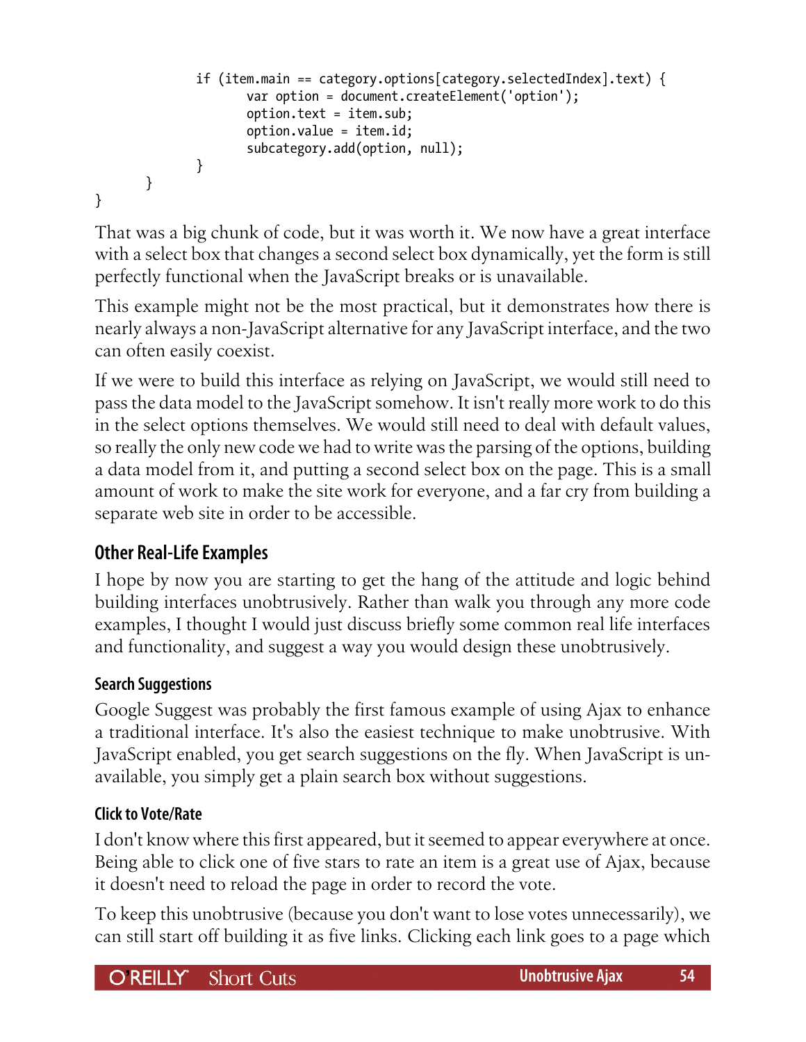```
            if (item.main == category.options[category.selectedIndex].text) {
                  var option = document.createElement('option');
                  option.text = item.sub;
                  option.value = item.id;
                  subcategory.add(option, null);
            }
      }
}
```

That was a big chunk of code, but it was worth it. We now have a great interface with a select box that changes a second select box dynamically, yet the form is still perfectly functional when the JavaScript breaks or is unavailable.

This example might not be the most practical, but it demonstrates how there is nearly always a non-JavaScript alternative for any JavaScript interface, and the two can often easily coexist.

If we were to build this interface as relying on JavaScript, we would still need to pass the data model to the JavaScript somehow. It isn't really more work to do this in the select options themselves. We would still need to deal with default values, so really the only new code we had to write was the parsing of the options, building a data model from it, and putting a second select box on the page. This is a small amount of work to make the site work for everyone, and a far cry from building a separate web site in order to be accessible.

## Other Real-Life Examples

I hope by now you are starting to get the hang of the attitude and logic behind building interfaces unobtrusively. Rather than walk you through any more code examples, I thought I would just discuss briefly some common real life interfaces and functionality, and suggest a way you would design these unobtrusively.

### Search Suggestions

Google Suggest was probably the first famous example of using Ajax to enhance a traditional interface. It's also the easiest technique to make unobtrusive. With JavaScript enabled, you get search suggestions on the fly. When JavaScript is unavailable, you simply get a plain search box without suggestions.

### Click to Vote/Rate

I don't know where this first appeared, but it seemed to appear everywhere at once. Being able to click one of five stars to rate an item is a great use of Ajax, because it doesn't need to reload the page in order to record the vote.

To keep this unobtrusive (because you don't want to lose votes unnecessarily), we can still start off building it as five links. Clicking each link goes to a page which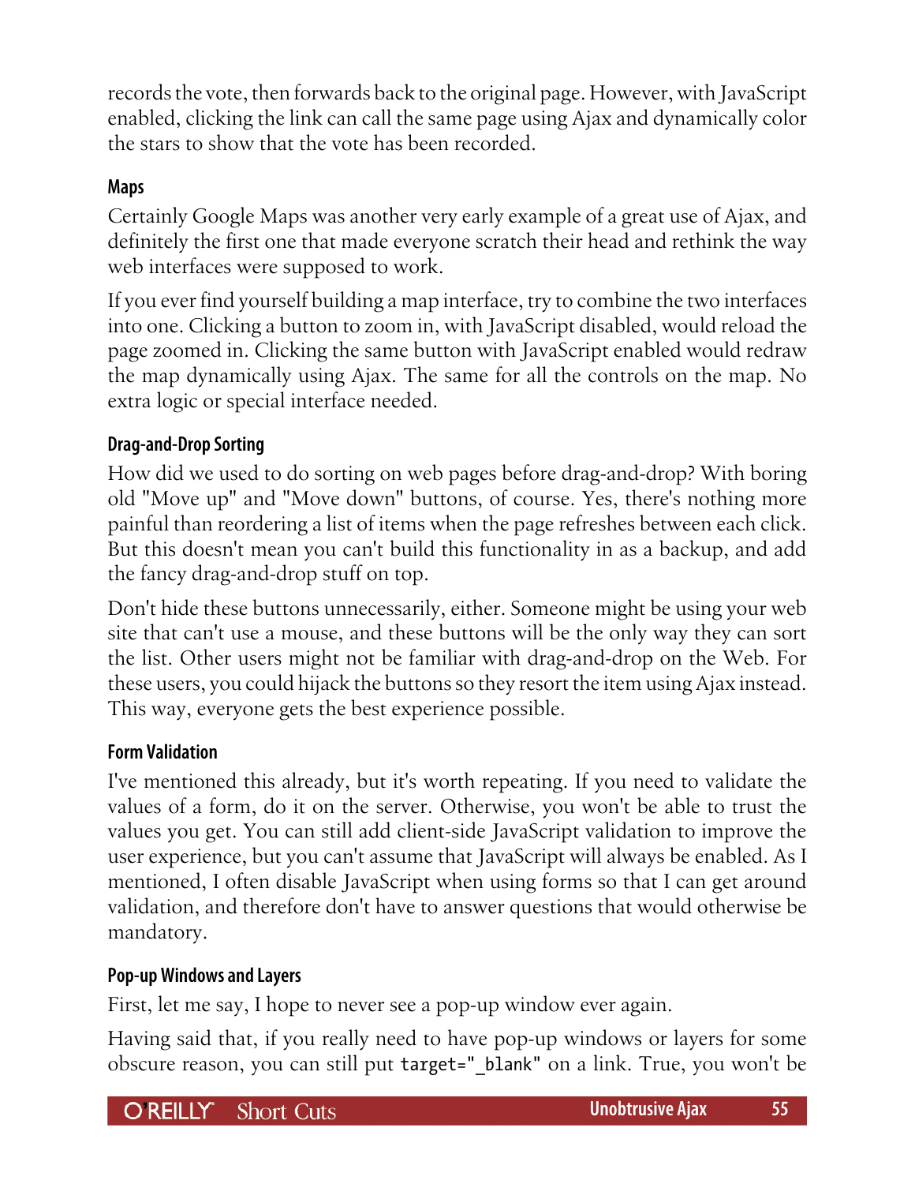records the vote, then forwards back to the original page. However, with JavaScript enabled, clicking the link can call the same page using Ajax and dynamically color the stars to show that the vote has been recorded.

### Maps

Certainly Google Maps was another very early example of a great use of Ajax, and definitely the first one that made everyone scratch their head and rethink the way web interfaces were supposed to work.

If you ever find yourself building a map interface, try to combine the two interfaces into one. Clicking a button to zoom in, with JavaScript disabled, would reload the page zoomed in. Clicking the same button with JavaScript enabled would redraw the map dynamically using Ajax. The same for all the controls on the map. No extra logic or special interface needed.

### Drag-and-Drop Sorting

How did we used to do sorting on web pages before drag-and-drop? With boring old "Move up" and "Move down" buttons, of course. Yes, there's nothing more painful than reordering a list of items when the page refreshes between each click. But this doesn't mean you can't build this functionality in as a backup, and add the fancy drag-and-drop stuff on top.

Don't hide these buttons unnecessarily, either. Someone might be using your web site that can't use a mouse, and these buttons will be the only way they can sort the list. Other users might not be familiar with drag-and-drop on the Web. For these users, you could hijack the buttons so they resort the item using Ajax instead. This way, everyone gets the best experience possible.

### Form Validation

I've mentioned this already, but it's worth repeating. If you need to validate the values of a form, do it on the server. Otherwise, you won't be able to trust the values you get. You can still add client-side JavaScript validation to improve the user experience, but you can't assume that JavaScript will always be enabled. As I mentioned, I often disable JavaScript when using forms so that I can get around validation, and therefore don't have to answer questions that would otherwise be mandatory.

### Pop-up Windows and Layers

First, let me say, I hope to never see a pop-up window ever again.

Having said that, if you really need to have pop-up windows or layers for some obscure reason, you can still put `target="_blank"` on a link. True, you won't be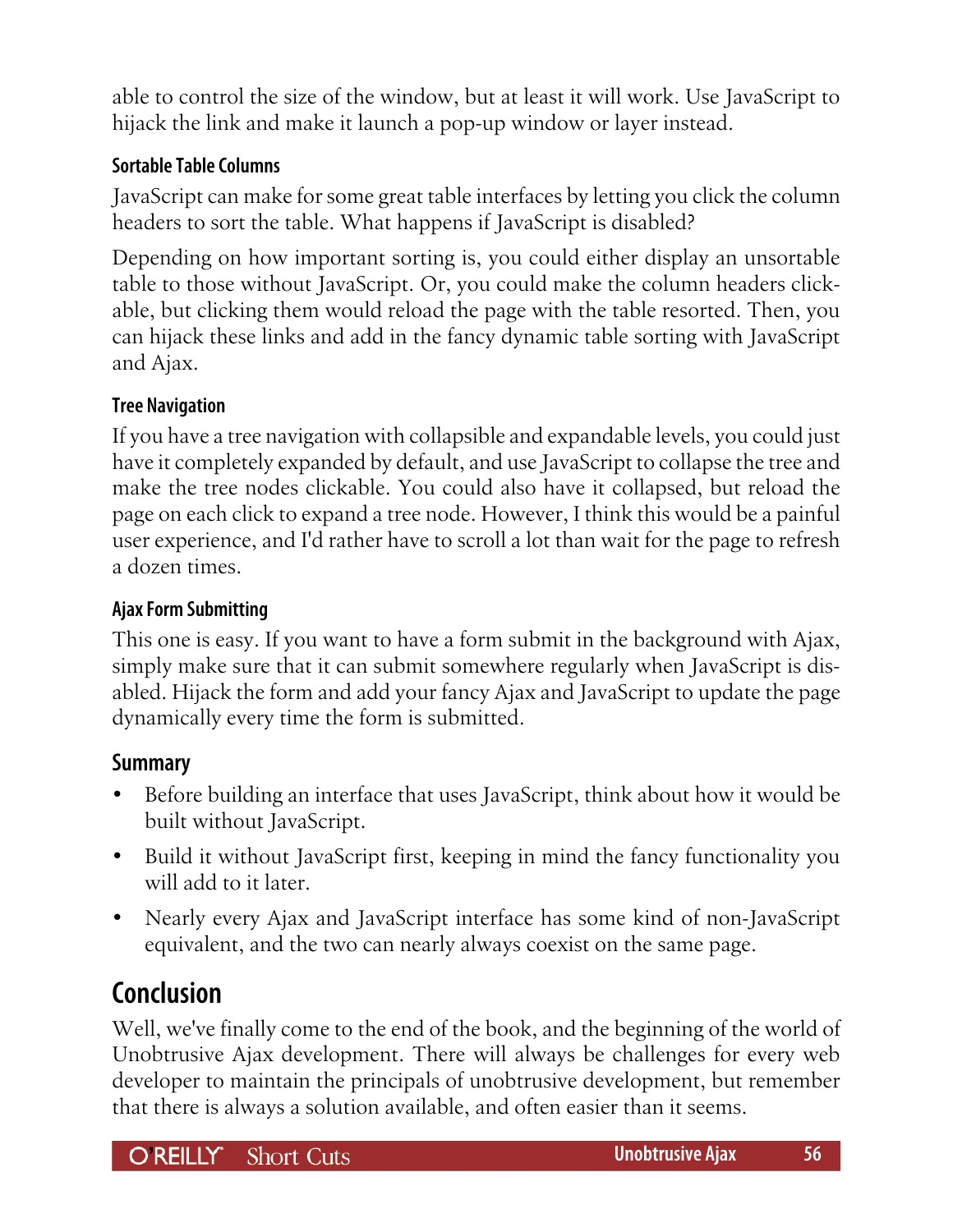able to control the size of the window, but at least it will work. Use JavaScript to hijack the link and make it launch a pop-up window or layer instead.

#### Sortable Table Columns

JavaScript can make for some great table interfaces by letting you click the column headers to sort the table. What happens if JavaScript is disabled?

Depending on how important sorting is, you could either display an unsortable table to those without JavaScript. Or, you could make the column headers clickable, but clicking them would reload the page with the table resorted. Then, you can hijack these links and add in the fancy dynamic table sorting with JavaScript and Ajax.

#### Tree Navigation

If you have a tree navigation with collapsible and expandable levels, you could just have it completely expanded by default, and use JavaScript to collapse the tree and make the tree nodes clickable. You could also have it collapsed, but reload the page on each click to expand a tree node. However, I think this would be a painful user experience, and I'd rather have to scroll a lot than wait for the page to refresh a dozen times.

#### Ajax Form Submitting

This one is easy. If you want to have a form submit in the background with Ajax, simply make sure that it can submit somewhere regularly when JavaScript is disabled. Hijack the form and add your fancy Ajax and JavaScript to update the page dynamically every time the form is submitted.

### Summary

- Before building an interface that uses JavaScript, think about how it would be built without JavaScript.
- Build it without JavaScript first, keeping in mind the fancy functionality you will add to it later.
- Nearly every Ajax and JavaScript interface has some kind of non-JavaScript equivalent, and the two can nearly always coexist on the same page.

## Conclusion

Well, we've finally come to the end of the book, and the beginning of the world of Unobtrusive Ajax development. There will always be challenges for every web developer to maintain the principals of unobtrusive development, but remember that there is always a solution available, and often easier than it seems.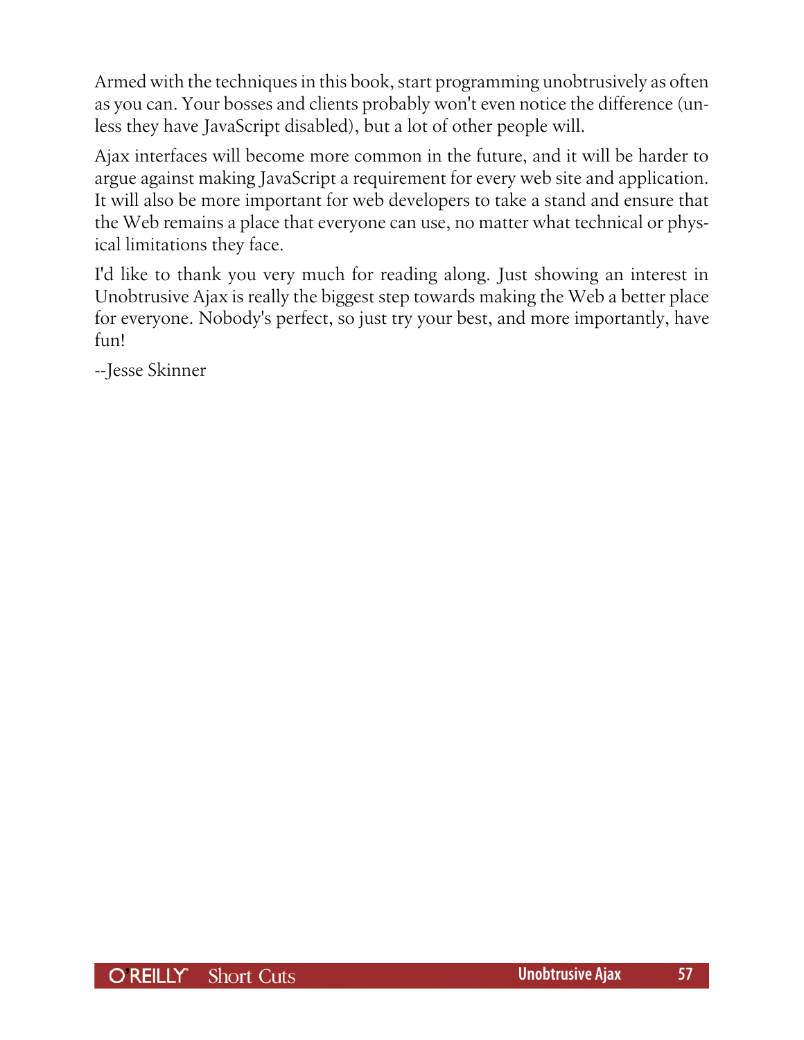Armed with the techniques in this book, start programming unobtrusively as often as you can. Your bosses and clients probably won't even notice the difference (unless they have JavaScript disabled), but a lot of other people will.

Ajax interfaces will become more common in the future, and it will be harder to argue against making JavaScript a requirement for every web site and application. It will also be more important for web developers to take a stand and ensure that the Web remains a place that everyone can use, no matter what technical or physical limitations they face.

I'd like to thank you very much for reading along. Just showing an interest in Unobtrusive Ajax is really the biggest step towards making the Web a better place for everyone. Nobody's perfect, so just try your best, and more importantly, have fun!

--Jesse Skinner